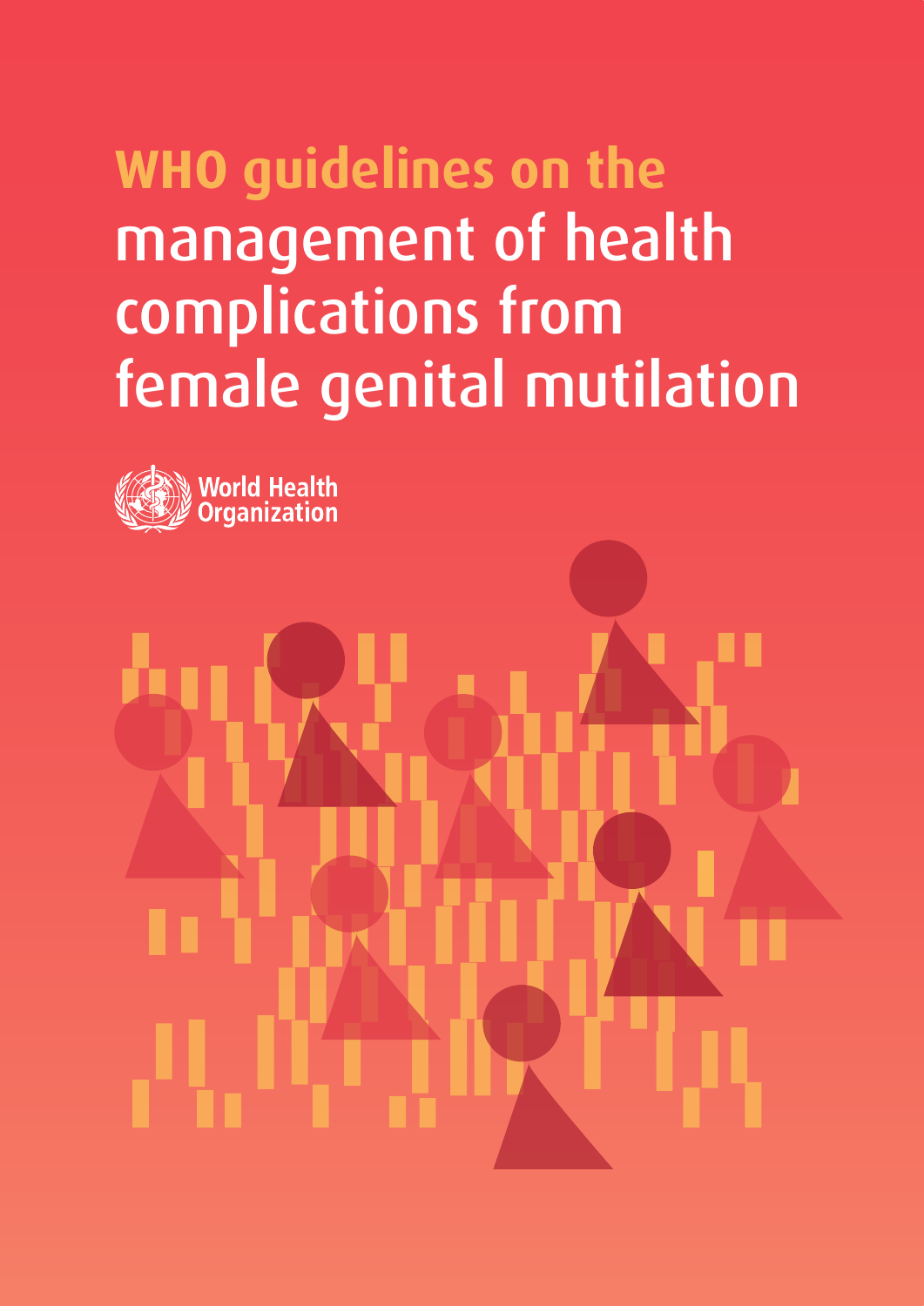# WHO guidelines on the management of health complications from female genital mutilation

World Health Organization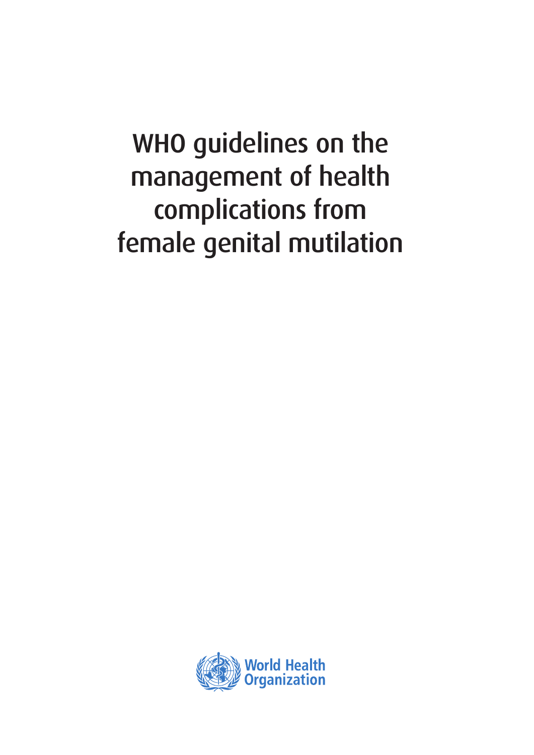# WHO guidelines on the management of health complications from female genital mutilation

World Health Organization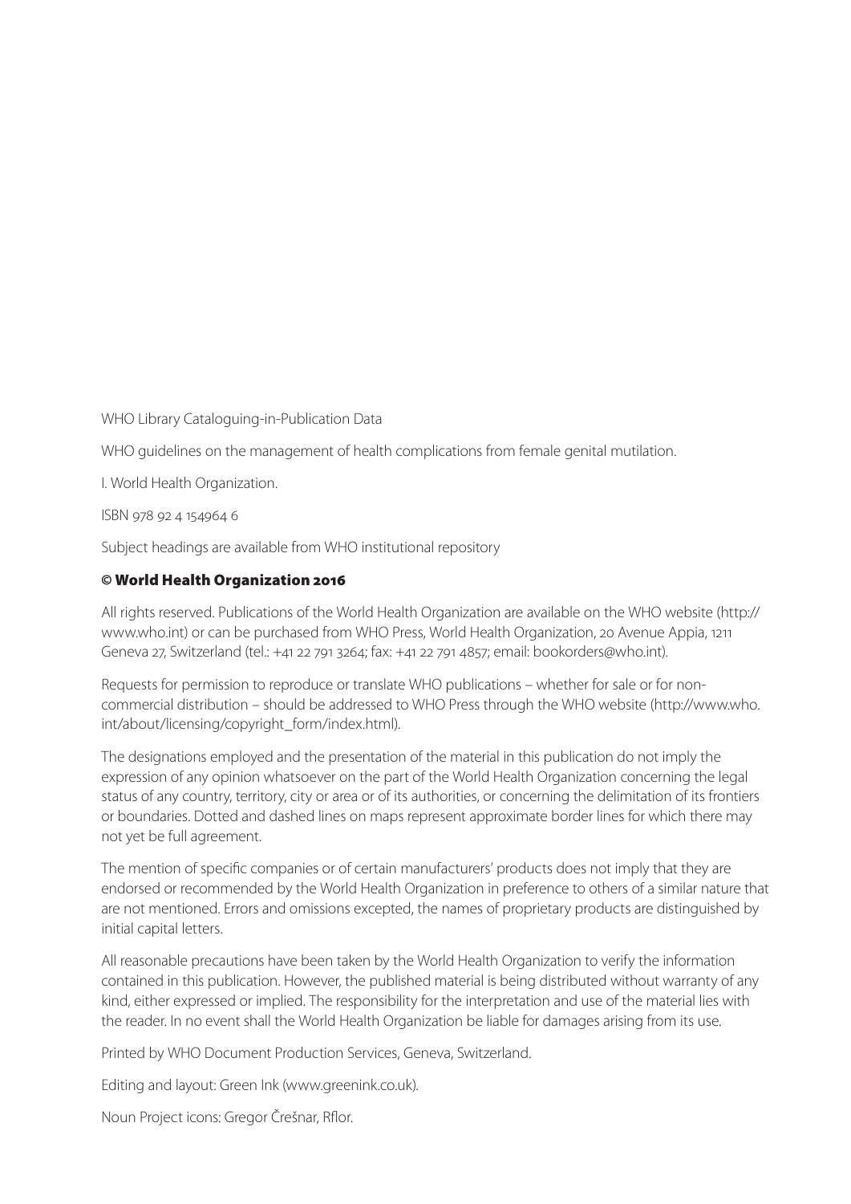WHO Library Cataloguing-in-Publication Data

WHO guidelines on the management of health complications from female genital mutilation.

I. World Health Organization.

ISBN 978 92 4 154964 6

Subject headings are available from WHO institutional repository

**© World Health Organization 2016**

All rights reserved. Publications of the World Health Organization are available on the WHO website (http://www.who.int) or can be purchased from WHO Press, World Health Organization, 20 Avenue Appia, 1211 Geneva 27, Switzerland (tel.: +41 22 791 3264; fax: +41 22 791 4857; email: bookorders@who.int).

Requests for permission to reproduce or translate WHO publications – whether for sale or for non-commercial distribution – should be addressed to WHO Press through the WHO website (http://www.who.int/about/licensing/copyright_form/index.html).

The designations employed and the presentation of the material in this publication do not imply the expression of any opinion whatsoever on the part of the World Health Organization concerning the legal status of any country, territory, city or area or of its authorities, or concerning the delimitation of its frontiers or boundaries. Dotted and dashed lines on maps represent approximate border lines for which there may not yet be full agreement.

The mention of specific companies or of certain manufacturers' products does not imply that they are endorsed or recommended by the World Health Organization in preference to others of a similar nature that are not mentioned. Errors and omissions excepted, the names of proprietary products are distinguished by initial capital letters.

All reasonable precautions have been taken by the World Health Organization to verify the information contained in this publication. However, the published material is being distributed without warranty of any kind, either expressed or implied. The responsibility for the interpretation and use of the material lies with the reader. In no event shall the World Health Organization be liable for damages arising from its use.

Printed by WHO Document Production Services, Geneva, Switzerland.

Editing and layout: Green Ink (www.greenink.co.uk).

Noun Project icons: Gregor Črešnar, Rflor.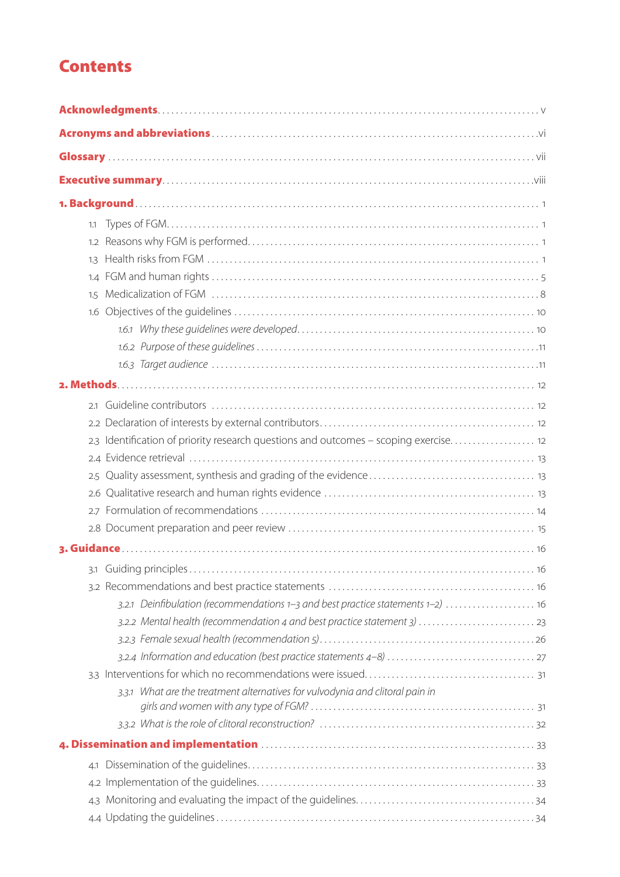# Contents

**Acknowledgments** .......... v

**Acronyms and abbreviations** .......... vi

**Glossary** .......... vii

**Executive summary** .......... viii

**1. Background** .......... 1

- 1.1 Types of FGM .......... 1
- 1.2 Reasons why FGM is performed .......... 1
- 1.3 Health risks from FGM .......... 1
- 1.4 FGM and human rights .......... 5
- 1.5 Medicalization of FGM .......... 8
- 1.6 Objectives of the guidelines .......... 10
  - *1.6.1 Why these guidelines were developed* .......... 10
  - *1.6.2 Purpose of these guidelines* .......... 11
  - *1.6.3 Target audience* .......... 11

**2. Methods** .......... 12

- 2.1 Guideline contributors .......... 12
- 2.2 Declaration of interests by external contributors .......... 12
- 2.3 Identification of priority research questions and outcomes – scoping exercise .......... 12
- 2.4 Evidence retrieval .......... 13
- 2.5 Quality assessment, synthesis and grading of the evidence .......... 13
- 2.6 Qualitative research and human rights evidence .......... 13
- 2.7 Formulation of recommendations .......... 14
- 2.8 Document preparation and peer review .......... 15

**3. Guidance** .......... 16

- 3.1 Guiding principles .......... 16
- 3.2 Recommendations and best practice statements .......... 16
  - *3.2.1 Deinfibulation (recommendations 1–3 and best practice statements 1–2)* .......... 16
  - *3.2.2 Mental health (recommendation 4 and best practice statement 3)* .......... 23
  - *3.2.3 Female sexual health (recommendation 5)* .......... 26
  - *3.2.4 Information and education (best practice statements 4–8)* .......... 27
- 3.3 Interventions for which no recommendations were issued .......... 31
  - *3.3.1 What are the treatment alternatives for vulvodynia and clitoral pain in girls and women with any type of FGM?* .......... 31
  - *3.3.2 What is the role of clitoral reconstruction?* .......... 32

**4. Dissemination and implementation** .......... 33

- 4.1 Dissemination of the guidelines .......... 33
- 4.2 Implementation of the guidelines .......... 33
- 4.3 Monitoring and evaluating the impact of the guidelines .......... 34
- 4.4 Updating the guidelines .......... 34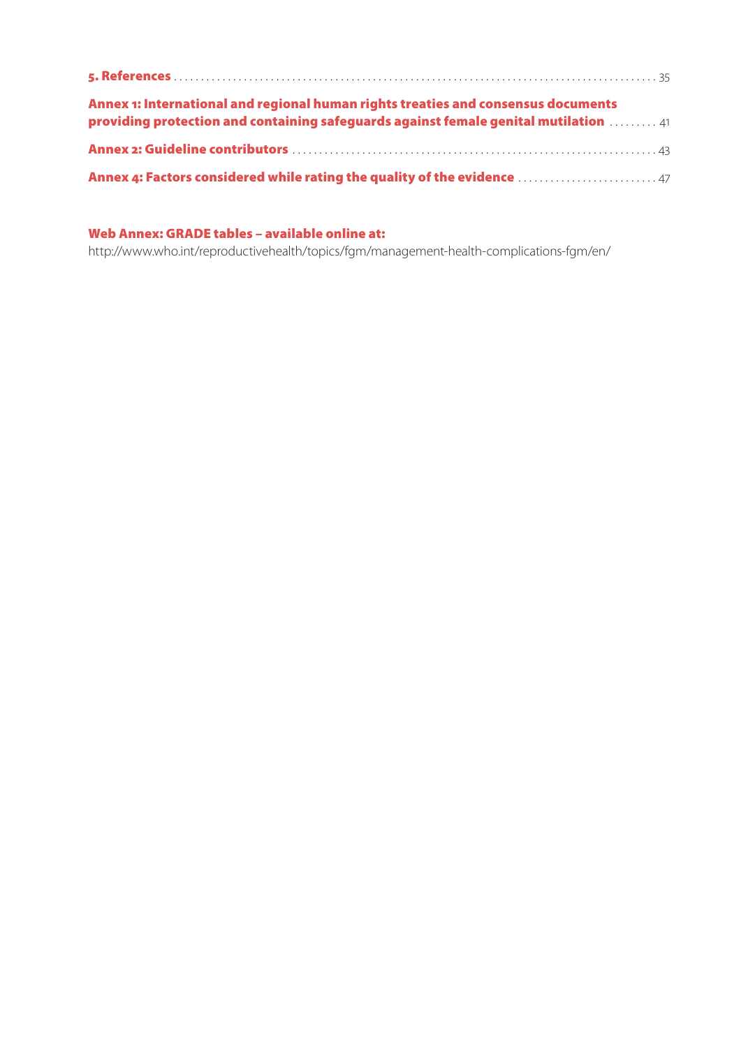**5. References** .......... 35

**Annex 1: International and regional human rights treaties and consensus documents providing protection and containing safeguards against female genital mutilation** .......... 41

**Annex 2: Guideline contributors** .......... 43

**Annex 4: Factors considered while rating the quality of the evidence** .......... 47

**Web Annex: GRADE tables – available online at:**

http://www.who.int/reproductivehealth/topics/fgm/management-health-complications-fgm/en/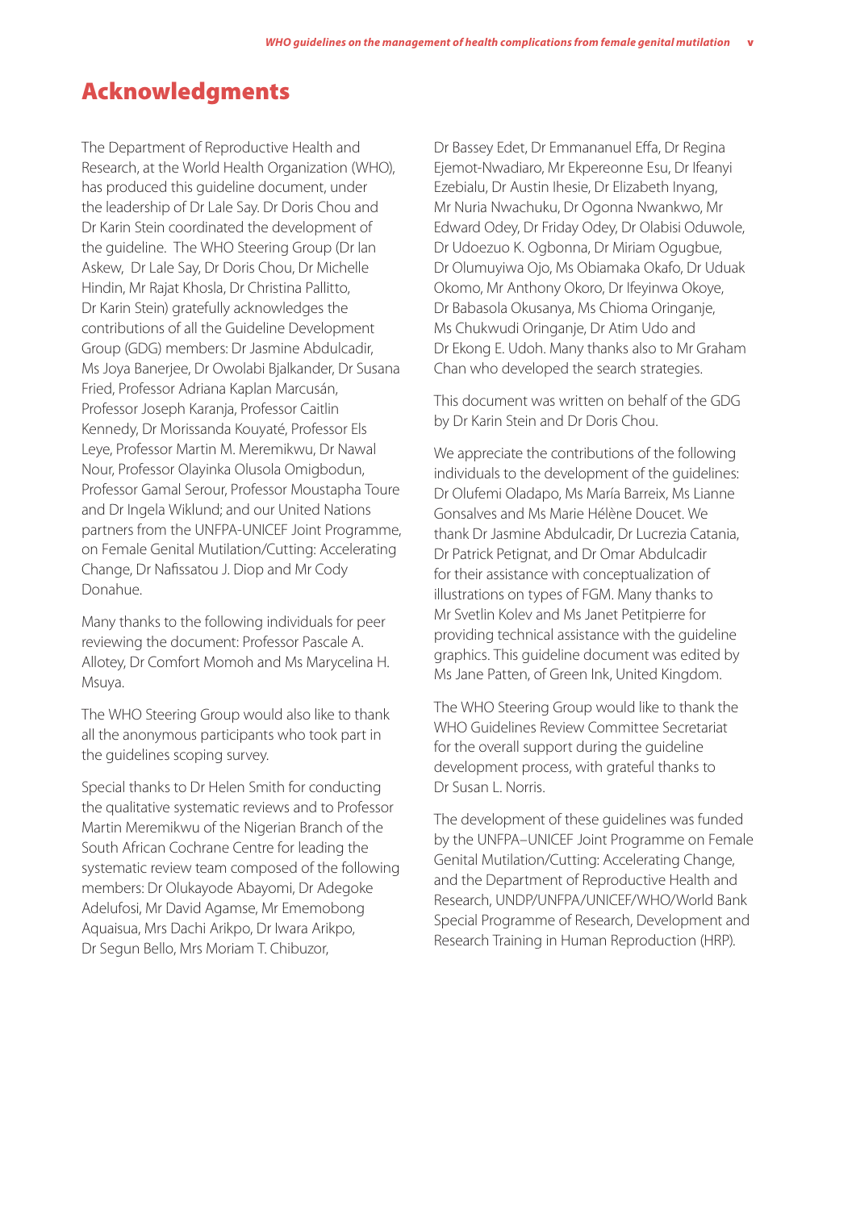# Acknowledgments

The Department of Reproductive Health and Research, at the World Health Organization (WHO), has produced this guideline document, under the leadership of Dr Lale Say. Dr Doris Chou and Dr Karin Stein coordinated the development of the guideline. The WHO Steering Group (Dr Ian Askew, Dr Lale Say, Dr Doris Chou, Dr Michelle Hindin, Mr Rajat Khosla, Dr Christina Pallitto, Dr Karin Stein) gratefully acknowledges the contributions of all the Guideline Development Group (GDG) members: Dr Jasmine Abdulcadir, Ms Joya Banerjee, Dr Owolabi Bjalkander, Dr Susana Fried, Professor Adriana Kaplan Marcusán, Professor Joseph Karanja, Professor Caitlin Kennedy, Dr Morissanda Kouyaté, Professor Els Leye, Professor Martin M. Meremikwu, Dr Nawal Nour, Professor Olayinka Olusola Omigbodun, Professor Gamal Serour, Professor Moustapha Toure and Dr Ingela Wiklund; and our United Nations partners from the UNFPA-UNICEF Joint Programme, on Female Genital Mutilation/Cutting: Accelerating Change, Dr Nafissatou J. Diop and Mr Cody Donahue.

Many thanks to the following individuals for peer reviewing the document: Professor Pascale A. Allotey, Dr Comfort Momoh and Ms Marycelina H. Msuya.

The WHO Steering Group would also like to thank all the anonymous participants who took part in the guidelines scoping survey.

Special thanks to Dr Helen Smith for conducting the qualitative systematic reviews and to Professor Martin Meremikwu of the Nigerian Branch of the South African Cochrane Centre for leading the systematic review team composed of the following members: Dr Olukayode Abayomi, Dr Adegoke Adelufosi, Mr David Agamse, Mr Ememobong Aquaisua, Mrs Dachi Arikpo, Dr Iwara Arikpo, Dr Segun Bello, Mrs Moriam T. Chibuzor, Dr Bassey Edet, Dr Emmananuel Effa, Dr Regina Ejemot-Nwadiaro, Mr Ekpereonne Esu, Dr Ifeanyi Ezebialu, Dr Austin Ihesie, Dr Elizabeth Inyang, Mr Nuria Nwachuku, Dr Ogonna Nwankwo, Mr Edward Odey, Dr Friday Odey, Dr Olabisi Oduwole, Dr Udoezuo K. Ogbonna, Dr Miriam Ogugbue, Dr Olumuyiwa Ojo, Ms Obiamaka Okafo, Dr Uduak Okomo, Mr Anthony Okoro, Dr Ifeyinwa Okoye, Dr Babasola Okusanya, Ms Chioma Oringanje, Ms Chukwudi Oringanje, Dr Atim Udo and Dr Ekong E. Udoh. Many thanks also to Mr Graham Chan who developed the search strategies.

This document was written on behalf of the GDG by Dr Karin Stein and Dr Doris Chou.

We appreciate the contributions of the following individuals to the development of the guidelines: Dr Olufemi Oladapo, Ms María Barreix, Ms Lianne Gonsalves and Ms Marie Hélène Doucet. We thank Dr Jasmine Abdulcadir, Dr Lucrezia Catania, Dr Patrick Petignat, and Dr Omar Abdulcadir for their assistance with conceptualization of illustrations on types of FGM. Many thanks to Mr Svetlin Kolev and Ms Janet Petitpierre for providing technical assistance with the guideline graphics. This guideline document was edited by Ms Jane Patten, of Green Ink, United Kingdom.

The WHO Steering Group would like to thank the WHO Guidelines Review Committee Secretariat for the overall support during the guideline development process, with grateful thanks to Dr Susan L. Norris.

The development of these guidelines was funded by the UNFPA–UNICEF Joint Programme on Female Genital Mutilation/Cutting: Accelerating Change, and the Department of Reproductive Health and Research, UNDP/UNFPA/UNICEF/WHO/World Bank Special Programme of Research, Development and Research Training in Human Reproduction (HRP).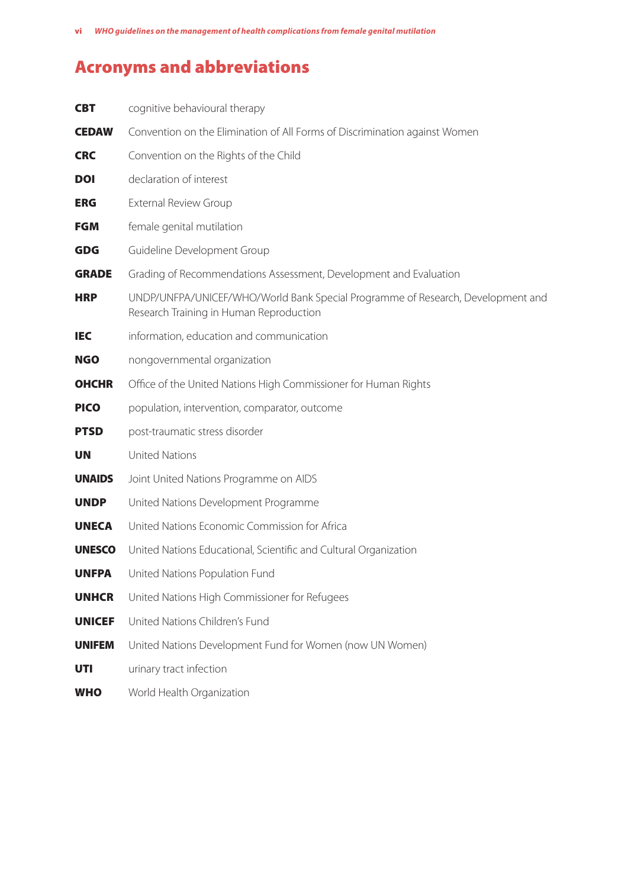# Acronyms and abbreviations

**CBT** cognitive behavioural therapy

**CEDAW** Convention on the Elimination of All Forms of Discrimination against Women

**CRC** Convention on the Rights of the Child

**DOI** declaration of interest

**ERG** External Review Group

**FGM** female genital mutilation

**GDG** Guideline Development Group

**GRADE** Grading of Recommendations Assessment, Development and Evaluation

**HRP** UNDP/UNFPA/UNICEF/WHO/World Bank Special Programme of Research, Development and Research Training in Human Reproduction

**IEC** information, education and communication

**NGO** nongovernmental organization

**OHCHR** Office of the United Nations High Commissioner for Human Rights

**PICO** population, intervention, comparator, outcome

**PTSD** post-traumatic stress disorder

**UN** United Nations

**UNAIDS** Joint United Nations Programme on AIDS

**UNDP** United Nations Development Programme

**UNECA** United Nations Economic Commission for Africa

**UNESCO** United Nations Educational, Scientific and Cultural Organization

**UNFPA** United Nations Population Fund

**UNHCR** United Nations High Commissioner for Refugees

**UNICEF** United Nations Children's Fund

**UNIFEM** United Nations Development Fund for Women (now UN Women)

**UTI** urinary tract infection

**WHO** World Health Organization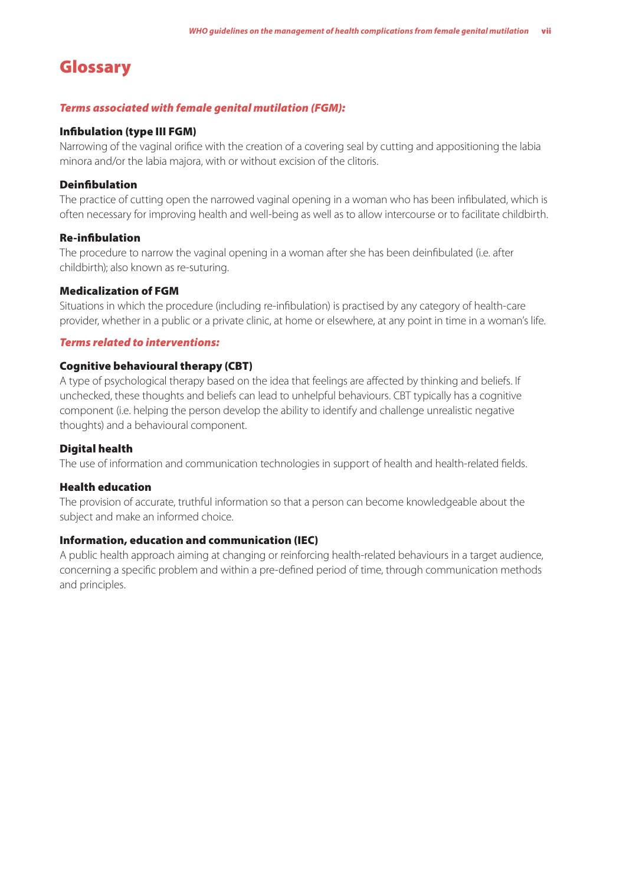# Glossary

***Terms associated with female genital mutilation (FGM):***

### Infibulation (type III FGM)

Narrowing of the vaginal orifice with the creation of a covering seal by cutting and appositioning the labia minora and/or the labia majora, with or without excision of the clitoris.

### Deinfibulation

The practice of cutting open the narrowed vaginal opening in a woman who has been infibulated, which is often necessary for improving health and well-being as well as to allow intercourse or to facilitate childbirth.

### Re-infibulation

The procedure to narrow the vaginal opening in a woman after she has been deinfibulated (i.e. after childbirth); also known as re-suturing.

### Medicalization of FGM

Situations in which the procedure (including re-infibulation) is practised by any category of health-care provider, whether in a public or a private clinic, at home or elsewhere, at any point in time in a woman's life.

***Terms related to interventions:***

### Cognitive behavioural therapy (CBT)

A type of psychological therapy based on the idea that feelings are affected by thinking and beliefs. If unchecked, these thoughts and beliefs can lead to unhelpful behaviours. CBT typically has a cognitive component (i.e. helping the person develop the ability to identify and challenge unrealistic negative thoughts) and a behavioural component.

### Digital health

The use of information and communication technologies in support of health and health-related fields.

### Health education

The provision of accurate, truthful information so that a person can become knowledgeable about the subject and make an informed choice.

### Information, education and communication (IEC)

A public health approach aiming at changing or reinforcing health-related behaviours in a target audience, concerning a specific problem and within a pre-defined period of time, through communication methods and principles.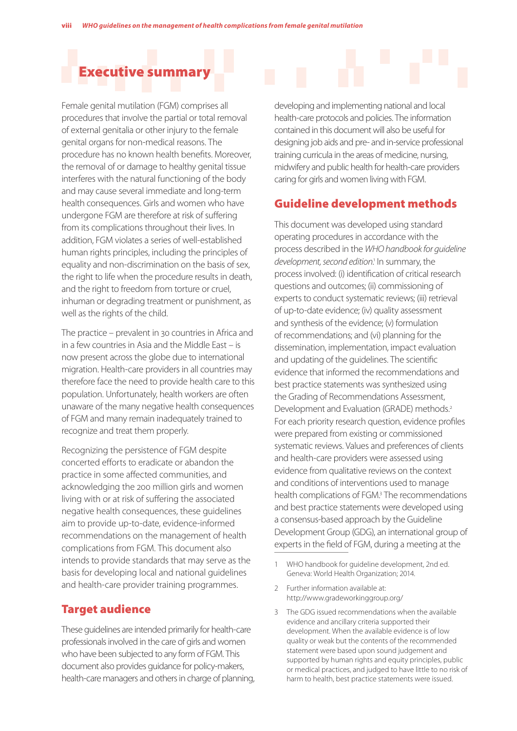# Executive summary

Female genital mutilation (FGM) comprises all procedures that involve the partial or total removal of external genitalia or other injury to the female genital organs for non-medical reasons. The procedure has no known health benefits. Moreover, the removal of or damage to healthy genital tissue interferes with the natural functioning of the body and may cause several immediate and long-term health consequences. Girls and women who have undergone FGM are therefore at risk of suffering from its complications throughout their lives. In addition, FGM violates a series of well-established human rights principles, including the principles of equality and non-discrimination on the basis of sex, the right to life when the procedure results in death, and the right to freedom from torture or cruel, inhuman or degrading treatment or punishment, as well as the rights of the child.

The practice – prevalent in 30 countries in Africa and in a few countries in Asia and the Middle East – is now present across the globe due to international migration. Health-care providers in all countries may therefore face the need to provide health care to this population. Unfortunately, health workers are often unaware of the many negative health consequences of FGM and many remain inadequately trained to recognize and treat them properly.

Recognizing the persistence of FGM despite concerted efforts to eradicate or abandon the practice in some affected communities, and acknowledging the 200 million girls and women living with or at risk of suffering the associated negative health consequences, these guidelines aim to provide up-to-date, evidence-informed recommendations on the management of health complications from FGM. This document also intends to provide standards that may serve as the basis for developing local and national guidelines and health-care provider training programmes.

## Target audience

These guidelines are intended primarily for health-care professionals involved in the care of girls and women who have been subjected to any form of FGM. This document also provides guidance for policy-makers, health-care managers and others in charge of planning, developing and implementing national and local health-care protocols and policies. The information contained in this document will also be useful for designing job aids and pre- and in-service professional training curricula in the areas of medicine, nursing, midwifery and public health for health-care providers caring for girls and women living with FGM.

## Guideline development methods

This document was developed using standard operating procedures in accordance with the process described in the *WHO handbook for guideline development, second edition*.[1] In summary, the process involved: (i) identification of critical research questions and outcomes; (ii) commissioning of experts to conduct systematic reviews; (iii) retrieval of up-to-date evidence; (iv) quality assessment and synthesis of the evidence; (v) formulation of recommendations; and (vi) planning for the dissemination, implementation, impact evaluation and updating of the guidelines. The scientific evidence that informed the recommendations and best practice statements was synthesized using the Grading of Recommendations Assessment, Development and Evaluation (GRADE) methods.[2] For each priority research question, evidence profiles were prepared from existing or commissioned systematic reviews. Values and preferences of clients and health-care providers were assessed using evidence from qualitative reviews on the context and conditions of interventions used to manage health complications of FGM.[3] The recommendations and best practice statements were developed using a consensus-based approach by the Guideline Development Group (GDG), an international group of experts in the field of FGM, during a meeting at the

1 WHO handbook for guideline development, 2nd ed. Geneva: World Health Organization; 2014.

2 Further information available at: http://www.gradeworkinggroup.org/

3 The GDG issued recommendations when the available evidence and ancillary criteria supported their development. When the available evidence is of low quality or weak but the contents of the recommended statement were based upon sound judgement and supported by human rights and equity principles, public or medical practices, and judged to have little to no risk of harm to health, best practice statements were issued.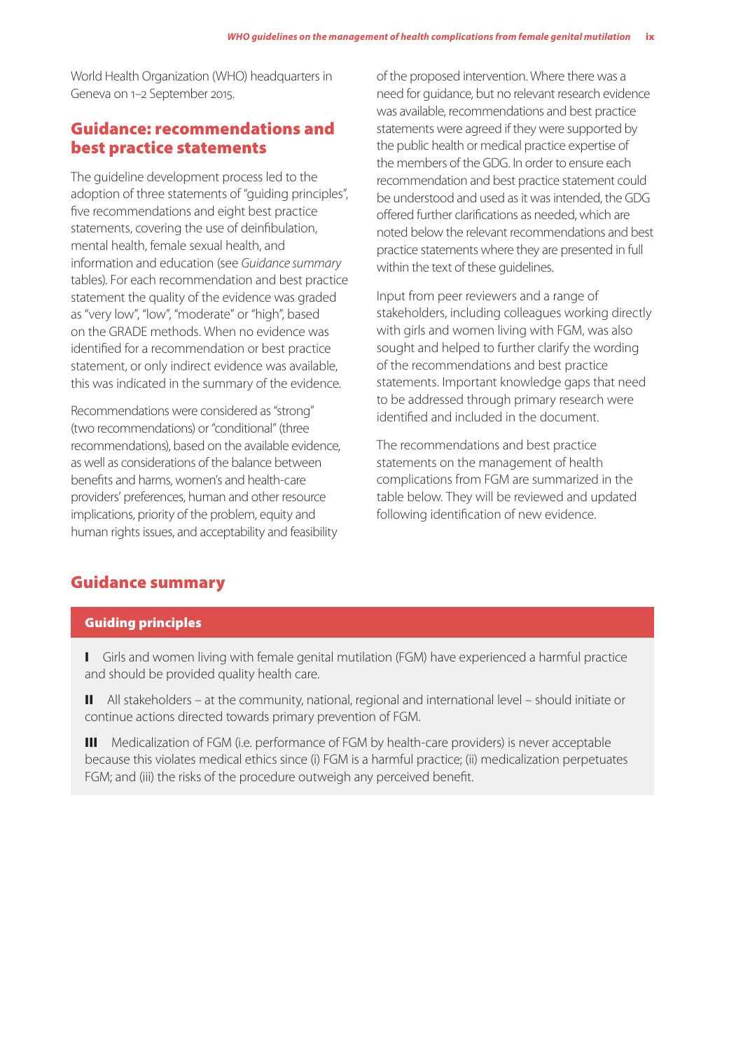World Health Organization (WHO) headquarters in Geneva on 1–2 September 2015.

## Guidance: recommendations and best practice statements

The guideline development process led to the adoption of three statements of "guiding principles", five recommendations and eight best practice statements, covering the use of deinfibulation, mental health, female sexual health, and information and education (see *Guidance summary* tables). For each recommendation and best practice statement the quality of the evidence was graded as "very low", "low", "moderate" or "high", based on the GRADE methods. When no evidence was identified for a recommendation or best practice statement, or only indirect evidence was available, this was indicated in the summary of the evidence.

Recommendations were considered as "strong" (two recommendations) or "conditional" (three recommendations), based on the available evidence, as well as considerations of the balance between benefits and harms, women's and health-care providers' preferences, human and other resource implications, priority of the problem, equity and human rights issues, and acceptability and feasibility of the proposed intervention. Where there was a need for guidance, but no relevant research evidence was available, recommendations and best practice statements were agreed if they were supported by the public health or medical practice expertise of the members of the GDG. In order to ensure each recommendation and best practice statement could be understood and used as it was intended, the GDG offered further clarifications as needed, which are noted below the relevant recommendations and best practice statements where they are presented in full within the text of these guidelines.

Input from peer reviewers and a range of stakeholders, including colleagues working directly with girls and women living with FGM, was also sought and helped to further clarify the wording of the recommendations and best practice statements. Important knowledge gaps that need to be addressed through primary research were identified and included in the document.

The recommendations and best practice statements on the management of health complications from FGM are summarized in the table below. They will be reviewed and updated following identification of new evidence.

## Guidance summary

### Guiding principles

**I** Girls and women living with female genital mutilation (FGM) have experienced a harmful practice and should be provided quality health care.

**II** All stakeholders – at the community, national, regional and international level – should initiate or continue actions directed towards primary prevention of FGM.

**III** Medicalization of FGM (i.e. performance of FGM by health-care providers) is never acceptable because this violates medical ethics since (i) FGM is a harmful practice; (ii) medicalization perpetuates FGM; and (iii) the risks of the procedure outweigh any perceived benefit.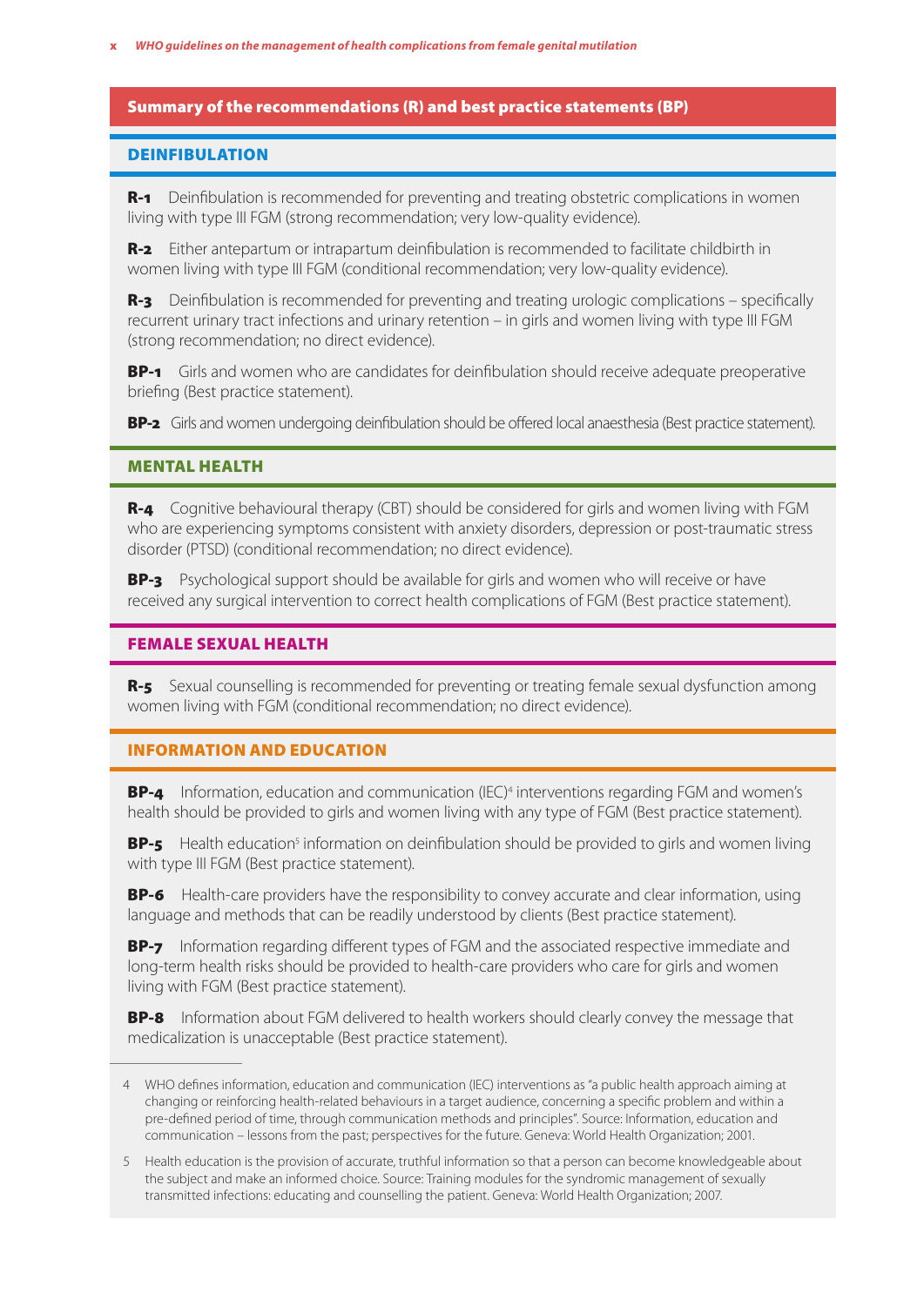## Summary of the recommendations (R) and best practice statements (BP)

### DEINFIBULATION

**R-1** Deinfibulation is recommended for preventing and treating obstetric complications in women living with type III FGM (strong recommendation; very low-quality evidence).

**R-2** Either antepartum or intrapartum deinfibulation is recommended to facilitate childbirth in women living with type III FGM (conditional recommendation; very low-quality evidence).

**R-3** Deinfibulation is recommended for preventing and treating urologic complications – specifically recurrent urinary tract infections and urinary retention – in girls and women living with type III FGM (strong recommendation; no direct evidence).

**BP-1** Girls and women who are candidates for deinfibulation should receive adequate preoperative briefing (Best practice statement).

**BP-2** Girls and women undergoing deinfibulation should be offered local anaesthesia (Best practice statement).

### MENTAL HEALTH

**R-4** Cognitive behavioural therapy (CBT) should be considered for girls and women living with FGM who are experiencing symptoms consistent with anxiety disorders, depression or post-traumatic stress disorder (PTSD) (conditional recommendation; no direct evidence).

**BP-3** Psychological support should be available for girls and women who will receive or have received any surgical intervention to correct health complications of FGM (Best practice statement).

### FEMALE SEXUAL HEALTH

**R-5** Sexual counselling is recommended for preventing or treating female sexual dysfunction among women living with FGM (conditional recommendation; no direct evidence).

### INFORMATION AND EDUCATION

**BP-4** Information, education and communication (IEC)[4] interventions regarding FGM and women's health should be provided to girls and women living with any type of FGM (Best practice statement).

**BP-5** Health education[5] information on deinfibulation should be provided to girls and women living with type III FGM (Best practice statement).

**BP-6** Health-care providers have the responsibility to convey accurate and clear information, using language and methods that can be readily understood by clients (Best practice statement).

**BP-7** Information regarding different types of FGM and the associated respective immediate and long-term health risks should be provided to health-care providers who care for girls and women living with FGM (Best practice statement).

**BP-8** Information about FGM delivered to health workers should clearly convey the message that medicalization is unacceptable (Best practice statement).

---

4 WHO defines information, education and communication (IEC) interventions as "a public health approach aiming at changing or reinforcing health-related behaviours in a target audience, concerning a specific problem and within a pre-defined period of time, through communication methods and principles". Source: Information, education and communication – lessons from the past; perspectives for the future. Geneva: World Health Organization; 2001.

5 Health education is the provision of accurate, truthful information so that a person can become knowledgeable about the subject and make an informed choice. Source: Training modules for the syndromic management of sexually transmitted infections: educating and counselling the patient. Geneva: World Health Organization; 2007.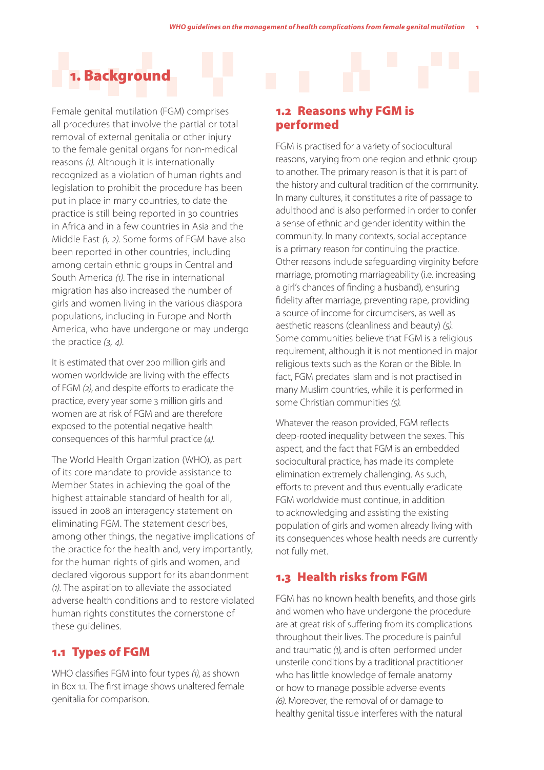# 1. Background

Female genital mutilation (FGM) comprises all procedures that involve the partial or total removal of external genitalia or other injury to the female genital organs for non-medical reasons *(1)*. Although it is internationally recognized as a violation of human rights and legislation to prohibit the procedure has been put in place in many countries, to date the practice is still being reported in 30 countries in Africa and in a few countries in Asia and the Middle East *(1, 2)*. Some forms of FGM have also been reported in other countries, including among certain ethnic groups in Central and South America *(1)*. The rise in international migration has also increased the number of girls and women living in the various diaspora populations, including in Europe and North America, who have undergone or may undergo the practice *(3, 4)*.

It is estimated that over 200 million girls and women worldwide are living with the effects of FGM *(2)*, and despite efforts to eradicate the practice, every year some 3 million girls and women are at risk of FGM and are therefore exposed to the potential negative health consequences of this harmful practice *(4)*.

The World Health Organization (WHO), as part of its core mandate to provide assistance to Member States in achieving the goal of the highest attainable standard of health for all, issued in 2008 an interagency statement on eliminating FGM. The statement describes, among other things, the negative implications of the practice for the health and, very importantly, for the human rights of girls and women, and declared vigorous support for its abandonment *(1)*. The aspiration to alleviate the associated adverse health conditions and to restore violated human rights constitutes the cornerstone of these guidelines.

## 1.1 Types of FGM

WHO classifies FGM into four types *(1)*, as shown in Box 1.1. The first image shows unaltered female genitalia for comparison.

## 1.2 Reasons why FGM is performed

FGM is practised for a variety of sociocultural reasons, varying from one region and ethnic group to another. The primary reason is that it is part of the history and cultural tradition of the community. In many cultures, it constitutes a rite of passage to adulthood and is also performed in order to confer a sense of ethnic and gender identity within the community. In many contexts, social acceptance is a primary reason for continuing the practice. Other reasons include safeguarding virginity before marriage, promoting marriageability (i.e. increasing a girl's chances of finding a husband), ensuring fidelity after marriage, preventing rape, providing a source of income for circumcisers, as well as aesthetic reasons (cleanliness and beauty) *(5)*. Some communities believe that FGM is a religious requirement, although it is not mentioned in major religious texts such as the Koran or the Bible. In fact, FGM predates Islam and is not practised in many Muslim countries, while it is performed in some Christian communities *(5)*.

Whatever the reason provided, FGM reflects deep-rooted inequality between the sexes. This aspect, and the fact that FGM is an embedded sociocultural practice, has made its complete elimination extremely challenging. As such, efforts to prevent and thus eventually eradicate FGM worldwide must continue, in addition to acknowledging and assisting the existing population of girls and women already living with its consequences whose health needs are currently not fully met.

## 1.3 Health risks from FGM

FGM has no known health benefits, and those girls and women who have undergone the procedure are at great risk of suffering from its complications throughout their lives. The procedure is painful and traumatic *(1)*, and is often performed under unsterile conditions by a traditional practitioner who has little knowledge of female anatomy or how to manage possible adverse events *(6)*. Moreover, the removal of or damage to healthy genital tissue interferes with the natural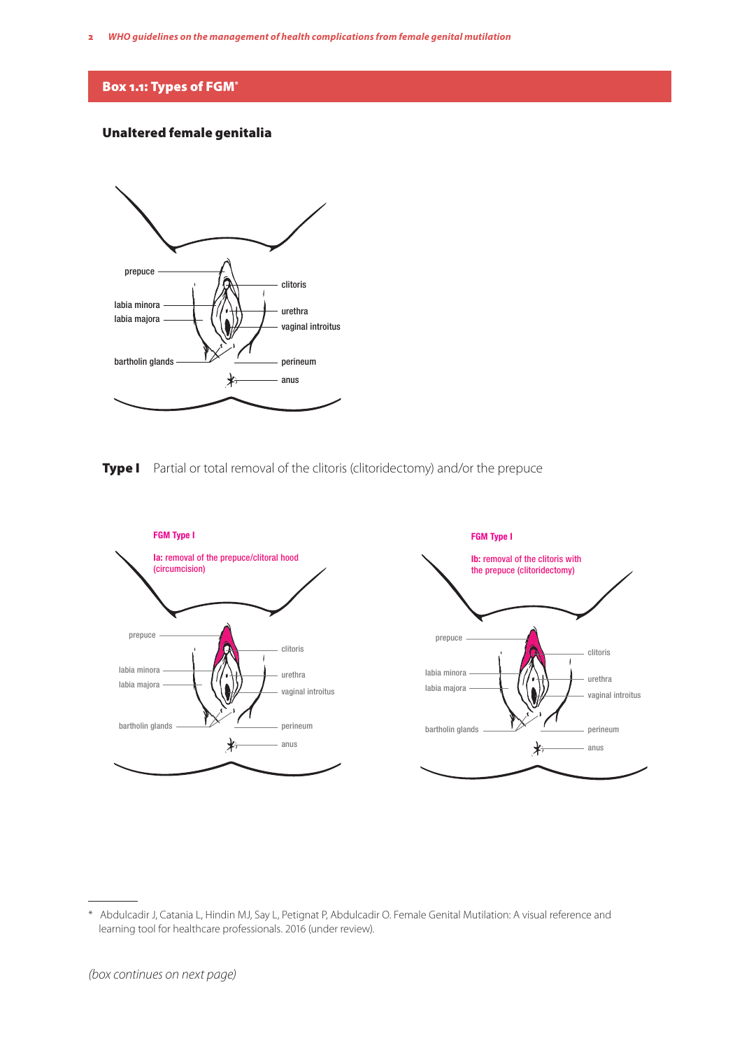## Box 1.1: Types of FGM*

### Unaltered female genitalia

prepuce

clitoris

labia minora

urethra

labia majora

vaginal introitus

bartholin glands

perineum

anus

**Type I** Partial or total removal of the clitoris (clitoridectomy) and/or the prepuce

**FGM Type I**

**Ia:** removal of the prepuce/clitoral hood (circumcision)

prepuce

clitoris

labia minora

urethra

labia majora

vaginal introitus

bartholin glands

perineum

anus

**FGM Type I**

**Ib:** removal of the clitoris with the prepuce (clitoridectomy)

prepuce

clitoris

labia minora

urethra

labia majora

vaginal introitus

bartholin glands

perineum

anus

* Abdulcadir J, Catania L, Hindin MJ, Say L, Petignat P, Abdulcadir O. Female Genital Mutilation: A visual reference and learning tool for healthcare professionals. 2016 (under review).

*(box continues on next page)*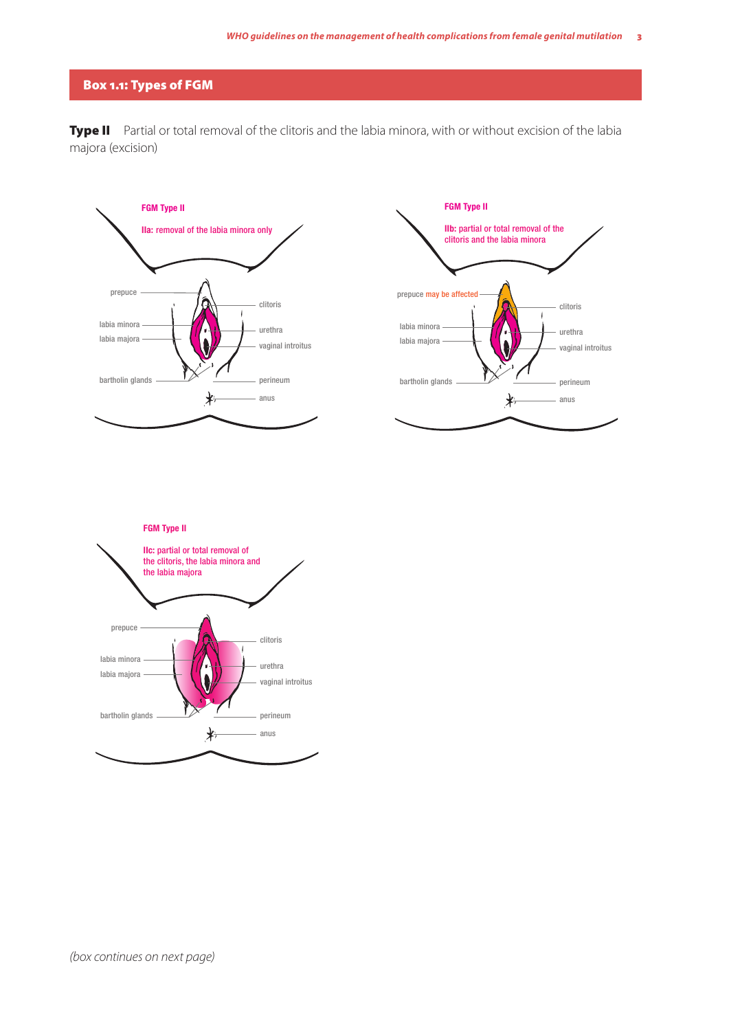## Box 1.1: Types of FGM

**Type II** Partial or total removal of the clitoris and the labia minora, with or without excision of the labia majora (excision)

FGM Type II

IIa: removal of the labia minora only

prepuce, clitoris, labia minora, urethra, labia majora, vaginal introitus, bartholin glands, perineum, anus

FGM Type II

IIb: partial or total removal of the clitoris and the labia minora

prepuce may be affected, clitoris, labia minora, urethra, labia majora, vaginal introitus, bartholin glands, perineum, anus

FGM Type II

IIc: partial or total removal of the clitoris, the labia minora and the labia majora

prepuce, clitoris, labia minora, urethra, labia majora, vaginal introitus, bartholin glands, perineum, anus

*(box continues on next page)*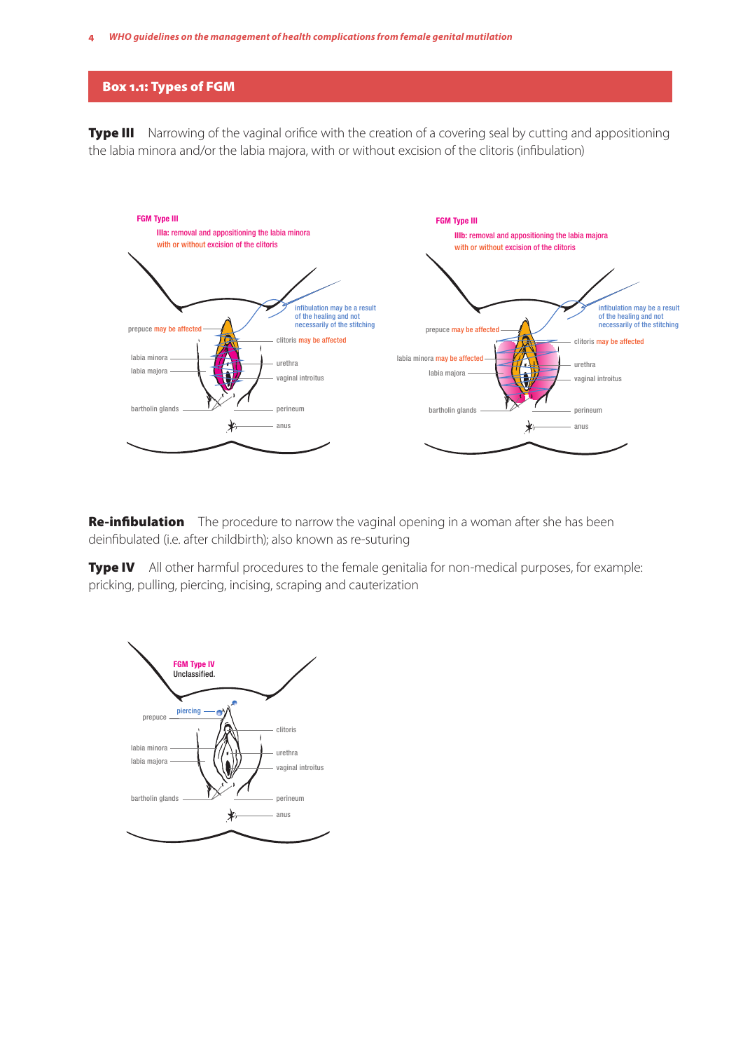## Box 1.1: Types of FGM

**Type III** Narrowing of the vaginal orifice with the creation of a covering seal by cutting and appositioning the labia minora and/or the labia majora, with or without excision of the clitoris (infibulation)

FGM Type III

IIIa: removal and appositioning the labia minora with or without excision of the clitoris

prepuce may be affected

infibulation may be a result of the healing and not necessarily of the stitching

clitoris may be affected

labia minora

labia majora

urethra

vaginal introitus

bartholin glands

perineum

anus

FGM Type III

IIIb: removal and appositioning the labia majora with or without excision of the clitoris

prepuce may be affected

infibulation may be a result of the healing and not necessarily of the stitching

clitoris may be affected

labia minora may be affected

labia majora

urethra

vaginal introitus

bartholin glands

perineum

anus

**Re-infibulation** The procedure to narrow the vaginal opening in a woman after she has been deinfibulated (i.e. after childbirth); also known as re-suturing

**Type IV** All other harmful procedures to the female genitalia for non-medical purposes, for example: pricking, pulling, piercing, incising, scraping and cauterization

FGM Type IV

Unclassified.

piercing

prepuce

clitoris

labia minora

labia majora

urethra

vaginal introitus

bartholin glands

perineum

anus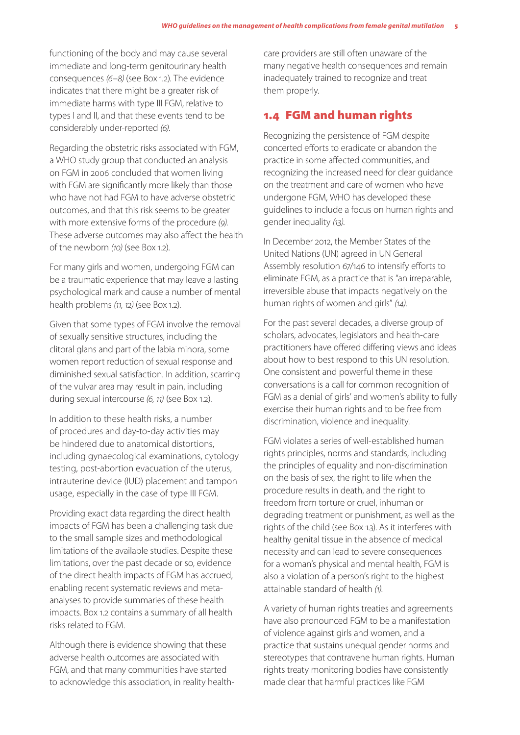functioning of the body and may cause several immediate and long-term genitourinary health consequences *(6–8)* (see Box 1.2). The evidence indicates that there might be a greater risk of immediate harms with type III FGM, relative to types I and II, and that these events tend to be considerably under-reported *(6)*.

Regarding the obstetric risks associated with FGM, a WHO study group that conducted an analysis on FGM in 2006 concluded that women living with FGM are significantly more likely than those who have not had FGM to have adverse obstetric outcomes, and that this risk seems to be greater with more extensive forms of the procedure *(9)*. These adverse outcomes may also affect the health of the newborn *(10)* (see Box 1.2).

For many girls and women, undergoing FGM can be a traumatic experience that may leave a lasting psychological mark and cause a number of mental health problems *(11, 12)* (see Box 1.2).

Given that some types of FGM involve the removal of sexually sensitive structures, including the clitoral glans and part of the labia minora, some women report reduction of sexual response and diminished sexual satisfaction. In addition, scarring of the vulvar area may result in pain, including during sexual intercourse *(6, 11)* (see Box 1.2).

In addition to these health risks, a number of procedures and day-to-day activities may be hindered due to anatomical distortions, including gynaecological examinations, cytology testing, post-abortion evacuation of the uterus, intrauterine device (IUD) placement and tampon usage, especially in the case of type III FGM.

Providing exact data regarding the direct health impacts of FGM has been a challenging task due to the small sample sizes and methodological limitations of the available studies. Despite these limitations, over the past decade or so, evidence of the direct health impacts of FGM has accrued, enabling recent systematic reviews and meta-analyses to provide summaries of these health impacts. Box 1.2 contains a summary of all health risks related to FGM.

Although there is evidence showing that these adverse health outcomes are associated with FGM, and that many communities have started to acknowledge this association, in reality health-care providers are still often unaware of the many negative health consequences and remain inadequately trained to recognize and treat them properly.

## 1.4 FGM and human rights

Recognizing the persistence of FGM despite concerted efforts to eradicate or abandon the practice in some affected communities, and recognizing the increased need for clear guidance on the treatment and care of women who have undergone FGM, WHO has developed these guidelines to include a focus on human rights and gender inequality *(13)*.

In December 2012, the Member States of the United Nations (UN) agreed in UN General Assembly resolution 67/146 to intensify efforts to eliminate FGM, as a practice that is "an irreparable, irreversible abuse that impacts negatively on the human rights of women and girls" *(14)*.

For the past several decades, a diverse group of scholars, advocates, legislators and health-care practitioners have offered differing views and ideas about how to best respond to this UN resolution. One consistent and powerful theme in these conversations is a call for common recognition of FGM as a denial of girls' and women's ability to fully exercise their human rights and to be free from discrimination, violence and inequality.

FGM violates a series of well-established human rights principles, norms and standards, including the principles of equality and non-discrimination on the basis of sex, the right to life when the procedure results in death, and the right to freedom from torture or cruel, inhuman or degrading treatment or punishment, as well as the rights of the child (see Box 1.3). As it interferes with healthy genital tissue in the absence of medical necessity and can lead to severe consequences for a woman's physical and mental health, FGM is also a violation of a person's right to the highest attainable standard of health *(1)*.

A variety of human rights treaties and agreements have also pronounced FGM to be a manifestation of violence against girls and women, and a practice that sustains unequal gender norms and stereotypes that contravene human rights. Human rights treaty monitoring bodies have consistently made clear that harmful practices like FGM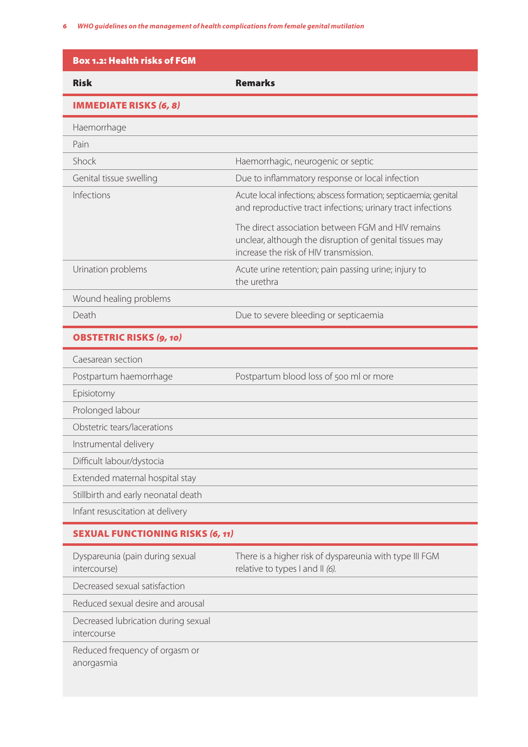**Box 1.2: Health risks of FGM**

| Risk | Remarks |
|---|---|
| **IMMEDIATE RISKS *(6, 8)*** | |
| Haemorrhage | |
| Pain | |
| Shock | Haemorrhagic, neurogenic or septic |
| Genital tissue swelling | Due to inflammatory response or local infection |
| Infections | Acute local infections; abscess formation; septicaemia; genital and reproductive tract infections; urinary tract infections<br><br>The direct association between FGM and HIV remains unclear, although the disruption of genital tissues may increase the risk of HIV transmission. |
| Urination problems | Acute urine retention; pain passing urine; injury to the urethra |
| Wound healing problems | |
| Death | Due to severe bleeding or septicaemia |
| **OBSTETRIC RISKS *(9, 10)*** | |
| Caesarean section | |
| Postpartum haemorrhage | Postpartum blood loss of 500 ml or more |
| Episiotomy | |
| Prolonged labour | |
| Obstetric tears/lacerations | |
| Instrumental delivery | |
| Difficult labour/dystocia | |
| Extended maternal hospital stay | |
| Stillbirth and early neonatal death | |
| Infant resuscitation at delivery | |
| **SEXUAL FUNCTIONING RISKS *(6, 11)*** | |
| Dyspareunia (pain during sexual intercourse) | There is a higher risk of dyspareunia with type III FGM relative to types I and II *(6)*. |
| Decreased sexual satisfaction | |
| Reduced sexual desire and arousal | |
| Decreased lubrication during sexual intercourse | |
| Reduced frequency of orgasm or anorgasmia | |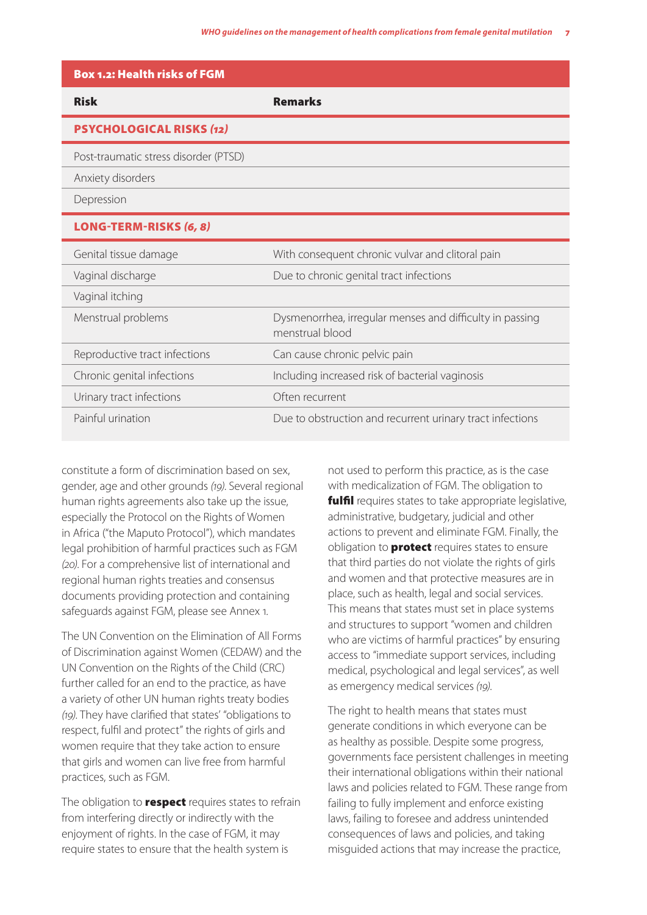**Box 1.2: Health risks of FGM**

| Risk | Remarks |
|---|---|
| **PSYCHOLOGICAL RISKS *(12)*** | |
| Post-traumatic stress disorder (PTSD) | |
| Anxiety disorders | |
| Depression | |
| **LONG-TERM-RISKS *(6, 8)*** | |
| Genital tissue damage | With consequent chronic vulvar and clitoral pain |
| Vaginal discharge | Due to chronic genital tract infections |
| Vaginal itching | |
| Menstrual problems | Dysmenorrhea, irregular menses and difficulty in passing menstrual blood |
| Reproductive tract infections | Can cause chronic pelvic pain |
| Chronic genital infections | Including increased risk of bacterial vaginosis |
| Urinary tract infections | Often recurrent |
| Painful urination | Due to obstruction and recurrent urinary tract infections |

constitute a form of discrimination based on sex, gender, age and other grounds *(19)*. Several regional human rights agreements also take up the issue, especially the Protocol on the Rights of Women in Africa ("the Maputo Protocol"), which mandates legal prohibition of harmful practices such as FGM *(20)*. For a comprehensive list of international and regional human rights treaties and consensus documents providing protection and containing safeguards against FGM, please see Annex 1.

The UN Convention on the Elimination of All Forms of Discrimination against Women (CEDAW) and the UN Convention on the Rights of the Child (CRC) further called for an end to the practice, as have a variety of other UN human rights treaty bodies *(19)*. They have clarified that states' "obligations to respect, fulfil and protect" the rights of girls and women require that they take action to ensure that girls and women can live free from harmful practices, such as FGM.

The obligation to **respect** requires states to refrain from interfering directly or indirectly with the enjoyment of rights. In the case of FGM, it may require states to ensure that the health system is not used to perform this practice, as is the case with medicalization of FGM. The obligation to **fulfil** requires states to take appropriate legislative, administrative, budgetary, judicial and other actions to prevent and eliminate FGM. Finally, the obligation to **protect** requires states to ensure that third parties do not violate the rights of girls and women and that protective measures are in place, such as health, legal and social services. This means that states must set in place systems and structures to support "women and children who are victims of harmful practices" by ensuring access to "immediate support services, including medical, psychological and legal services", as well as emergency medical services *(19)*.

The right to health means that states must generate conditions in which everyone can be as healthy as possible. Despite some progress, governments face persistent challenges in meeting their international obligations within their national laws and policies related to FGM. These range from failing to fully implement and enforce existing laws, failing to foresee and address unintended consequences of laws and policies, and taking misguided actions that may increase the practice,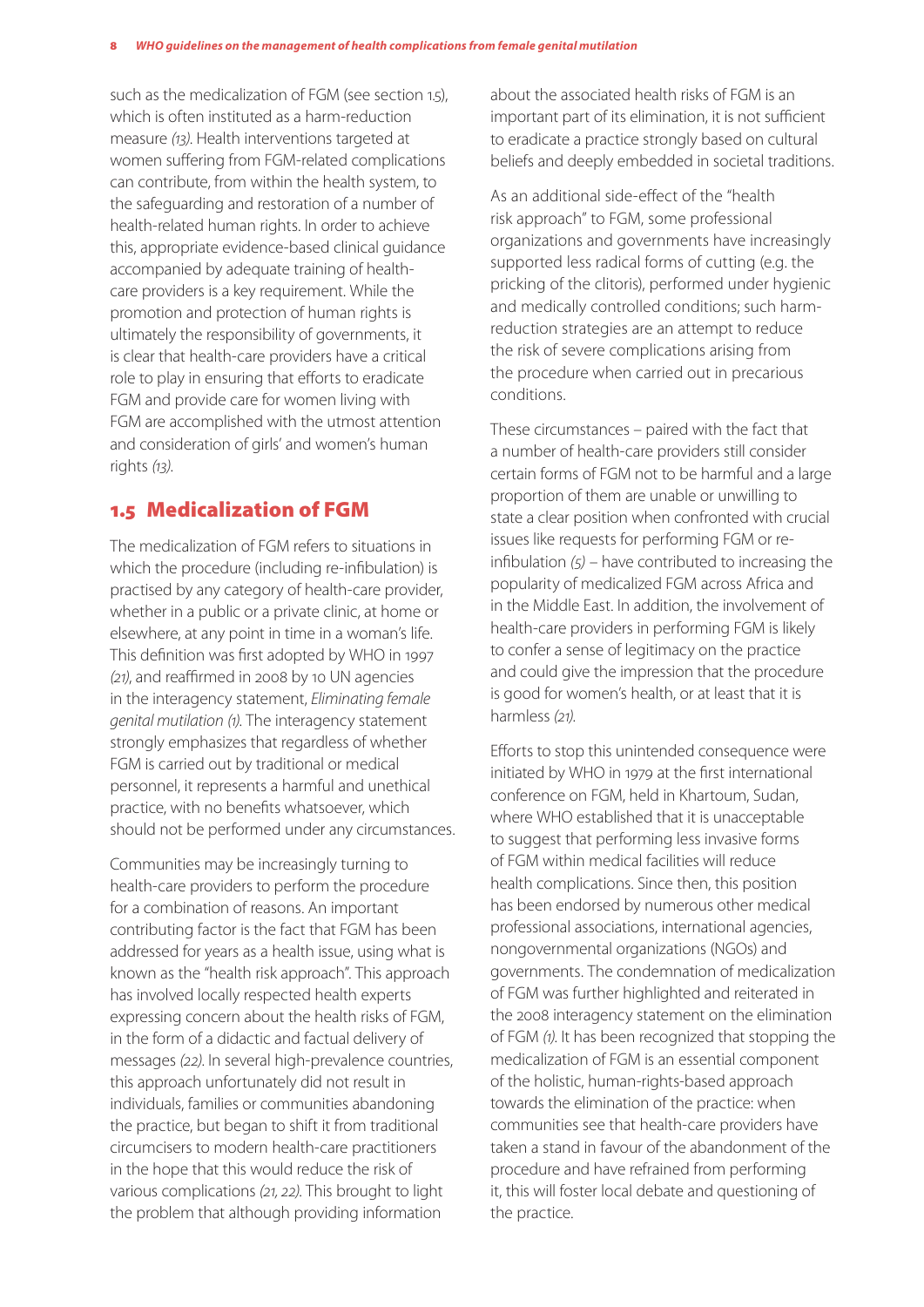such as the medicalization of FGM (see section 1.5), which is often instituted as a harm-reduction measure *(13)*. Health interventions targeted at women suffering from FGM-related complications can contribute, from within the health system, to the safeguarding and restoration of a number of health-related human rights. In order to achieve this, appropriate evidence-based clinical guidance accompanied by adequate training of health-care providers is a key requirement. While the promotion and protection of human rights is ultimately the responsibility of governments, it is clear that health-care providers have a critical role to play in ensuring that efforts to eradicate FGM and provide care for women living with FGM are accomplished with the utmost attention and consideration of girls' and women's human rights *(13)*.

## 1.5 Medicalization of FGM

The medicalization of FGM refers to situations in which the procedure (including re-infibulation) is practised by any category of health-care provider, whether in a public or a private clinic, at home or elsewhere, at any point in time in a woman's life. This definition was first adopted by WHO in 1997 *(21)*, and reaffirmed in 2008 by 10 UN agencies in the interagency statement, *Eliminating female genital mutilation (1)*. The interagency statement strongly emphasizes that regardless of whether FGM is carried out by traditional or medical personnel, it represents a harmful and unethical practice, with no benefits whatsoever, which should not be performed under any circumstances.

Communities may be increasingly turning to health-care providers to perform the procedure for a combination of reasons. An important contributing factor is the fact that FGM has been addressed for years as a health issue, using what is known as the "health risk approach". This approach has involved locally respected health experts expressing concern about the health risks of FGM, in the form of a didactic and factual delivery of messages *(22)*. In several high-prevalence countries, this approach unfortunately did not result in individuals, families or communities abandoning the practice, but began to shift it from traditional circumcisers to modern health-care practitioners in the hope that this would reduce the risk of various complications *(21, 22)*. This brought to light the problem that although providing information about the associated health risks of FGM is an important part of its elimination, it is not sufficient to eradicate a practice strongly based on cultural beliefs and deeply embedded in societal traditions.

As an additional side-effect of the "health risk approach" to FGM, some professional organizations and governments have increasingly supported less radical forms of cutting (e.g. the pricking of the clitoris), performed under hygienic and medically controlled conditions; such harm-reduction strategies are an attempt to reduce the risk of severe complications arising from the procedure when carried out in precarious conditions.

These circumstances – paired with the fact that a number of health-care providers still consider certain forms of FGM not to be harmful and a large proportion of them are unable or unwilling to state a clear position when confronted with crucial issues like requests for performing FGM or re-infibulation *(5)* – have contributed to increasing the popularity of medicalized FGM across Africa and in the Middle East. In addition, the involvement of health-care providers in performing FGM is likely to confer a sense of legitimacy on the practice and could give the impression that the procedure is good for women's health, or at least that it is harmless *(21)*.

Efforts to stop this unintended consequence were initiated by WHO in 1979 at the first international conference on FGM, held in Khartoum, Sudan, where WHO established that it is unacceptable to suggest that performing less invasive forms of FGM within medical facilities will reduce health complications. Since then, this position has been endorsed by numerous other medical professional associations, international agencies, nongovernmental organizations (NGOs) and governments. The condemnation of medicalization of FGM was further highlighted and reiterated in the 2008 interagency statement on the elimination of FGM *(1)*. It has been recognized that stopping the medicalization of FGM is an essential component of the holistic, human-rights-based approach towards the elimination of the practice: when communities see that health-care providers have taken a stand in favour of the abandonment of the procedure and have refrained from performing it, this will foster local debate and questioning of the practice.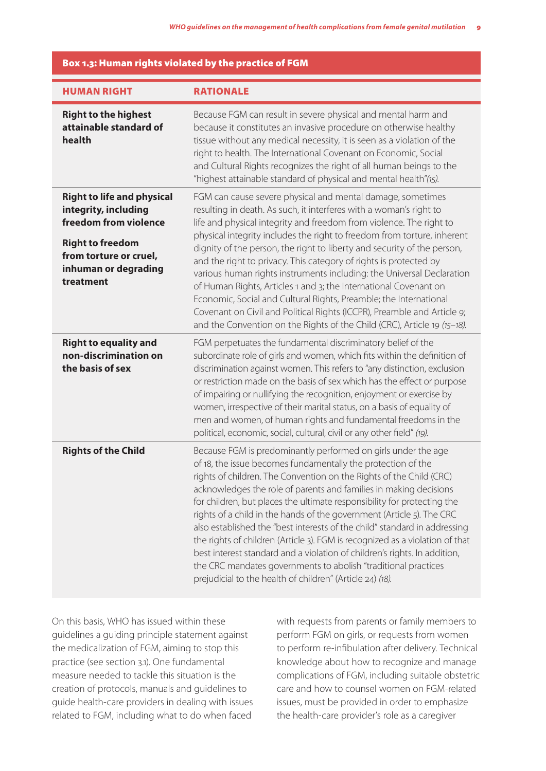**Box 1.3: Human rights violated by the practice of FGM**

| HUMAN RIGHT | RATIONALE |
|---|---|
| **Right to the highest attainable standard of health** | Because FGM can result in severe physical and mental harm and because it constitutes an invasive procedure on otherwise healthy tissue without any medical necessity, it is seen as a violation of the right to health. The International Covenant on Economic, Social and Cultural Rights recognizes the right of all human beings to the "highest attainable standard of physical and mental health" *(15)*. |
| **Right to life and physical integrity, including freedom from violence**<br><br>**Right to freedom from torture or cruel, inhuman or degrading treatment** | FGM can cause severe physical and mental damage, sometimes resulting in death. As such, it interferes with a woman's right to life and physical integrity and freedom from violence. The right to physical integrity includes the right to freedom from torture, inherent dignity of the person, the right to liberty and security of the person, and the right to privacy. This category of rights is protected by various human rights instruments including: the Universal Declaration of Human Rights, Articles 1 and 3; the International Covenant on Economic, Social and Cultural Rights, Preamble; the International Covenant on Civil and Political Rights (ICCPR), Preamble and Article 9; and the Convention on the Rights of the Child (CRC), Article 19 *(15–18)*. |
| **Right to equality and non-discrimination on the basis of sex** | FGM perpetuates the fundamental discriminatory belief of the subordinate role of girls and women, which fits within the definition of discrimination against women. This refers to "any distinction, exclusion or restriction made on the basis of sex which has the effect or purpose of impairing or nullifying the recognition, enjoyment or exercise by women, irrespective of their marital status, on a basis of equality of men and women, of human rights and fundamental freedoms in the political, economic, social, cultural, civil or any other field" *(19)*. |
| **Rights of the Child** | Because FGM is predominantly performed on girls under the age of 18, the issue becomes fundamentally the protection of the rights of children. The Convention on the Rights of the Child (CRC) acknowledges the role of parents and families in making decisions for children, but places the ultimate responsibility for protecting the rights of a child in the hands of the government (Article 5). The CRC also established the "best interests of the child" standard in addressing the rights of children (Article 3). FGM is recognized as a violation of that best interest standard and a violation of children's rights. In addition, the CRC mandates governments to abolish "traditional practices prejudicial to the health of children" (Article 24) *(18)*. |

On this basis, WHO has issued within these guidelines a guiding principle statement against the medicalization of FGM, aiming to stop this practice (see section 3.1). One fundamental measure needed to tackle this situation is the creation of protocols, manuals and guidelines to guide health-care providers in dealing with issues related to FGM, including what to do when faced with requests from parents or family members to perform FGM on girls, or requests from women to perform re-infibulation after delivery. Technical knowledge about how to recognize and manage complications of FGM, including suitable obstetric care and how to counsel women on FGM-related issues, must be provided in order to emphasize the health-care provider's role as a caregiver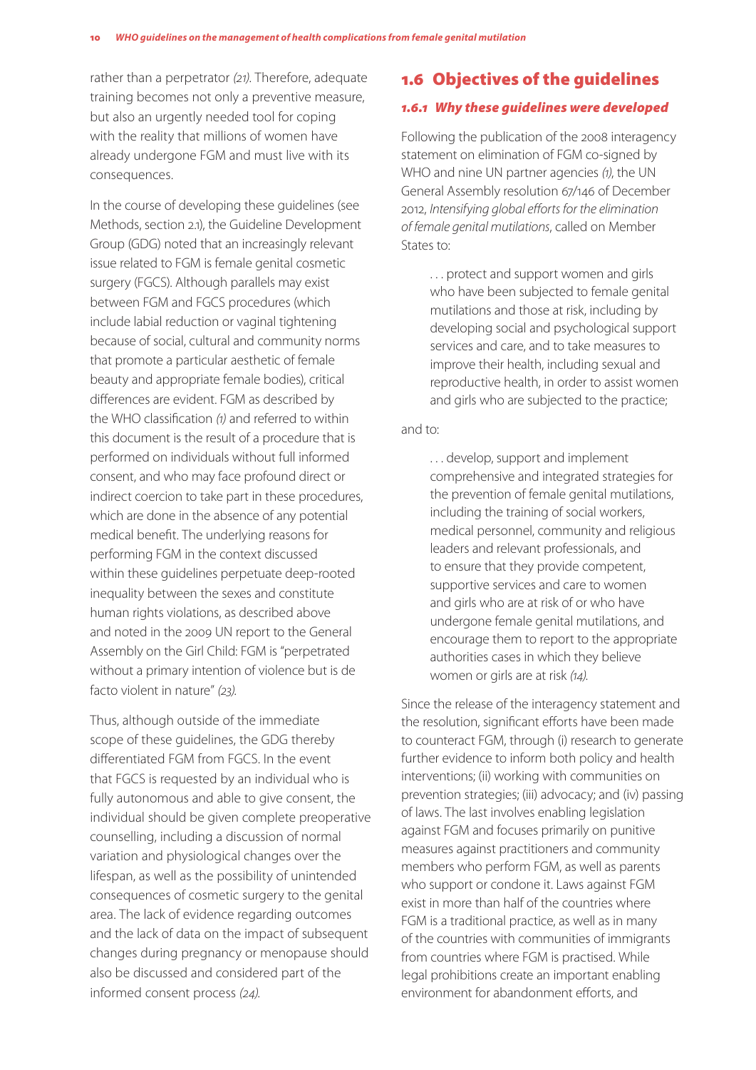rather than a perpetrator *(21)*. Therefore, adequate training becomes not only a preventive measure, but also an urgently needed tool for coping with the reality that millions of women have already undergone FGM and must live with its consequences.

In the course of developing these guidelines (see Methods, section 2.1), the Guideline Development Group (GDG) noted that an increasingly relevant issue related to FGM is female genital cosmetic surgery (FGCS). Although parallels may exist between FGM and FGCS procedures (which include labial reduction or vaginal tightening because of social, cultural and community norms that promote a particular aesthetic of female beauty and appropriate female bodies), critical differences are evident. FGM as described by the WHO classification *(1)* and referred to within this document is the result of a procedure that is performed on individuals without full informed consent, and who may face profound direct or indirect coercion to take part in these procedures, which are done in the absence of any potential medical benefit. The underlying reasons for performing FGM in the context discussed within these guidelines perpetuate deep-rooted inequality between the sexes and constitute human rights violations, as described above and noted in the 2009 UN report to the General Assembly on the Girl Child: FGM is "perpetrated without a primary intention of violence but is de facto violent in nature" *(23)*.

Thus, although outside of the immediate scope of these guidelines, the GDG thereby differentiated FGM from FGCS. In the event that FGCS is requested by an individual who is fully autonomous and able to give consent, the individual should be given complete preoperative counselling, including a discussion of normal variation and physiological changes over the lifespan, as well as the possibility of unintended consequences of cosmetic surgery to the genital area. The lack of evidence regarding outcomes and the lack of data on the impact of subsequent changes during pregnancy or menopause should also be discussed and considered part of the informed consent process *(24)*.

## 1.6 Objectives of the guidelines

### *1.6.1 Why these guidelines were developed*

Following the publication of the 2008 interagency statement on elimination of FGM co-signed by WHO and nine UN partner agencies *(1)*, the UN General Assembly resolution 67/146 of December 2012, *Intensifying global efforts for the elimination of female genital mutilations*, called on Member States to:

> . . . protect and support women and girls who have been subjected to female genital mutilations and those at risk, including by developing social and psychological support services and care, and to take measures to improve their health, including sexual and reproductive health, in order to assist women and girls who are subjected to the practice;

and to:

> . . . develop, support and implement comprehensive and integrated strategies for the prevention of female genital mutilations, including the training of social workers, medical personnel, community and religious leaders and relevant professionals, and to ensure that they provide competent, supportive services and care to women and girls who are at risk of or who have undergone female genital mutilations, and encourage them to report to the appropriate authorities cases in which they believe women or girls are at risk *(14)*.

Since the release of the interagency statement and the resolution, significant efforts have been made to counteract FGM, through (i) research to generate further evidence to inform both policy and health interventions; (ii) working with communities on prevention strategies; (iii) advocacy; and (iv) passing of laws. The last involves enabling legislation against FGM and focuses primarily on punitive measures against practitioners and community members who perform FGM, as well as parents who support or condone it. Laws against FGM exist in more than half of the countries where FGM is a traditional practice, as well as in many of the countries with communities of immigrants from countries where FGM is practised. While legal prohibitions create an important enabling environment for abandonment efforts, and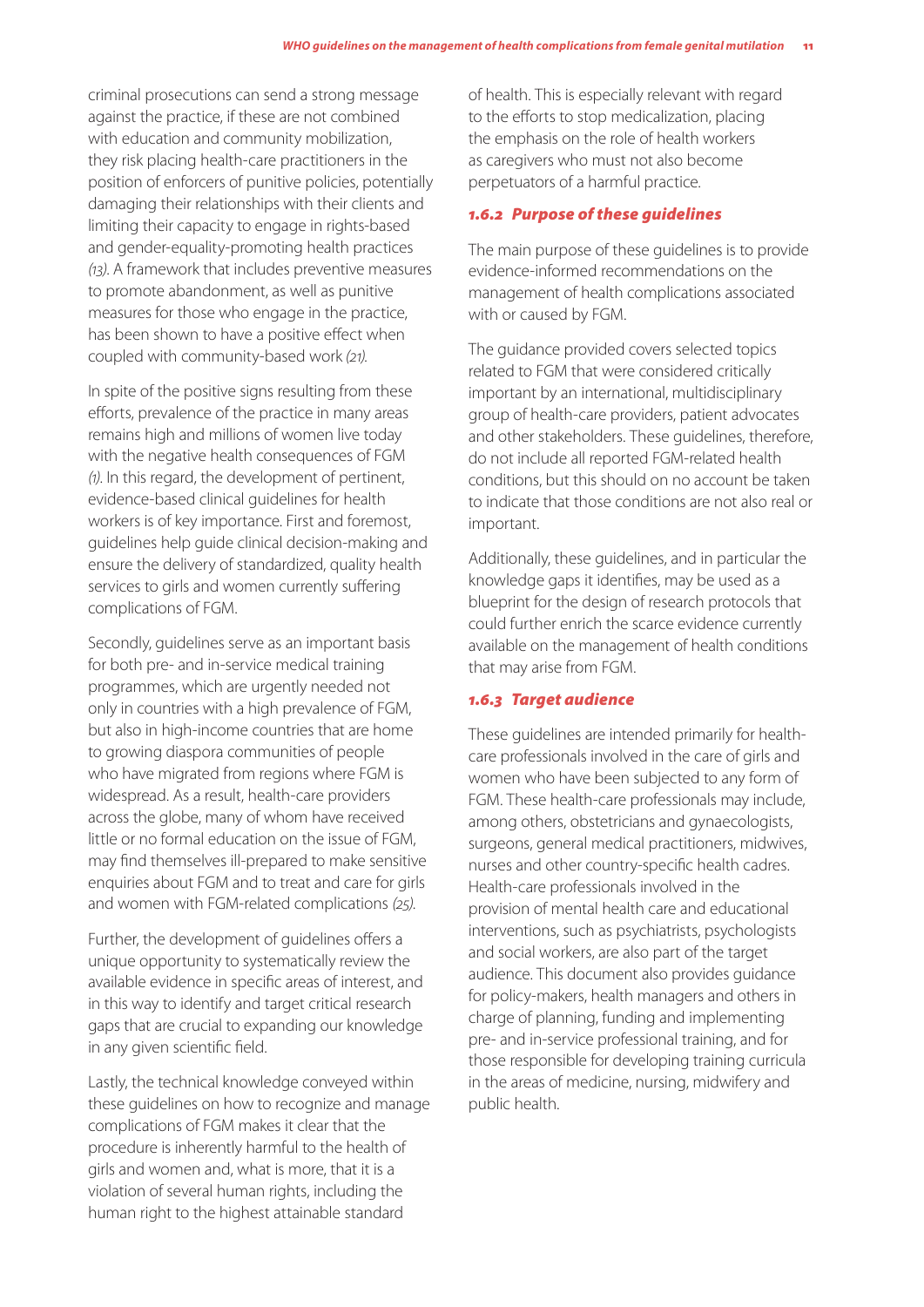criminal prosecutions can send a strong message against the practice, if these are not combined with education and community mobilization, they risk placing health-care practitioners in the position of enforcers of punitive policies, potentially damaging their relationships with their clients and limiting their capacity to engage in rights-based and gender-equality-promoting health practices *(13)*. A framework that includes preventive measures to promote abandonment, as well as punitive measures for those who engage in the practice, has been shown to have a positive effect when coupled with community-based work *(21)*.

In spite of the positive signs resulting from these efforts, prevalence of the practice in many areas remains high and millions of women live today with the negative health consequences of FGM *(1)*. In this regard, the development of pertinent, evidence-based clinical guidelines for health workers is of key importance. First and foremost, guidelines help guide clinical decision-making and ensure the delivery of standardized, quality health services to girls and women currently suffering complications of FGM.

Secondly, guidelines serve as an important basis for both pre- and in-service medical training programmes, which are urgently needed not only in countries with a high prevalence of FGM, but also in high-income countries that are home to growing diaspora communities of people who have migrated from regions where FGM is widespread. As a result, health-care providers across the globe, many of whom have received little or no formal education on the issue of FGM, may find themselves ill-prepared to make sensitive enquiries about FGM and to treat and care for girls and women with FGM-related complications *(25)*.

Further, the development of guidelines offers a unique opportunity to systematically review the available evidence in specific areas of interest, and in this way to identify and target critical research gaps that are crucial to expanding our knowledge in any given scientific field.

Lastly, the technical knowledge conveyed within these guidelines on how to recognize and manage complications of FGM makes it clear that the procedure is inherently harmful to the health of girls and women and, what is more, that it is a violation of several human rights, including the human right to the highest attainable standard of health. This is especially relevant with regard to the efforts to stop medicalization, placing the emphasis on the role of health workers as caregivers who must not also become perpetuators of a harmful practice.

### *1.6.2 Purpose of these guidelines*

The main purpose of these guidelines is to provide evidence-informed recommendations on the management of health complications associated with or caused by FGM.

The guidance provided covers selected topics related to FGM that were considered critically important by an international, multidisciplinary group of health-care providers, patient advocates and other stakeholders. These guidelines, therefore, do not include all reported FGM-related health conditions, but this should on no account be taken to indicate that those conditions are not also real or important.

Additionally, these guidelines, and in particular the knowledge gaps it identifies, may be used as a blueprint for the design of research protocols that could further enrich the scarce evidence currently available on the management of health conditions that may arise from FGM.

### *1.6.3 Target audience*

These guidelines are intended primarily for health-care professionals involved in the care of girls and women who have been subjected to any form of FGM. These health-care professionals may include, among others, obstetricians and gynaecologists, surgeons, general medical practitioners, midwives, nurses and other country-specific health cadres. Health-care professionals involved in the provision of mental health care and educational interventions, such as psychiatrists, psychologists and social workers, are also part of the target audience. This document also provides guidance for policy-makers, health managers and others in charge of planning, funding and implementing pre- and in-service professional training, and for those responsible for developing training curricula in the areas of medicine, nursing, midwifery and public health.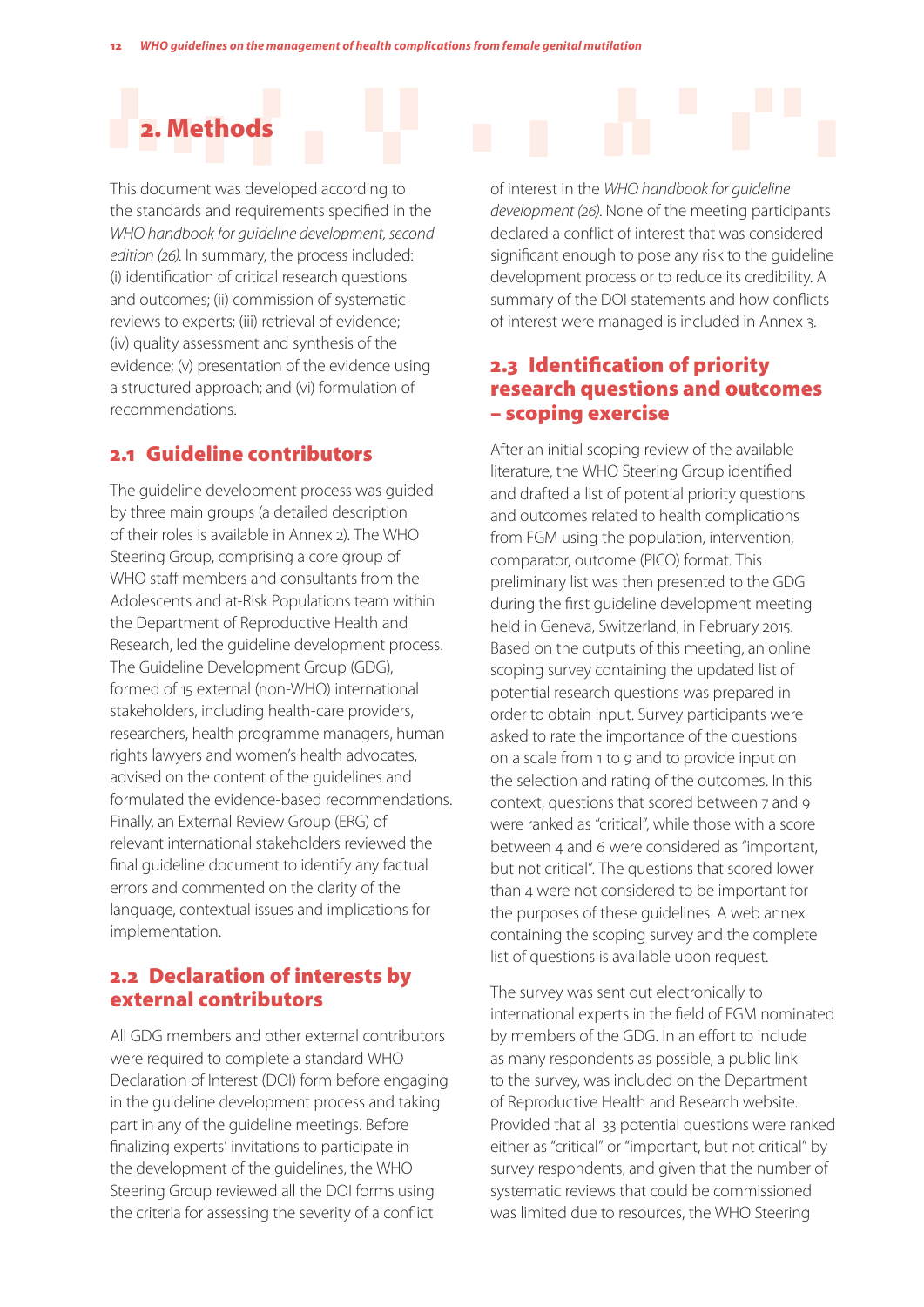# 2. Methods

This document was developed according to the standards and requirements specified in the *WHO handbook for guideline development, second edition (26)*. In summary, the process included: (i) identification of critical research questions and outcomes; (ii) commission of systematic reviews to experts; (iii) retrieval of evidence; (iv) quality assessment and synthesis of the evidence; (v) presentation of the evidence using a structured approach; and (vi) formulation of recommendations.

## 2.1 Guideline contributors

The guideline development process was guided by three main groups (a detailed description of their roles is available in Annex 2). The WHO Steering Group, comprising a core group of WHO staff members and consultants from the Adolescents and at-Risk Populations team within the Department of Reproductive Health and Research, led the guideline development process. The Guideline Development Group (GDG), formed of 15 external (non-WHO) international stakeholders, including health-care providers, researchers, health programme managers, human rights lawyers and women's health advocates, advised on the content of the guidelines and formulated the evidence-based recommendations. Finally, an External Review Group (ERG) of relevant international stakeholders reviewed the final guideline document to identify any factual errors and commented on the clarity of the language, contextual issues and implications for implementation.

## 2.2 Declaration of interests by external contributors

All GDG members and other external contributors were required to complete a standard WHO Declaration of Interest (DOI) form before engaging in the guideline development process and taking part in any of the guideline meetings. Before finalizing experts' invitations to participate in the development of the guidelines, the WHO Steering Group reviewed all the DOI forms using the criteria for assessing the severity of a conflict of interest in the *WHO handbook for guideline development (26)*. None of the meeting participants declared a conflict of interest that was considered significant enough to pose any risk to the guideline development process or to reduce its credibility. A summary of the DOI statements and how conflicts of interest were managed is included in Annex 3.

## 2.3 Identification of priority research questions and outcomes – scoping exercise

After an initial scoping review of the available literature, the WHO Steering Group identified and drafted a list of potential priority questions and outcomes related to health complications from FGM using the population, intervention, comparator, outcome (PICO) format. This preliminary list was then presented to the GDG during the first guideline development meeting held in Geneva, Switzerland, in February 2015. Based on the outputs of this meeting, an online scoping survey containing the updated list of potential research questions was prepared in order to obtain input. Survey participants were asked to rate the importance of the questions on a scale from 1 to 9 and to provide input on the selection and rating of the outcomes. In this context, questions that scored between 7 and 9 were ranked as "critical", while those with a score between 4 and 6 were considered as "important, but not critical". The questions that scored lower than 4 were not considered to be important for the purposes of these guidelines. A web annex containing the scoping survey and the complete list of questions is available upon request.

The survey was sent out electronically to international experts in the field of FGM nominated by members of the GDG. In an effort to include as many respondents as possible, a public link to the survey, was included on the Department of Reproductive Health and Research website. Provided that all 33 potential questions were ranked either as "critical" or "important, but not critical" by survey respondents, and given that the number of systematic reviews that could be commissioned was limited due to resources, the WHO Steering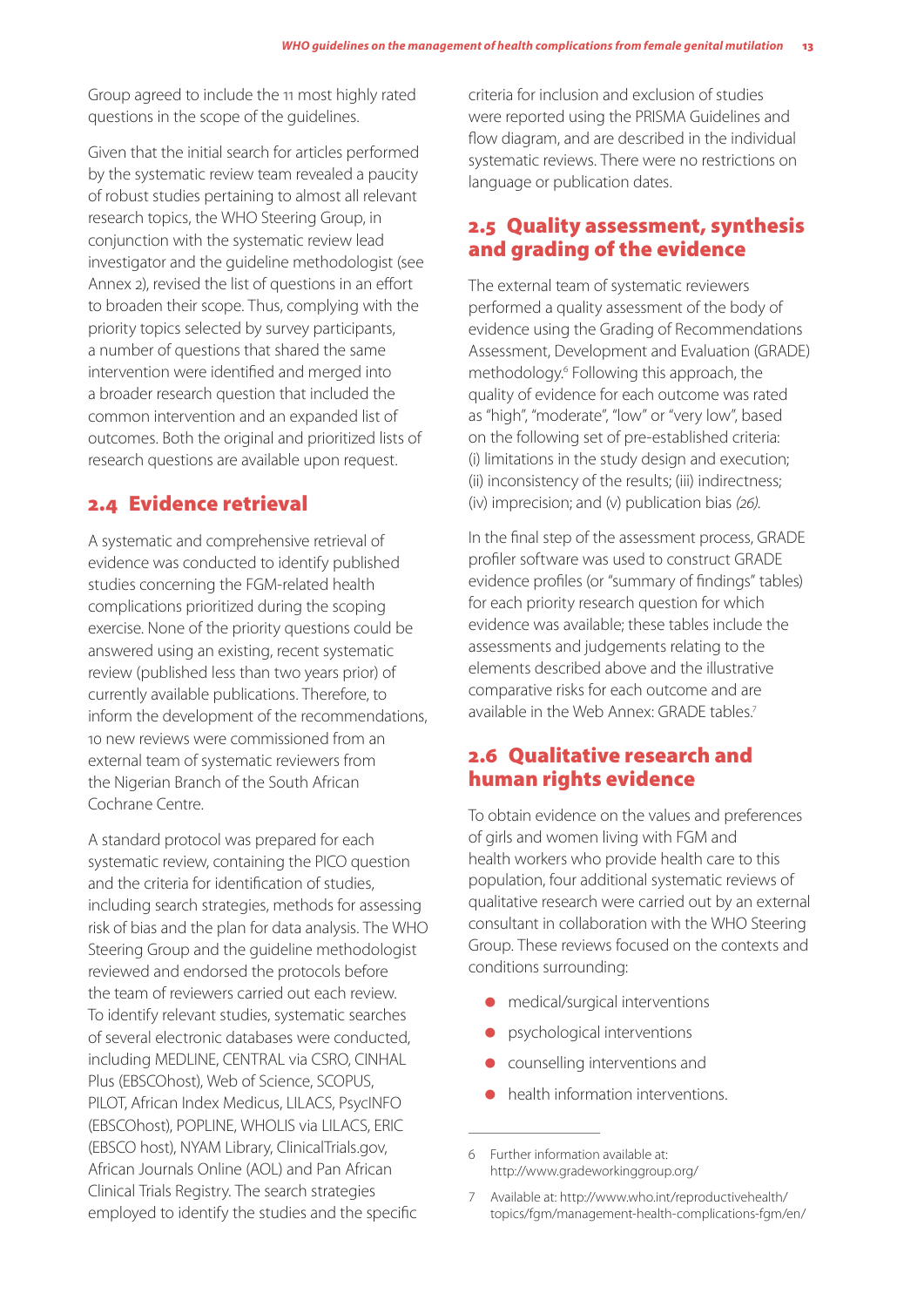Group agreed to include the 11 most highly rated questions in the scope of the guidelines.

Given that the initial search for articles performed by the systematic review team revealed a paucity of robust studies pertaining to almost all relevant research topics, the WHO Steering Group, in conjunction with the systematic review lead investigator and the guideline methodologist (see Annex 2), revised the list of questions in an effort to broaden their scope. Thus, complying with the priority topics selected by survey participants, a number of questions that shared the same intervention were identified and merged into a broader research question that included the common intervention and an expanded list of outcomes. Both the original and prioritized lists of research questions are available upon request.

## 2.4 Evidence retrieval

A systematic and comprehensive retrieval of evidence was conducted to identify published studies concerning the FGM-related health complications prioritized during the scoping exercise. None of the priority questions could be answered using an existing, recent systematic review (published less than two years prior) of currently available publications. Therefore, to inform the development of the recommendations, 10 new reviews were commissioned from an external team of systematic reviewers from the Nigerian Branch of the South African Cochrane Centre.

A standard protocol was prepared for each systematic review, containing the PICO question and the criteria for identification of studies, including search strategies, methods for assessing risk of bias and the plan for data analysis. The WHO Steering Group and the guideline methodologist reviewed and endorsed the protocols before the team of reviewers carried out each review. To identify relevant studies, systematic searches of several electronic databases were conducted, including MEDLINE, CENTRAL via CSRO, CINHAL Plus (EBSCOhost), Web of Science, SCOPUS, PILOT, African Index Medicus, LILACS, PsycINFO (EBSCOhost), POPLINE, WHOLIS via LILACS, ERIC (EBSCO host), NYAM Library, ClinicalTrials.gov, African Journals Online (AOL) and Pan African Clinical Trials Registry. The search strategies employed to identify the studies and the specific criteria for inclusion and exclusion of studies were reported using the PRISMA Guidelines and flow diagram, and are described in the individual systematic reviews. There were no restrictions on language or publication dates.

## 2.5 Quality assessment, synthesis and grading of the evidence

The external team of systematic reviewers performed a quality assessment of the body of evidence using the Grading of Recommendations Assessment, Development and Evaluation (GRADE) methodology.[6] Following this approach, the quality of evidence for each outcome was rated as "high", "moderate", "low" or "very low", based on the following set of pre-established criteria: (i) limitations in the study design and execution; (ii) inconsistency of the results; (iii) indirectness; (iv) imprecision; and (v) publication bias *(26)*.

In the final step of the assessment process, GRADE profiler software was used to construct GRADE evidence profiles (or "summary of findings" tables) for each priority research question for which evidence was available; these tables include the assessments and judgements relating to the elements described above and the illustrative comparative risks for each outcome and are available in the Web Annex: GRADE tables.[7]

## 2.6 Qualitative research and human rights evidence

To obtain evidence on the values and preferences of girls and women living with FGM and health workers who provide health care to this population, four additional systematic reviews of qualitative research were carried out by an external consultant in collaboration with the WHO Steering Group. These reviews focused on the contexts and conditions surrounding:

- medical/surgical interventions
- psychological interventions
- counselling interventions and
- health information interventions.

---

6 Further information available at: http://www.gradeworkinggroup.org/

7 Available at: http://www.who.int/reproductivehealth/topics/fgm/management-health-complications-fgm/en/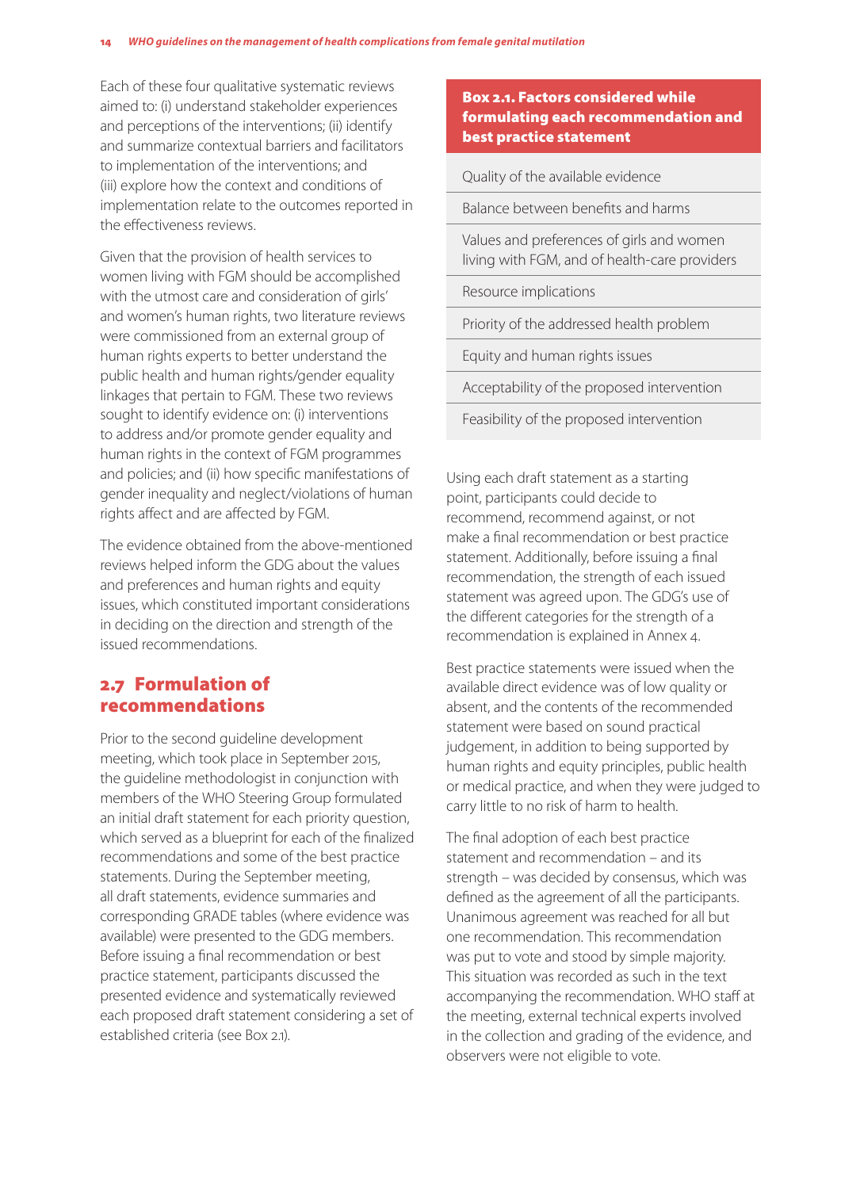Each of these four qualitative systematic reviews aimed to: (i) understand stakeholder experiences and perceptions of the interventions; (ii) identify and summarize contextual barriers and facilitators to implementation of the interventions; and (iii) explore how the context and conditions of implementation relate to the outcomes reported in the effectiveness reviews.

Given that the provision of health services to women living with FGM should be accomplished with the utmost care and consideration of girls' and women's human rights, two literature reviews were commissioned from an external group of human rights experts to better understand the public health and human rights/gender equality linkages that pertain to FGM. These two reviews sought to identify evidence on: (i) interventions to address and/or promote gender equality and human rights in the context of FGM programmes and policies; and (ii) how specific manifestations of gender inequality and neglect/violations of human rights affect and are affected by FGM.

The evidence obtained from the above-mentioned reviews helped inform the GDG about the values and preferences and human rights and equity issues, which constituted important considerations in deciding on the direction and strength of the issued recommendations.

## 2.7 Formulation of recommendations

Prior to the second guideline development meeting, which took place in September 2015, the guideline methodologist in conjunction with members of the WHO Steering Group formulated an initial draft statement for each priority question, which served as a blueprint for each of the finalized recommendations and some of the best practice statements. During the September meeting, all draft statements, evidence summaries and corresponding GRADE tables (where evidence was available) were presented to the GDG members. Before issuing a final recommendation or best practice statement, participants discussed the presented evidence and systematically reviewed each proposed draft statement considering a set of established criteria (see Box 2.1).

| **Box 2.1. Factors considered while formulating each recommendation and best practice statement** |
|---|
| Quality of the available evidence |
| Balance between benefits and harms |
| Values and preferences of girls and women living with FGM, and of health-care providers |
| Resource implications |
| Priority of the addressed health problem |
| Equity and human rights issues |
| Acceptability of the proposed intervention |
| Feasibility of the proposed intervention |

Using each draft statement as a starting point, participants could decide to recommend, recommend against, or not make a final recommendation or best practice statement. Additionally, before issuing a final recommendation, the strength of each issued statement was agreed upon. The GDG's use of the different categories for the strength of a recommendation is explained in Annex 4.

Best practice statements were issued when the available direct evidence was of low quality or absent, and the contents of the recommended statement were based on sound practical judgement, in addition to being supported by human rights and equity principles, public health or medical practice, and when they were judged to carry little to no risk of harm to health.

The final adoption of each best practice statement and recommendation – and its strength – was decided by consensus, which was defined as the agreement of all the participants. Unanimous agreement was reached for all but one recommendation. This recommendation was put to vote and stood by simple majority. This situation was recorded as such in the text accompanying the recommendation. WHO staff at the meeting, external technical experts involved in the collection and grading of the evidence, and observers were not eligible to vote.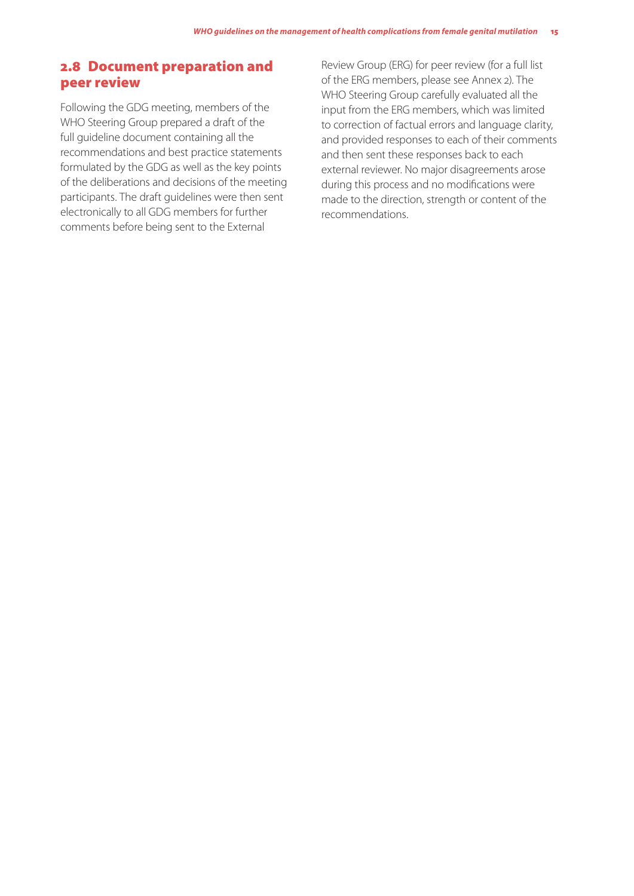## 2.8 Document preparation and peer review

Following the GDG meeting, members of the WHO Steering Group prepared a draft of the full guideline document containing all the recommendations and best practice statements formulated by the GDG as well as the key points of the deliberations and decisions of the meeting participants. The draft guidelines were then sent electronically to all GDG members for further comments before being sent to the External Review Group (ERG) for peer review (for a full list of the ERG members, please see Annex 2). The WHO Steering Group carefully evaluated all the input from the ERG members, which was limited to correction of factual errors and language clarity, and provided responses to each of their comments and then sent these responses back to each external reviewer. No major disagreements arose during this process and no modifications were made to the direction, strength or content of the recommendations.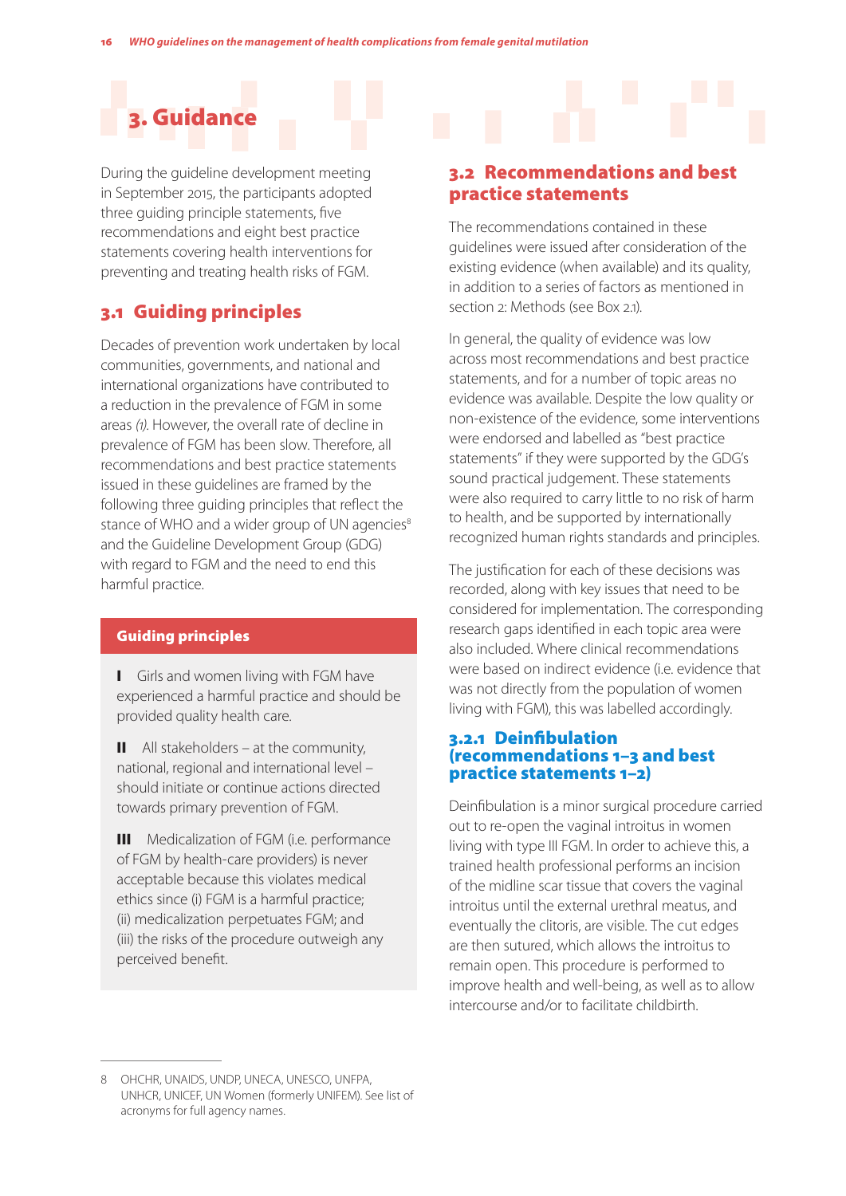# 3. Guidance

During the guideline development meeting in September 2015, the participants adopted three guiding principle statements, five recommendations and eight best practice statements covering health interventions for preventing and treating health risks of FGM.

## 3.1 Guiding principles

Decades of prevention work undertaken by local communities, governments, and national and international organizations have contributed to a reduction in the prevalence of FGM in some areas *(1)*. However, the overall rate of decline in prevalence of FGM has been slow. Therefore, all recommendations and best practice statements issued in these guidelines are framed by the following three guiding principles that reflect the stance of WHO and a wider group of UN agencies[8] and the Guideline Development Group (GDG) with regard to FGM and the need to end this harmful practice.

> **Guiding principles**
>
> **I** Girls and women living with FGM have experienced a harmful practice and should be provided quality health care.
>
> **II** All stakeholders – at the community, national, regional and international level – should initiate or continue actions directed towards primary prevention of FGM.
>
> **III** Medicalization of FGM (i.e. performance of FGM by health-care providers) is never acceptable because this violates medical ethics since (i) FGM is a harmful practice; (ii) medicalization perpetuates FGM; and (iii) the risks of the procedure outweigh any perceived benefit.

## 3.2 Recommendations and best practice statements

The recommendations contained in these guidelines were issued after consideration of the existing evidence (when available) and its quality, in addition to a series of factors as mentioned in section 2: Methods (see Box 2.1).

In general, the quality of evidence was low across most recommendations and best practice statements, and for a number of topic areas no evidence was available. Despite the low quality or non-existence of the evidence, some interventions were endorsed and labelled as "best practice statements" if they were supported by the GDG's sound practical judgement. These statements were also required to carry little to no risk of harm to health, and be supported by internationally recognized human rights standards and principles.

The justification for each of these decisions was recorded, along with key issues that need to be considered for implementation. The corresponding research gaps identified in each topic area were also included. Where clinical recommendations were based on indirect evidence (i.e. evidence that was not directly from the population of women living with FGM), this was labelled accordingly.

### 3.2.1 Deinfibulation (recommendations 1–3 and best practice statements 1–2)

Deinfibulation is a minor surgical procedure carried out to re-open the vaginal introitus in women living with type III FGM. In order to achieve this, a trained health professional performs an incision of the midline scar tissue that covers the vaginal introitus until the external urethral meatus, and eventually the clitoris, are visible. The cut edges are then sutured, which allows the introitus to remain open. This procedure is performed to improve health and well-being, as well as to allow intercourse and/or to facilitate childbirth.

---

8 OHCHR, UNAIDS, UNDP, UNECA, UNESCO, UNFPA, UNHCR, UNICEF, UN Women (formerly UNIFEM). See list of acronyms for full agency names.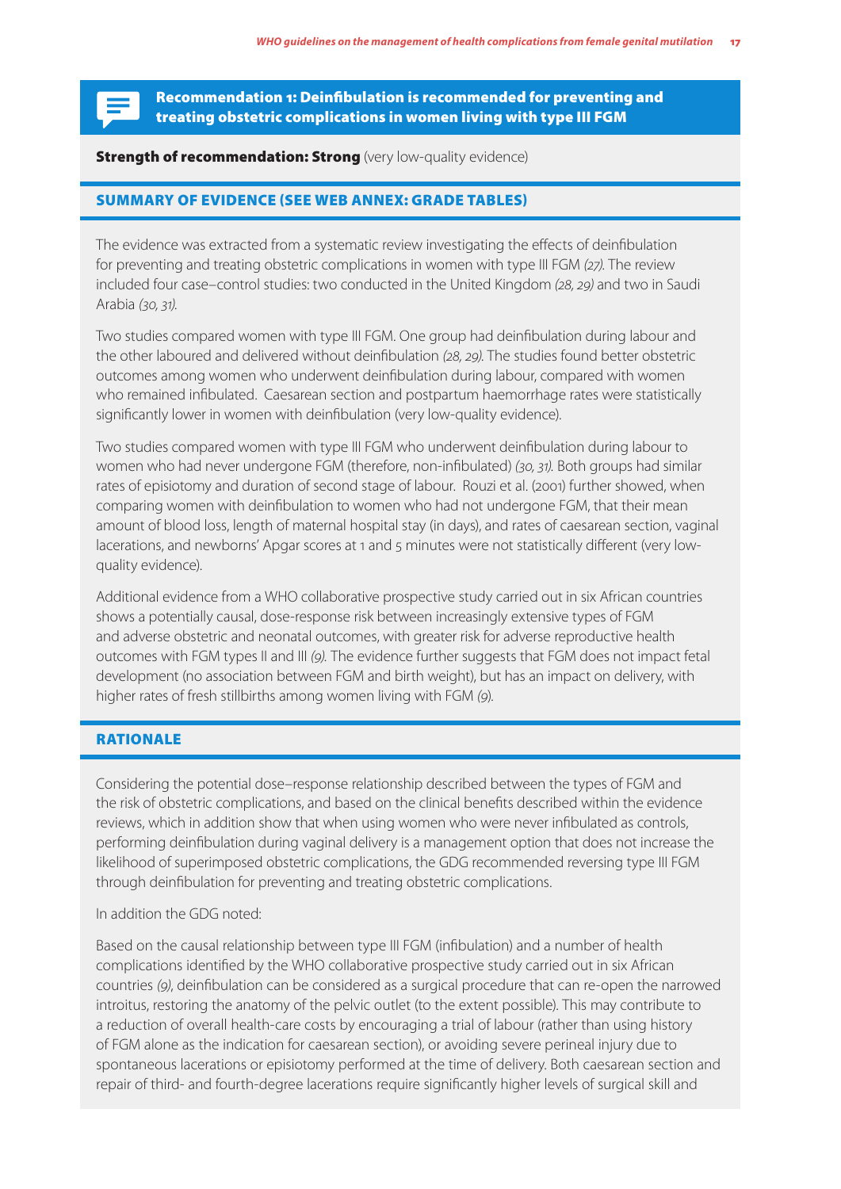## Recommendation 1: Deinfibulation is recommended for preventing and treating obstetric complications in women living with type III FGM

**Strength of recommendation: Strong** (very low-quality evidence)

### SUMMARY OF EVIDENCE (SEE WEB ANNEX: GRADE TABLES)

The evidence was extracted from a systematic review investigating the effects of deinfibulation for preventing and treating obstetric complications in women with type III FGM *(27)*. The review included four case–control studies: two conducted in the United Kingdom *(28, 29)* and two in Saudi Arabia *(30, 31)*.

Two studies compared women with type III FGM. One group had deinfibulation during labour and the other laboured and delivered without deinfibulation *(28, 29)*. The studies found better obstetric outcomes among women who underwent deinfibulation during labour, compared with women who remained infibulated. Caesarean section and postpartum haemorrhage rates were statistically significantly lower in women with deinfibulation (very low-quality evidence).

Two studies compared women with type III FGM who underwent deinfibulation during labour to women who had never undergone FGM (therefore, non-infibulated) *(30, 31)*. Both groups had similar rates of episiotomy and duration of second stage of labour. Rouzi et al. (2001) further showed, when comparing women with deinfibulation to women who had not undergone FGM, that their mean amount of blood loss, length of maternal hospital stay (in days), and rates of caesarean section, vaginal lacerations, and newborns' Apgar scores at 1 and 5 minutes were not statistically different (very low-quality evidence).

Additional evidence from a WHO collaborative prospective study carried out in six African countries shows a potentially causal, dose-response risk between increasingly extensive types of FGM and adverse obstetric and neonatal outcomes, with greater risk for adverse reproductive health outcomes with FGM types II and III *(9)*. The evidence further suggests that FGM does not impact fetal development (no association between FGM and birth weight), but has an impact on delivery, with higher rates of fresh stillbirths among women living with FGM *(9)*.

### RATIONALE

Considering the potential dose–response relationship described between the types of FGM and the risk of obstetric complications, and based on the clinical benefits described within the evidence reviews, which in addition show that when using women who were never infibulated as controls, performing deinfibulation during vaginal delivery is a management option that does not increase the likelihood of superimposed obstetric complications, the GDG recommended reversing type III FGM through deinfibulation for preventing and treating obstetric complications.

In addition the GDG noted:

Based on the causal relationship between type III FGM (infibulation) and a number of health complications identified by the WHO collaborative prospective study carried out in six African countries *(9)*, deinfibulation can be considered as a surgical procedure that can re-open the narrowed introitus, restoring the anatomy of the pelvic outlet (to the extent possible). This may contribute to a reduction of overall health-care costs by encouraging a trial of labour (rather than using history of FGM alone as the indication for caesarean section), or avoiding severe perineal injury due to spontaneous lacerations or episiotomy performed at the time of delivery. Both caesarean section and repair of third- and fourth-degree lacerations require significantly higher levels of surgical skill and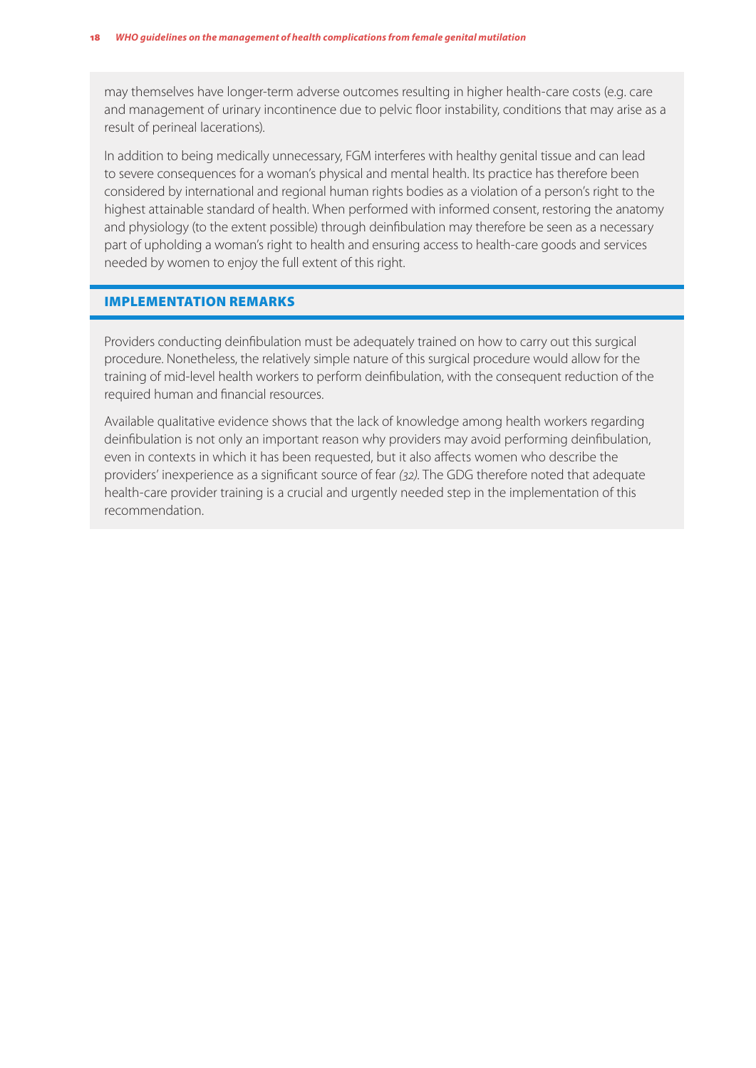may themselves have longer-term adverse outcomes resulting in higher health-care costs (e.g. care and management of urinary incontinence due to pelvic floor instability, conditions that may arise as a result of perineal lacerations).

In addition to being medically unnecessary, FGM interferes with healthy genital tissue and can lead to severe consequences for a woman's physical and mental health. Its practice has therefore been considered by international and regional human rights bodies as a violation of a person's right to the highest attainable standard of health. When performed with informed consent, restoring the anatomy and physiology (to the extent possible) through deinfibulation may therefore be seen as a necessary part of upholding a woman's right to health and ensuring access to health-care goods and services needed by women to enjoy the full extent of this right.

## IMPLEMENTATION REMARKS

Providers conducting deinfibulation must be adequately trained on how to carry out this surgical procedure. Nonetheless, the relatively simple nature of this surgical procedure would allow for the training of mid-level health workers to perform deinfibulation, with the consequent reduction of the required human and financial resources.

Available qualitative evidence shows that the lack of knowledge among health workers regarding deinfibulation is not only an important reason why providers may avoid performing deinfibulation, even in contexts in which it has been requested, but it also affects women who describe the providers' inexperience as a significant source of fear *(32)*. The GDG therefore noted that adequate health-care provider training is a crucial and urgently needed step in the implementation of this recommendation.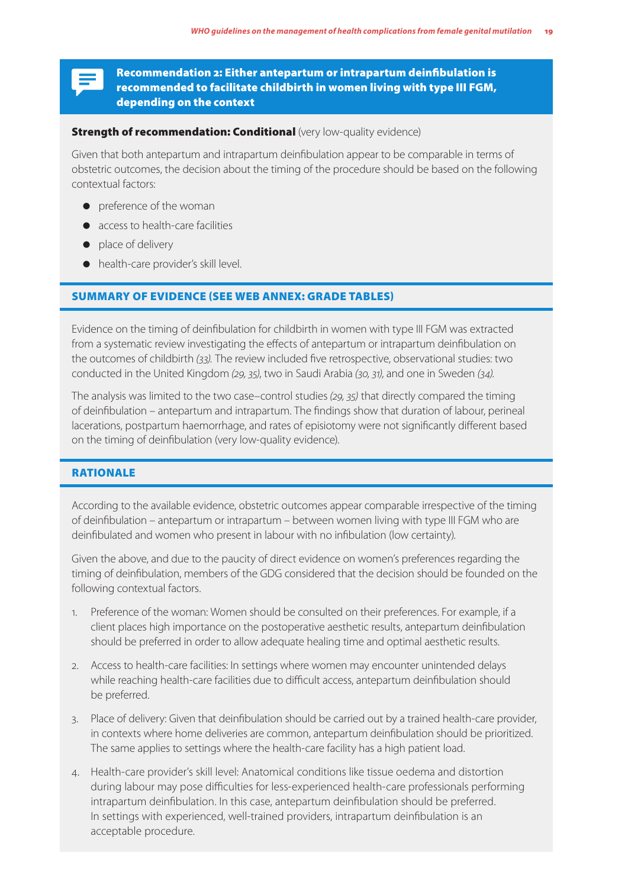### Recommendation 2: Either antepartum or intrapartum deinfibulation is recommended to facilitate childbirth in women living with type III FGM, depending on the context

**Strength of recommendation: Conditional** (very low-quality evidence)

Given that both antepartum and intrapartum deinfibulation appear to be comparable in terms of obstetric outcomes, the decision about the timing of the procedure should be based on the following contextual factors:

- preference of the woman
- access to health-care facilities
- place of delivery
- health-care provider's skill level.

#### SUMMARY OF EVIDENCE (SEE WEB ANNEX: GRADE TABLES)

Evidence on the timing of deinfibulation for childbirth in women with type III FGM was extracted from a systematic review investigating the effects of antepartum or intrapartum deinfibulation on the outcomes of childbirth *(33)*. The review included five retrospective, observational studies: two conducted in the United Kingdom *(29, 35)*, two in Saudi Arabia *(30, 31)*, and one in Sweden *(34)*.

The analysis was limited to the two case–control studies *(29, 35)* that directly compared the timing of deinfibulation – antepartum and intrapartum. The findings show that duration of labour, perineal lacerations, postpartum haemorrhage, and rates of episiotomy were not significantly different based on the timing of deinfibulation (very low-quality evidence).

#### RATIONALE

According to the available evidence, obstetric outcomes appear comparable irrespective of the timing of deinfibulation – antepartum or intrapartum – between women living with type III FGM who are deinfibulated and women who present in labour with no infibulation (low certainty).

Given the above, and due to the paucity of direct evidence on women's preferences regarding the timing of deinfibulation, members of the GDG considered that the decision should be founded on the following contextual factors.

1. Preference of the woman: Women should be consulted on their preferences. For example, if a client places high importance on the postoperative aesthetic results, antepartum deinfibulation should be preferred in order to allow adequate healing time and optimal aesthetic results.
2. Access to health-care facilities: In settings where women may encounter unintended delays while reaching health-care facilities due to difficult access, antepartum deinfibulation should be preferred.
3. Place of delivery: Given that deinfibulation should be carried out by a trained health-care provider, in contexts where home deliveries are common, antepartum deinfibulation should be prioritized. The same applies to settings where the health-care facility has a high patient load.
4. Health-care provider's skill level: Anatomical conditions like tissue oedema and distortion during labour may pose difficulties for less-experienced health-care professionals performing intrapartum deinfibulation. In this case, antepartum deinfibulation should be preferred. In settings with experienced, well-trained providers, intrapartum deinfibulation is an acceptable procedure.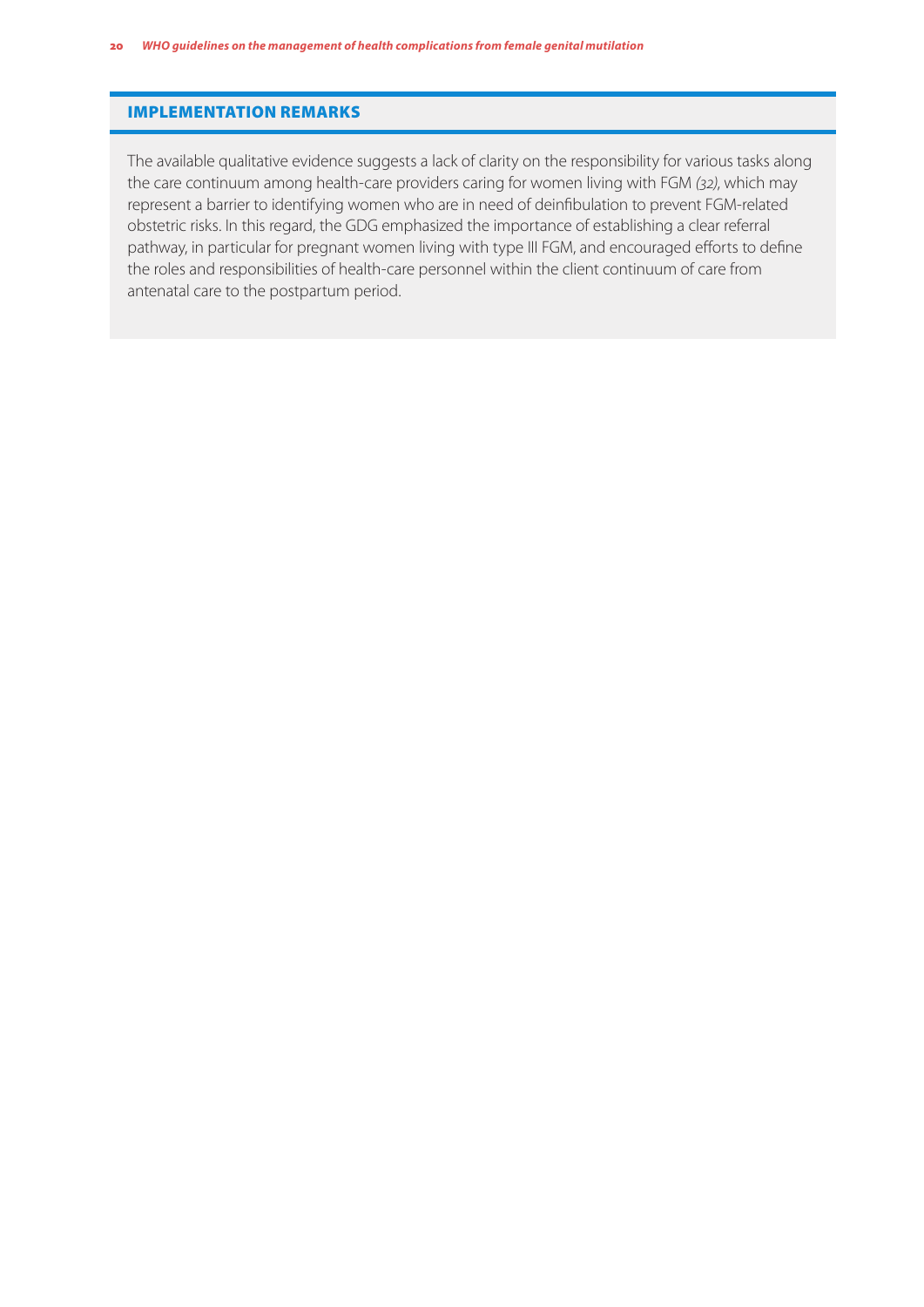## IMPLEMENTATION REMARKS

The available qualitative evidence suggests a lack of clarity on the responsibility for various tasks along the care continuum among health-care providers caring for women living with FGM *(32)*, which may represent a barrier to identifying women who are in need of deinfibulation to prevent FGM-related obstetric risks. In this regard, the GDG emphasized the importance of establishing a clear referral pathway, in particular for pregnant women living with type III FGM, and encouraged efforts to define the roles and responsibilities of health-care personnel within the client continuum of care from antenatal care to the postpartum period.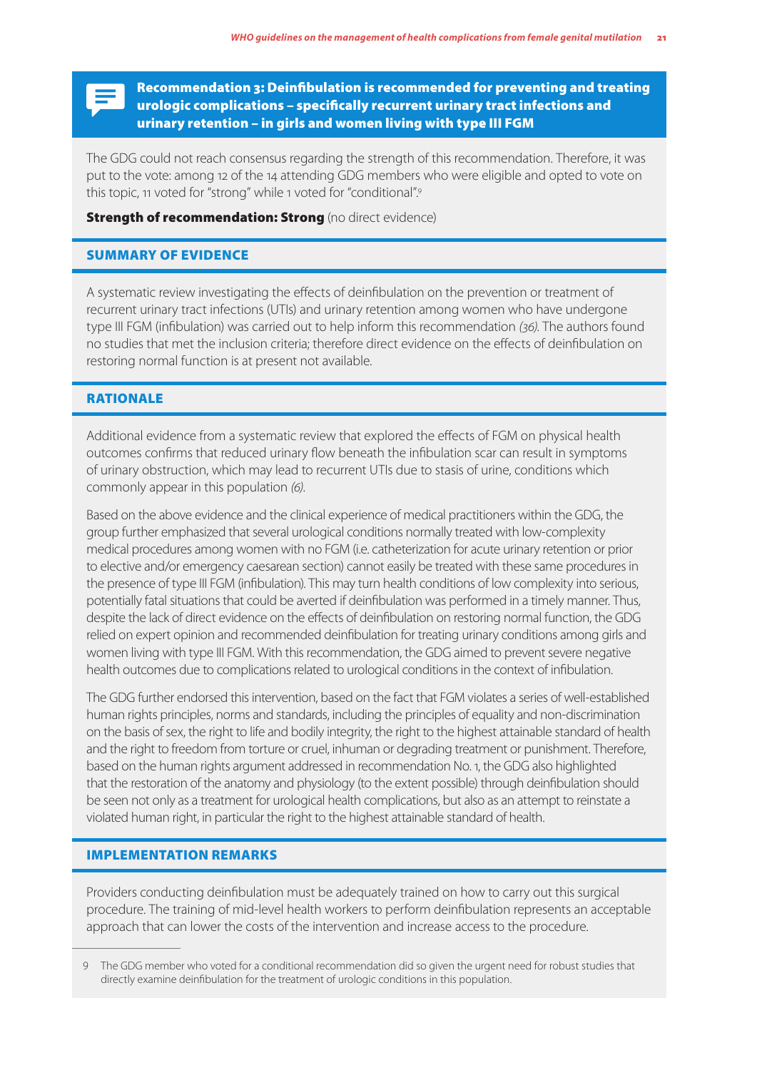## Recommendation 3: Deinfibulation is recommended for preventing and treating urologic complications – specifically recurrent urinary tract infections and urinary retention – in girls and women living with type III FGM

The GDG could not reach consensus regarding the strength of this recommendation. Therefore, it was put to the vote: among 12 of the 14 attending GDG members who were eligible and opted to vote on this topic, 11 voted for "strong" while 1 voted for "conditional".[9]

**Strength of recommendation: Strong** (no direct evidence)

### SUMMARY OF EVIDENCE

A systematic review investigating the effects of deinfibulation on the prevention or treatment of recurrent urinary tract infections (UTIs) and urinary retention among women who have undergone type III FGM (infibulation) was carried out to help inform this recommendation *(36)*. The authors found no studies that met the inclusion criteria; therefore direct evidence on the effects of deinfibulation on restoring normal function is at present not available.

### RATIONALE

Additional evidence from a systematic review that explored the effects of FGM on physical health outcomes confirms that reduced urinary flow beneath the infibulation scar can result in symptoms of urinary obstruction, which may lead to recurrent UTIs due to stasis of urine, conditions which commonly appear in this population *(6)*.

Based on the above evidence and the clinical experience of medical practitioners within the GDG, the group further emphasized that several urological conditions normally treated with low-complexity medical procedures among women with no FGM (i.e. catheterization for acute urinary retention or prior to elective and/or emergency caesarean section) cannot easily be treated with these same procedures in the presence of type III FGM (infibulation). This may turn health conditions of low complexity into serious, potentially fatal situations that could be averted if deinfibulation was performed in a timely manner. Thus, despite the lack of direct evidence on the effects of deinfibulation on restoring normal function, the GDG relied on expert opinion and recommended deinfibulation for treating urinary conditions among girls and women living with type III FGM. With this recommendation, the GDG aimed to prevent severe negative health outcomes due to complications related to urological conditions in the context of infibulation.

The GDG further endorsed this intervention, based on the fact that FGM violates a series of well-established human rights principles, norms and standards, including the principles of equality and non-discrimination on the basis of sex, the right to life and bodily integrity, the right to the highest attainable standard of health and the right to freedom from torture or cruel, inhuman or degrading treatment or punishment. Therefore, based on the human rights argument addressed in recommendation No. 1, the GDG also highlighted that the restoration of the anatomy and physiology (to the extent possible) through deinfibulation should be seen not only as a treatment for urological health complications, but also as an attempt to reinstate a violated human right, in particular the right to the highest attainable standard of health.

### IMPLEMENTATION REMARKS

Providers conducting deinfibulation must be adequately trained on how to carry out this surgical procedure. The training of mid-level health workers to perform deinfibulation represents an acceptable approach that can lower the costs of the intervention and increase access to the procedure.

---

9 The GDG member who voted for a conditional recommendation did so given the urgent need for robust studies that directly examine deinfibulation for the treatment of urologic conditions in this population.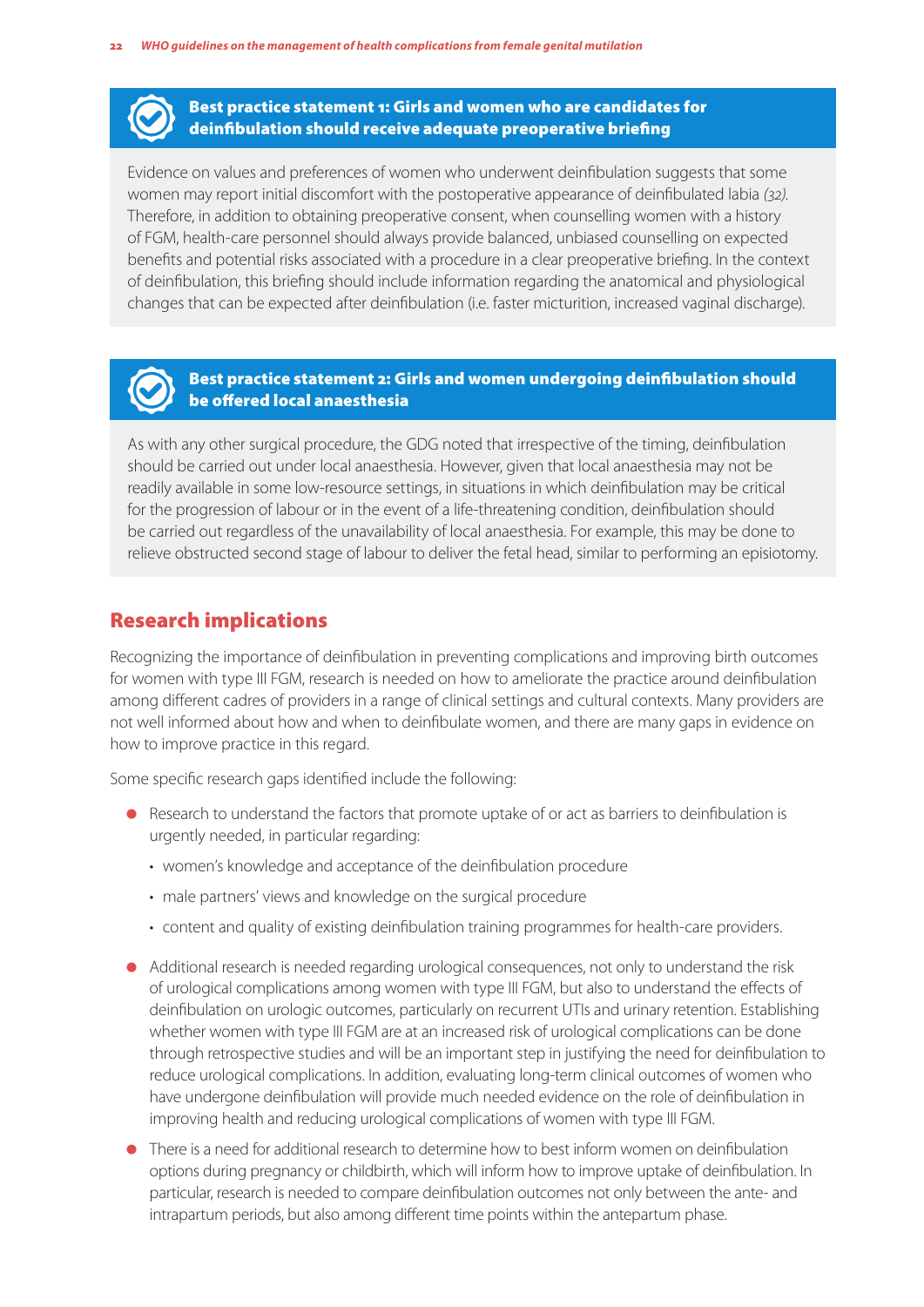### Best practice statement 1: Girls and women who are candidates for deinfibulation should receive adequate preoperative briefing

Evidence on values and preferences of women who underwent deinfibulation suggests that some women may report initial discomfort with the postoperative appearance of deinfibulated labia *(32)*. Therefore, in addition to obtaining preoperative consent, when counselling women with a history of FGM, health-care personnel should always provide balanced, unbiased counselling on expected benefits and potential risks associated with a procedure in a clear preoperative briefing. In the context of deinfibulation, this briefing should include information regarding the anatomical and physiological changes that can be expected after deinfibulation (i.e. faster micturition, increased vaginal discharge).

### Best practice statement 2: Girls and women undergoing deinfibulation should be offered local anaesthesia

As with any other surgical procedure, the GDG noted that irrespective of the timing, deinfibulation should be carried out under local anaesthesia. However, given that local anaesthesia may not be readily available in some low-resource settings, in situations in which deinfibulation may be critical for the progression of labour or in the event of a life-threatening condition, deinfibulation should be carried out regardless of the unavailability of local anaesthesia. For example, this may be done to relieve obstructed second stage of labour to deliver the fetal head, similar to performing an episiotomy.

## Research implications

Recognizing the importance of deinfibulation in preventing complications and improving birth outcomes for women with type III FGM, research is needed on how to ameliorate the practice around deinfibulation among different cadres of providers in a range of clinical settings and cultural contexts. Many providers are not well informed about how and when to deinfibulate women, and there are many gaps in evidence on how to improve practice in this regard.

Some specific research gaps identified include the following:

- Research to understand the factors that promote uptake of or act as barriers to deinfibulation is urgently needed, in particular regarding:
  - women's knowledge and acceptance of the deinfibulation procedure
  - male partners' views and knowledge on the surgical procedure
  - content and quality of existing deinfibulation training programmes for health-care providers.
- Additional research is needed regarding urological consequences, not only to understand the risk of urological complications among women with type III FGM, but also to understand the effects of deinfibulation on urologic outcomes, particularly on recurrent UTIs and urinary retention. Establishing whether women with type III FGM are at an increased risk of urological complications can be done through retrospective studies and will be an important step in justifying the need for deinfibulation to reduce urological complications. In addition, evaluating long-term clinical outcomes of women who have undergone deinfibulation will provide much needed evidence on the role of deinfibulation in improving health and reducing urological complications of women with type III FGM.
- There is a need for additional research to determine how to best inform women on deinfibulation options during pregnancy or childbirth, which will inform how to improve uptake of deinfibulation. In particular, research is needed to compare deinfibulation outcomes not only between the ante- and intrapartum periods, but also among different time points within the antepartum phase.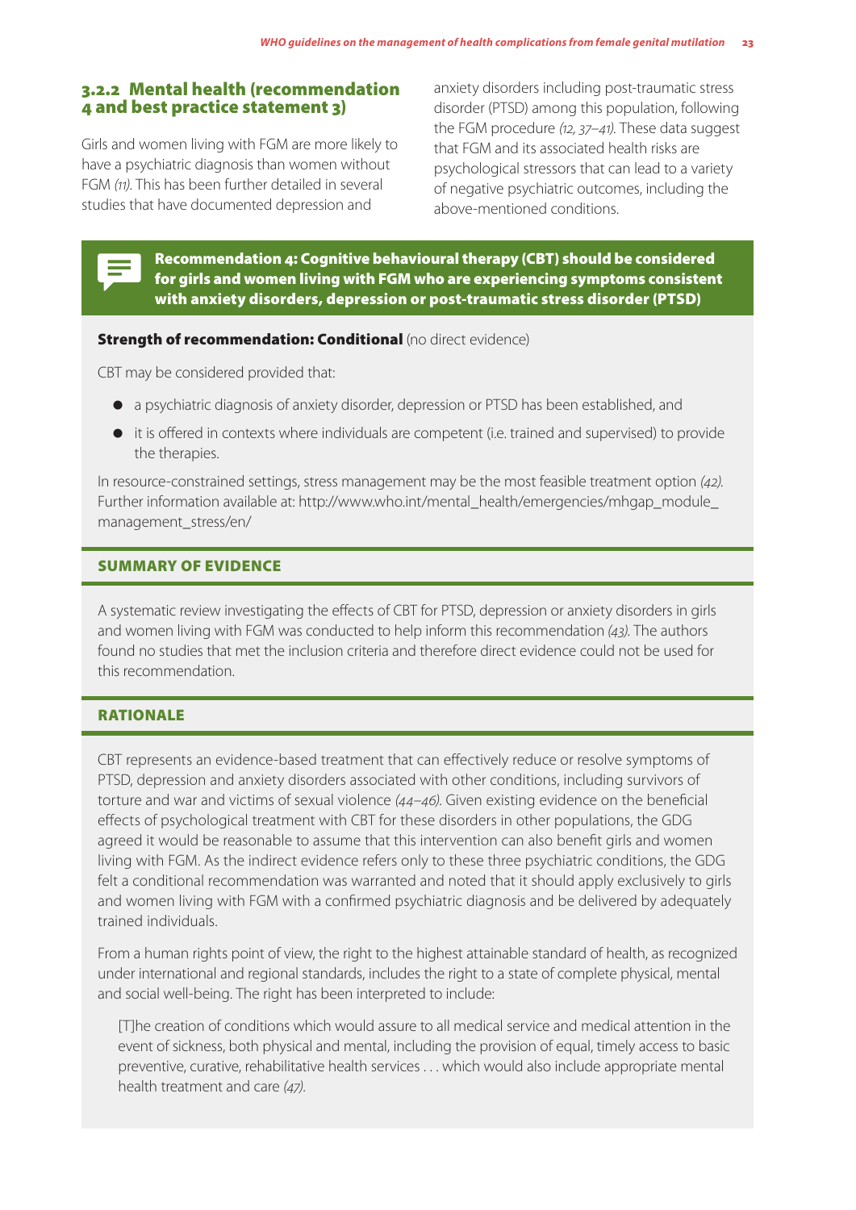### 3.2.2 Mental health (recommendation 4 and best practice statement 3)

Girls and women living with FGM are more likely to have a psychiatric diagnosis than women without FGM *(11)*. This has been further detailed in several studies that have documented depression and anxiety disorders including post-traumatic stress disorder (PTSD) among this population, following the FGM procedure *(12, 37–41)*. These data suggest that FGM and its associated health risks are psychological stressors that can lead to a variety of negative psychiatric outcomes, including the above-mentioned conditions.

**Recommendation 4: Cognitive behavioural therapy (CBT) should be considered for girls and women living with FGM who are experiencing symptoms consistent with anxiety disorders, depression or post-traumatic stress disorder (PTSD)**

**Strength of recommendation: Conditional** (no direct evidence)

CBT may be considered provided that:

- a psychiatric diagnosis of anxiety disorder, depression or PTSD has been established, and
- it is offered in contexts where individuals are competent (i.e. trained and supervised) to provide the therapies.

In resource-constrained settings, stress management may be the most feasible treatment option *(42)*. Further information available at: http://www.who.int/mental_health/emergencies/mhgap_module_management_stress/en/

#### SUMMARY OF EVIDENCE

A systematic review investigating the effects of CBT for PTSD, depression or anxiety disorders in girls and women living with FGM was conducted to help inform this recommendation *(43)*. The authors found no studies that met the inclusion criteria and therefore direct evidence could not be used for this recommendation.

#### RATIONALE

CBT represents an evidence-based treatment that can effectively reduce or resolve symptoms of PTSD, depression and anxiety disorders associated with other conditions, including survivors of torture and war and victims of sexual violence *(44–46)*. Given existing evidence on the beneficial effects of psychological treatment with CBT for these disorders in other populations, the GDG agreed it would be reasonable to assume that this intervention can also benefit girls and women living with FGM. As the indirect evidence refers only to these three psychiatric conditions, the GDG felt a conditional recommendation was warranted and noted that it should apply exclusively to girls and women living with FGM with a confirmed psychiatric diagnosis and be delivered by adequately trained individuals.

From a human rights point of view, the right to the highest attainable standard of health, as recognized under international and regional standards, includes the right to a state of complete physical, mental and social well-being. The right has been interpreted to include:

> [T]he creation of conditions which would assure to all medical service and medical attention in the event of sickness, both physical and mental, including the provision of equal, timely access to basic preventive, curative, rehabilitative health services . . . which would also include appropriate mental health treatment and care *(47)*.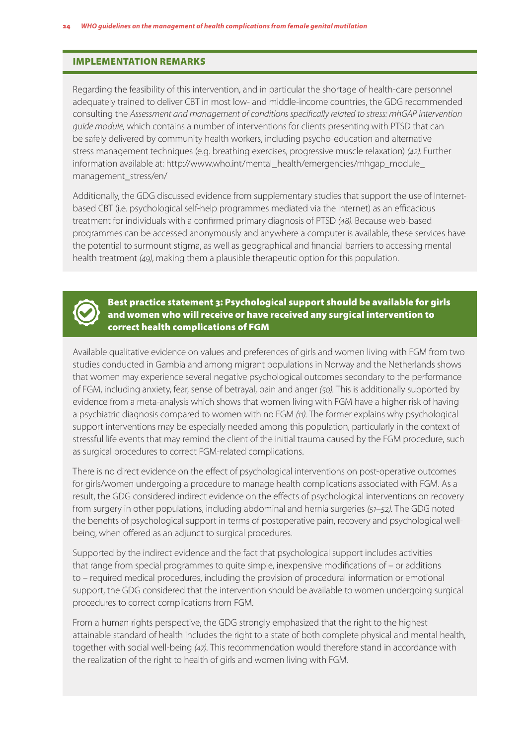### IMPLEMENTATION REMARKS

Regarding the feasibility of this intervention, and in particular the shortage of health-care personnel adequately trained to deliver CBT in most low- and middle-income countries, the GDG recommended consulting the *Assessment and management of conditions specifically related to stress: mhGAP intervention guide module,* which contains a number of interventions for clients presenting with PTSD that can be safely delivered by community health workers, including psycho-education and alternative stress management techniques (e.g. breathing exercises, progressive muscle relaxation) *(42)*. Further information available at: http://www.who.int/mental_health/emergencies/mhgap_module_management_stress/en/

Additionally, the GDG discussed evidence from supplementary studies that support the use of Internet-based CBT (i.e. psychological self-help programmes mediated via the Internet) as an efficacious treatment for individuals with a confirmed primary diagnosis of PTSD *(48)*. Because web-based programmes can be accessed anonymously and anywhere a computer is available, these services have the potential to surmount stigma, as well as geographical and financial barriers to accessing mental health treatment *(49)*, making them a plausible therapeutic option for this population.

### Best practice statement 3: Psychological support should be available for girls and women who will receive or have received any surgical intervention to correct health complications of FGM

Available qualitative evidence on values and preferences of girls and women living with FGM from two studies conducted in Gambia and among migrant populations in Norway and the Netherlands shows that women may experience several negative psychological outcomes secondary to the performance of FGM, including anxiety, fear, sense of betrayal, pain and anger *(50)*. This is additionally supported by evidence from a meta-analysis which shows that women living with FGM have a higher risk of having a psychiatric diagnosis compared to women with no FGM *(11)*. The former explains why psychological support interventions may be especially needed among this population, particularly in the context of stressful life events that may remind the client of the initial trauma caused by the FGM procedure, such as surgical procedures to correct FGM-related complications.

There is no direct evidence on the effect of psychological interventions on post-operative outcomes for girls/women undergoing a procedure to manage health complications associated with FGM. As a result, the GDG considered indirect evidence on the effects of psychological interventions on recovery from surgery in other populations, including abdominal and hernia surgeries *(51–52)*. The GDG noted the benefits of psychological support in terms of postoperative pain, recovery and psychological well-being, when offered as an adjunct to surgical procedures.

Supported by the indirect evidence and the fact that psychological support includes activities that range from special programmes to quite simple, inexpensive modifications of – or additions to – required medical procedures, including the provision of procedural information or emotional support, the GDG considered that the intervention should be available to women undergoing surgical procedures to correct complications from FGM.

From a human rights perspective, the GDG strongly emphasized that the right to the highest attainable standard of health includes the right to a state of both complete physical and mental health, together with social well-being *(47)*. This recommendation would therefore stand in accordance with the realization of the right to health of girls and women living with FGM.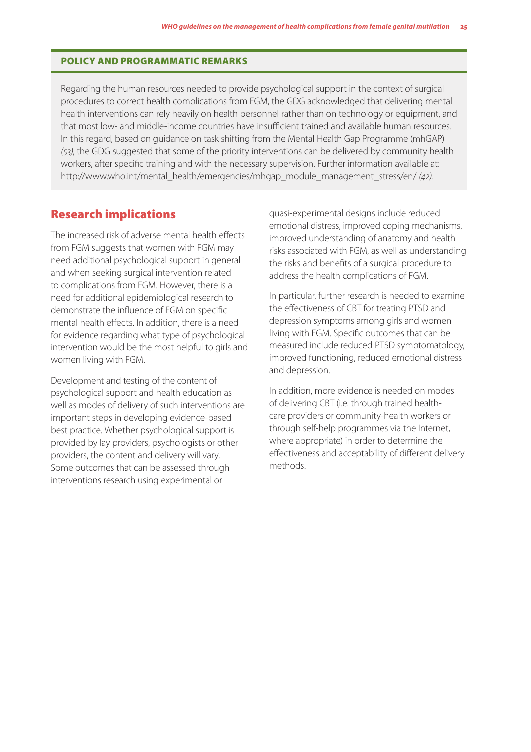### POLICY AND PROGRAMMATIC REMARKS

Regarding the human resources needed to provide psychological support in the context of surgical procedures to correct health complications from FGM, the GDG acknowledged that delivering mental health interventions can rely heavily on health personnel rather than on technology or equipment, and that most low- and middle-income countries have insufficient trained and available human resources. In this regard, based on guidance on task shifting from the Mental Health Gap Programme (mhGAP) *(53)*, the GDG suggested that some of the priority interventions can be delivered by community health workers, after specific training and with the necessary supervision. Further information available at: http://www.who.int/mental_health/emergencies/mhgap_module_management_stress/en/ *(42)*.

## Research implications

The increased risk of adverse mental health effects from FGM suggests that women with FGM may need additional psychological support in general and when seeking surgical intervention related to complications from FGM. However, there is a need for additional epidemiological research to demonstrate the influence of FGM on specific mental health effects. In addition, there is a need for evidence regarding what type of psychological intervention would be the most helpful to girls and women living with FGM.

Development and testing of the content of psychological support and health education as well as modes of delivery of such interventions are important steps in developing evidence-based best practice. Whether psychological support is provided by lay providers, psychologists or other providers, the content and delivery will vary. Some outcomes that can be assessed through interventions research using experimental or quasi-experimental designs include reduced emotional distress, improved coping mechanisms, improved understanding of anatomy and health risks associated with FGM, as well as understanding the risks and benefits of a surgical procedure to address the health complications of FGM.

In particular, further research is needed to examine the effectiveness of CBT for treating PTSD and depression symptoms among girls and women living with FGM. Specific outcomes that can be measured include reduced PTSD symptomatology, improved functioning, reduced emotional distress and depression.

In addition, more evidence is needed on modes of delivering CBT (i.e. through trained health-care providers or community-health workers or through self-help programmes via the Internet, where appropriate) in order to determine the effectiveness and acceptability of different delivery methods.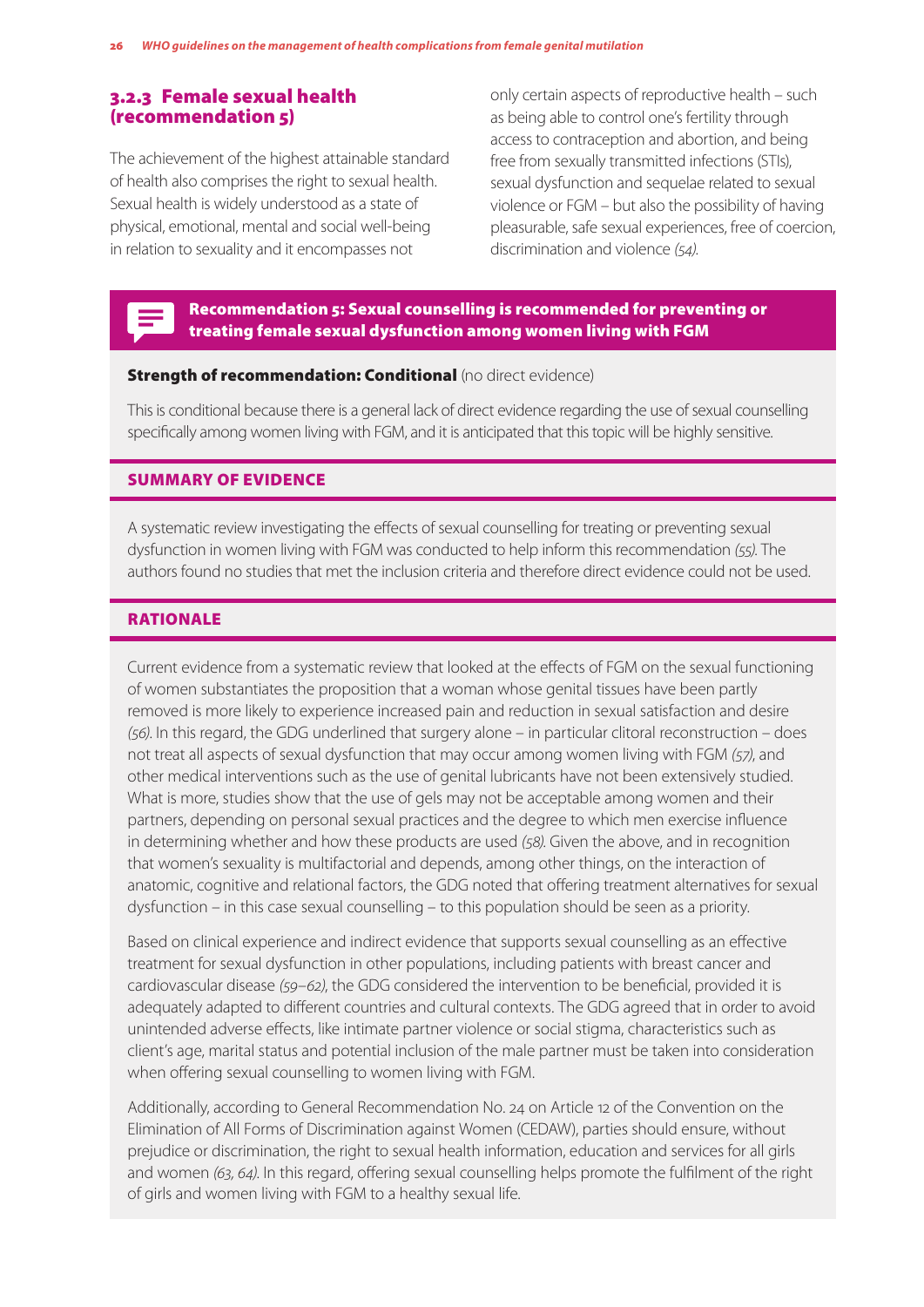### 3.2.3 Female sexual health (recommendation 5)

The achievement of the highest attainable standard of health also comprises the right to sexual health. Sexual health is widely understood as a state of physical, emotional, mental and social well-being in relation to sexuality and it encompasses not only certain aspects of reproductive health – such as being able to control one's fertility through access to contraception and abortion, and being free from sexually transmitted infections (STIs), sexual dysfunction and sequelae related to sexual violence or FGM – but also the possibility of having pleasurable, safe sexual experiences, free of coercion, discrimination and violence *(54)*.

**Recommendation 5: Sexual counselling is recommended for preventing or treating female sexual dysfunction among women living with FGM**

**Strength of recommendation: Conditional** (no direct evidence)

This is conditional because there is a general lack of direct evidence regarding the use of sexual counselling specifically among women living with FGM, and it is anticipated that this topic will be highly sensitive.

#### SUMMARY OF EVIDENCE

A systematic review investigating the effects of sexual counselling for treating or preventing sexual dysfunction in women living with FGM was conducted to help inform this recommendation *(55)*. The authors found no studies that met the inclusion criteria and therefore direct evidence could not be used.

#### RATIONALE

Current evidence from a systematic review that looked at the effects of FGM on the sexual functioning of women substantiates the proposition that a woman whose genital tissues have been partly removed is more likely to experience increased pain and reduction in sexual satisfaction and desire *(56)*. In this regard, the GDG underlined that surgery alone – in particular clitoral reconstruction – does not treat all aspects of sexual dysfunction that may occur among women living with FGM *(57)*, and other medical interventions such as the use of genital lubricants have not been extensively studied. What is more, studies show that the use of gels may not be acceptable among women and their partners, depending on personal sexual practices and the degree to which men exercise influence in determining whether and how these products are used *(58)*. Given the above, and in recognition that women's sexuality is multifactorial and depends, among other things, on the interaction of anatomic, cognitive and relational factors, the GDG noted that offering treatment alternatives for sexual dysfunction – in this case sexual counselling – to this population should be seen as a priority.

Based on clinical experience and indirect evidence that supports sexual counselling as an effective treatment for sexual dysfunction in other populations, including patients with breast cancer and cardiovascular disease *(59–62)*, the GDG considered the intervention to be beneficial, provided it is adequately adapted to different countries and cultural contexts. The GDG agreed that in order to avoid unintended adverse effects, like intimate partner violence or social stigma, characteristics such as client's age, marital status and potential inclusion of the male partner must be taken into consideration when offering sexual counselling to women living with FGM.

Additionally, according to General Recommendation No. 24 on Article 12 of the Convention on the Elimination of All Forms of Discrimination against Women (CEDAW), parties should ensure, without prejudice or discrimination, the right to sexual health information, education and services for all girls and women *(63, 64)*. In this regard, offering sexual counselling helps promote the fulfilment of the right of girls and women living with FGM to a healthy sexual life.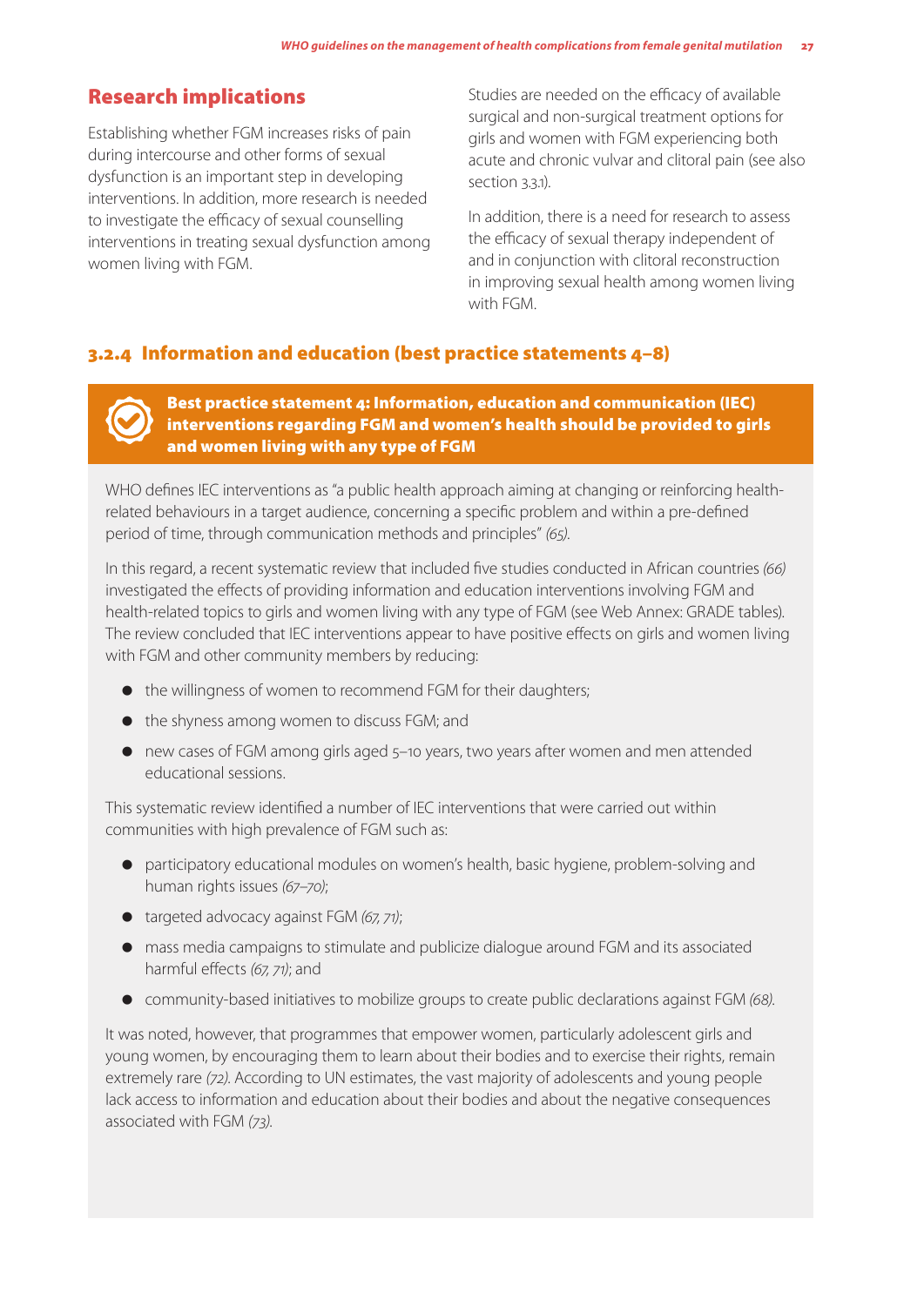## Research implications

Establishing whether FGM increases risks of pain during intercourse and other forms of sexual dysfunction is an important step in developing interventions. In addition, more research is needed to investigate the efficacy of sexual counselling interventions in treating sexual dysfunction among women living with FGM.

Studies are needed on the efficacy of available surgical and non-surgical treatment options for girls and women with FGM experiencing both acute and chronic vulvar and clitoral pain (see also section 3.3.1).

In addition, there is a need for research to assess the efficacy of sexual therapy independent of and in conjunction with clitoral reconstruction in improving sexual health among women living with FGM.

### 3.2.4 Information and education (best practice statements 4–8)

**Best practice statement 4: Information, education and communication (IEC) interventions regarding FGM and women's health should be provided to girls and women living with any type of FGM**

WHO defines IEC interventions as "a public health approach aiming at changing or reinforcing health-related behaviours in a target audience, concerning a specific problem and within a pre-defined period of time, through communication methods and principles" *(65)*.

In this regard, a recent systematic review that included five studies conducted in African countries *(66)* investigated the effects of providing information and education interventions involving FGM and health-related topics to girls and women living with any type of FGM (see Web Annex: GRADE tables). The review concluded that IEC interventions appear to have positive effects on girls and women living with FGM and other community members by reducing:

- the willingness of women to recommend FGM for their daughters;
- the shyness among women to discuss FGM; and
- new cases of FGM among girls aged 5–10 years, two years after women and men attended educational sessions.

This systematic review identified a number of IEC interventions that were carried out within communities with high prevalence of FGM such as:

- participatory educational modules on women's health, basic hygiene, problem-solving and human rights issues *(67–70)*;
- targeted advocacy against FGM *(67, 71)*;
- mass media campaigns to stimulate and publicize dialogue around FGM and its associated harmful effects *(67, 71)*; and
- community-based initiatives to mobilize groups to create public declarations against FGM *(68)*.

It was noted, however, that programmes that empower women, particularly adolescent girls and young women, by encouraging them to learn about their bodies and to exercise their rights, remain extremely rare *(72)*. According to UN estimates, the vast majority of adolescents and young people lack access to information and education about their bodies and about the negative consequences associated with FGM *(73)*.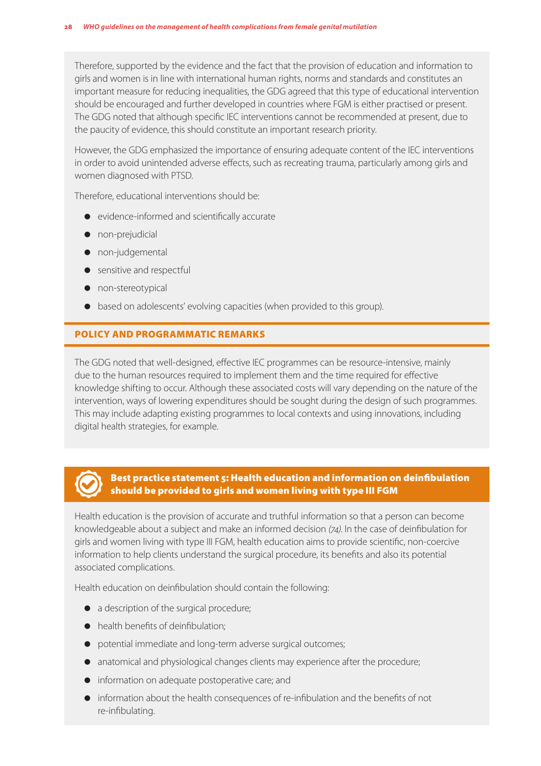Therefore, supported by the evidence and the fact that the provision of education and information to girls and women is in line with international human rights, norms and standards and constitutes an important measure for reducing inequalities, the GDG agreed that this type of educational intervention should be encouraged and further developed in countries where FGM is either practised or present. The GDG noted that although specific IEC interventions cannot be recommended at present, due to the paucity of evidence, this should constitute an important research priority.

However, the GDG emphasized the importance of ensuring adequate content of the IEC interventions in order to avoid unintended adverse effects, such as recreating trauma, particularly among girls and women diagnosed with PTSD.

Therefore, educational interventions should be:

- evidence-informed and scientifically accurate
- non-prejudicial
- non-judgemental
- sensitive and respectful
- non-stereotypical
- based on adolescents' evolving capacities (when provided to this group).

## POLICY AND PROGRAMMATIC REMARKS

The GDG noted that well-designed, effective IEC programmes can be resource-intensive, mainly due to the human resources required to implement them and the time required for effective knowledge shifting to occur. Although these associated costs will vary depending on the nature of the intervention, ways of lowering expenditures should be sought during the design of such programmes. This may include adapting existing programmes to local contexts and using innovations, including digital health strategies, for example.

## Best practice statement 5: Health education and information on deinfibulation should be provided to girls and women living with type III FGM

Health education is the provision of accurate and truthful information so that a person can become knowledgeable about a subject and make an informed decision *(74)*. In the case of deinfibulation for girls and women living with type III FGM, health education aims to provide scientific, non-coercive information to help clients understand the surgical procedure, its benefits and also its potential associated complications.

Health education on deinfibulation should contain the following:

- a description of the surgical procedure;
- health benefits of deinfibulation;
- potential immediate and long-term adverse surgical outcomes;
- anatomical and physiological changes clients may experience after the procedure;
- information on adequate postoperative care; and
- information about the health consequences of re-infibulation and the benefits of not re-infibulating.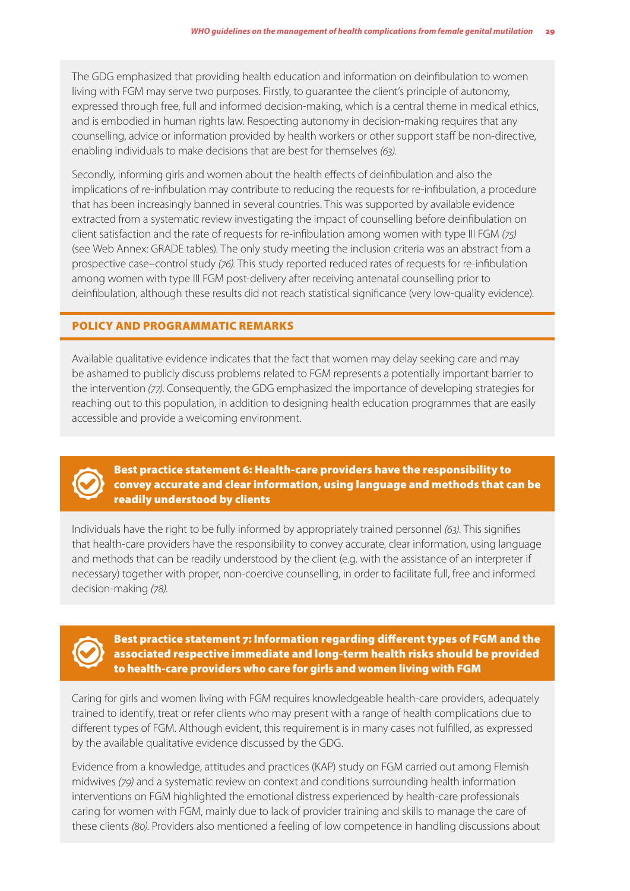The GDG emphasized that providing health education and information on deinfibulation to women living with FGM may serve two purposes. Firstly, to guarantee the client's principle of autonomy, expressed through free, full and informed decision-making, which is a central theme in medical ethics, and is embodied in human rights law. Respecting autonomy in decision-making requires that any counselling, advice or information provided by health workers or other support staff be non-directive, enabling individuals to make decisions that are best for themselves *(63)*.

Secondly, informing girls and women about the health effects of deinfibulation and also the implications of re-infibulation may contribute to reducing the requests for re-infibulation, a procedure that has been increasingly banned in several countries. This was supported by available evidence extracted from a systematic review investigating the impact of counselling before deinfibulation on client satisfaction and the rate of requests for re-infibulation among women with type III FGM *(75)* (see Web Annex: GRADE tables). The only study meeting the inclusion criteria was an abstract from a prospective case–control study *(76)*. This study reported reduced rates of requests for re-infibulation among women with type III FGM post-delivery after receiving antenatal counselling prior to deinfibulation, although these results did not reach statistical significance (very low-quality evidence).

## POLICY AND PROGRAMMATIC REMARKS

Available qualitative evidence indicates that the fact that women may delay seeking care and may be ashamed to publicly discuss problems related to FGM represents a potentially important barrier to the intervention *(77)*. Consequently, the GDG emphasized the importance of developing strategies for reaching out to this population, in addition to designing health education programmes that are easily accessible and provide a welcoming environment.

## Best practice statement 6: Health-care providers have the responsibility to convey accurate and clear information, using language and methods that can be readily understood by clients

Individuals have the right to be fully informed by appropriately trained personnel *(63)*. This signifies that health-care providers have the responsibility to convey accurate, clear information, using language and methods that can be readily understood by the client (e.g. with the assistance of an interpreter if necessary) together with proper, non-coercive counselling, in order to facilitate full, free and informed decision-making *(78)*.

## Best practice statement 7: Information regarding different types of FGM and the associated respective immediate and long-term health risks should be provided to health-care providers who care for girls and women living with FGM

Caring for girls and women living with FGM requires knowledgeable health-care providers, adequately trained to identify, treat or refer clients who may present with a range of health complications due to different types of FGM. Although evident, this requirement is in many cases not fulfilled, as expressed by the available qualitative evidence discussed by the GDG.

Evidence from a knowledge, attitudes and practices (KAP) study on FGM carried out among Flemish midwives *(79)* and a systematic review on context and conditions surrounding health information interventions on FGM highlighted the emotional distress experienced by health-care professionals caring for women with FGM, mainly due to lack of provider training and skills to manage the care of these clients *(80)*. Providers also mentioned a feeling of low competence in handling discussions about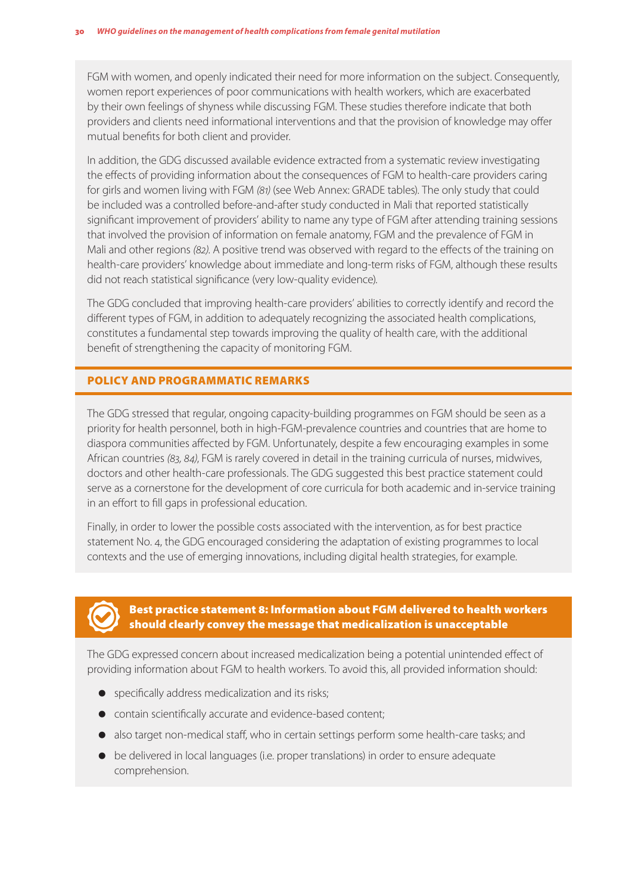FGM with women, and openly indicated their need for more information on the subject. Consequently, women report experiences of poor communications with health workers, which are exacerbated by their own feelings of shyness while discussing FGM. These studies therefore indicate that both providers and clients need informational interventions and that the provision of knowledge may offer mutual benefits for both client and provider.

In addition, the GDG discussed available evidence extracted from a systematic review investigating the effects of providing information about the consequences of FGM to health-care providers caring for girls and women living with FGM *(81)* (see Web Annex: GRADE tables). The only study that could be included was a controlled before-and-after study conducted in Mali that reported statistically significant improvement of providers' ability to name any type of FGM after attending training sessions that involved the provision of information on female anatomy, FGM and the prevalence of FGM in Mali and other regions *(82)*. A positive trend was observed with regard to the effects of the training on health-care providers' knowledge about immediate and long-term risks of FGM, although these results did not reach statistical significance (very low-quality evidence).

The GDG concluded that improving health-care providers' abilities to correctly identify and record the different types of FGM, in addition to adequately recognizing the associated health complications, constitutes a fundamental step towards improving the quality of health care, with the additional benefit of strengthening the capacity of monitoring FGM.

## POLICY AND PROGRAMMATIC REMARKS

The GDG stressed that regular, ongoing capacity-building programmes on FGM should be seen as a priority for health personnel, both in high-FGM-prevalence countries and countries that are home to diaspora communities affected by FGM. Unfortunately, despite a few encouraging examples in some African countries *(83, 84)*, FGM is rarely covered in detail in the training curricula of nurses, midwives, doctors and other health-care professionals. The GDG suggested this best practice statement could serve as a cornerstone for the development of core curricula for both academic and in-service training in an effort to fill gaps in professional education.

Finally, in order to lower the possible costs associated with the intervention, as for best practice statement No. 4, the GDG encouraged considering the adaptation of existing programmes to local contexts and the use of emerging innovations, including digital health strategies, for example.

## Best practice statement 8: Information about FGM delivered to health workers should clearly convey the message that medicalization is unacceptable

The GDG expressed concern about increased medicalization being a potential unintended effect of providing information about FGM to health workers. To avoid this, all provided information should:

- specifically address medicalization and its risks;
- contain scientifically accurate and evidence-based content;
- also target non-medical staff, who in certain settings perform some health-care tasks; and
- be delivered in local languages (i.e. proper translations) in order to ensure adequate comprehension.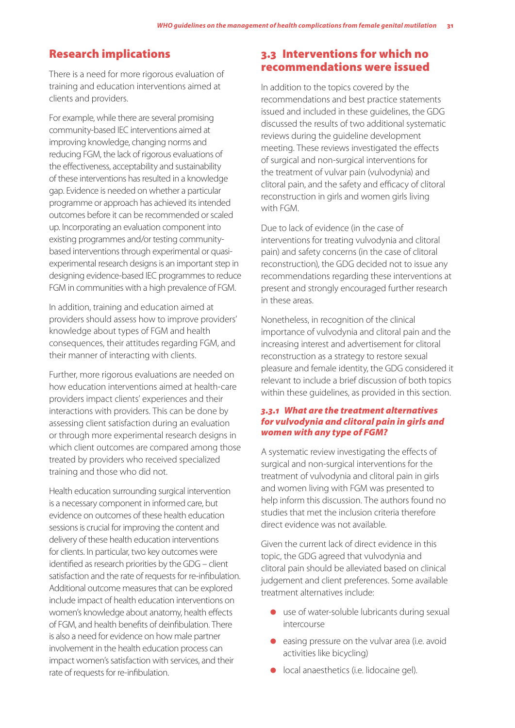## Research implications

There is a need for more rigorous evaluation of training and education interventions aimed at clients and providers.

For example, while there are several promising community-based IEC interventions aimed at improving knowledge, changing norms and reducing FGM, the lack of rigorous evaluations of the effectiveness, acceptability and sustainability of these interventions has resulted in a knowledge gap. Evidence is needed on whether a particular programme or approach has achieved its intended outcomes before it can be recommended or scaled up. Incorporating an evaluation component into existing programmes and/or testing community-based interventions through experimental or quasi-experimental research designs is an important step in designing evidence-based IEC programmes to reduce FGM in communities with a high prevalence of FGM.

In addition, training and education aimed at providers should assess how to improve providers' knowledge about types of FGM and health consequences, their attitudes regarding FGM, and their manner of interacting with clients.

Further, more rigorous evaluations are needed on how education interventions aimed at health-care providers impact clients' experiences and their interactions with providers. This can be done by assessing client satisfaction during an evaluation or through more experimental research designs in which client outcomes are compared among those treated by providers who received specialized training and those who did not.

Health education surrounding surgical intervention is a necessary component in informed care, but evidence on outcomes of these health education sessions is crucial for improving the content and delivery of these health education interventions for clients. In particular, two key outcomes were identified as research priorities by the GDG – client satisfaction and the rate of requests for re-infibulation. Additional outcome measures that can be explored include impact of health education interventions on women's knowledge about anatomy, health effects of FGM, and health benefits of deinfibulation. There is also a need for evidence on how male partner involvement in the health education process can impact women's satisfaction with services, and their rate of requests for re-infibulation.

## 3.3 Interventions for which no recommendations were issued

In addition to the topics covered by the recommendations and best practice statements issued and included in these guidelines, the GDG discussed the results of two additional systematic reviews during the guideline development meeting. These reviews investigated the effects of surgical and non-surgical interventions for the treatment of vulvar pain (vulvodynia) and clitoral pain, and the safety and efficacy of clitoral reconstruction in girls and women girls living with FGM.

Due to lack of evidence (in the case of interventions for treating vulvodynia and clitoral pain) and safety concerns (in the case of clitoral reconstruction), the GDG decided not to issue any recommendations regarding these interventions at present and strongly encouraged further research in these areas.

Nonetheless, in recognition of the clinical importance of vulvodynia and clitoral pain and the increasing interest and advertisement for clitoral reconstruction as a strategy to restore sexual pleasure and female identity, the GDG considered it relevant to include a brief discussion of both topics within these guidelines, as provided in this section.

### *3.3.1 What are the treatment alternatives for vulvodynia and clitoral pain in girls and women with any type of FGM?*

A systematic review investigating the effects of surgical and non-surgical interventions for the treatment of vulvodynia and clitoral pain in girls and women living with FGM was presented to help inform this discussion. The authors found no studies that met the inclusion criteria therefore direct evidence was not available.

Given the current lack of direct evidence in this topic, the GDG agreed that vulvodynia and clitoral pain should be alleviated based on clinical judgement and client preferences. Some available treatment alternatives include:

- use of water-soluble lubricants during sexual intercourse
- easing pressure on the vulvar area (i.e. avoid activities like bicycling)
- local anaesthetics (i.e. lidocaine gel).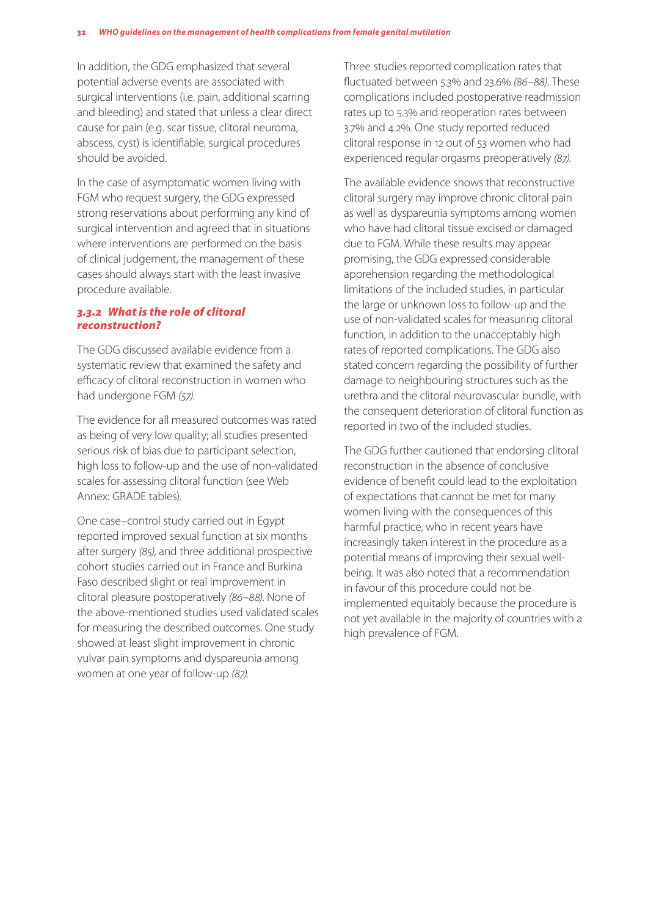In addition, the GDG emphasized that several potential adverse events are associated with surgical interventions (i.e. pain, additional scarring and bleeding) and stated that unless a clear direct cause for pain (e.g. scar tissue, clitoral neuroma, abscess, cyst) is identifiable, surgical procedures should be avoided.

In the case of asymptomatic women living with FGM who request surgery, the GDG expressed strong reservations about performing any kind of surgical intervention and agreed that in situations where interventions are performed on the basis of clinical judgement, the management of these cases should always start with the least invasive procedure available.

### *3.3.2 What is the role of clitoral reconstruction?*

The GDG discussed available evidence from a systematic review that examined the safety and efficacy of clitoral reconstruction in women who had undergone FGM *(57)*.

The evidence for all measured outcomes was rated as being of very low quality; all studies presented serious risk of bias due to participant selection, high loss to follow-up and the use of non-validated scales for assessing clitoral function (see Web Annex: GRADE tables).

One case–control study carried out in Egypt reported improved sexual function at six months after surgery *(85)*, and three additional prospective cohort studies carried out in France and Burkina Faso described slight or real improvement in clitoral pleasure postoperatively *(86–88)*. None of the above-mentioned studies used validated scales for measuring the described outcomes. One study showed at least slight improvement in chronic vulvar pain symptoms and dyspareunia among women at one year of follow-up *(87)*.

Three studies reported complication rates that fluctuated between 5.3% and 23.6% *(86–88)*. These complications included postoperative readmission rates up to 5.3% and reoperation rates between 3.7% and 4.2%. One study reported reduced clitoral response in 12 out of 53 women who had experienced regular orgasms preoperatively *(87)*.

The available evidence shows that reconstructive clitoral surgery may improve chronic clitoral pain as well as dyspareunia symptoms among women who have had clitoral tissue excised or damaged due to FGM. While these results may appear promising, the GDG expressed considerable apprehension regarding the methodological limitations of the included studies, in particular the large or unknown loss to follow-up and the use of non-validated scales for measuring clitoral function, in addition to the unacceptably high rates of reported complications. The GDG also stated concern regarding the possibility of further damage to neighbouring structures such as the urethra and the clitoral neurovascular bundle, with the consequent deterioration of clitoral function as reported in two of the included studies.

The GDG further cautioned that endorsing clitoral reconstruction in the absence of conclusive evidence of benefit could lead to the exploitation of expectations that cannot be met for many women living with the consequences of this harmful practice, who in recent years have increasingly taken interest in the procedure as a potential means of improving their sexual well-being. It was also noted that a recommendation in favour of this procedure could not be implemented equitably because the procedure is not yet available in the majority of countries with a high prevalence of FGM.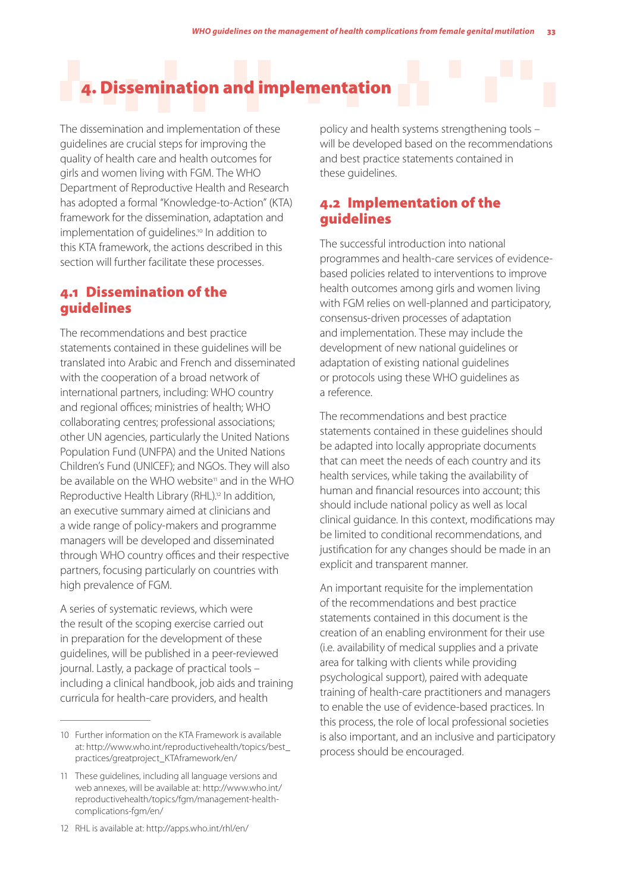# 4. Dissemination and implementation

The dissemination and implementation of these guidelines are crucial steps for improving the quality of health care and health outcomes for girls and women living with FGM. The WHO Department of Reproductive Health and Research has adopted a formal "Knowledge-to-Action" (KTA) framework for the dissemination, adaptation and implementation of guidelines.[10] In addition to this KTA framework, the actions described in this section will further facilitate these processes.

## 4.1 Dissemination of the guidelines

The recommendations and best practice statements contained in these guidelines will be translated into Arabic and French and disseminated with the cooperation of a broad network of international partners, including: WHO country and regional offices; ministries of health; WHO collaborating centres; professional associations; other UN agencies, particularly the United Nations Population Fund (UNFPA) and the United Nations Children's Fund (UNICEF); and NGOs. They will also be available on the WHO website[11] and in the WHO Reproductive Health Library (RHL).[12] In addition, an executive summary aimed at clinicians and a wide range of policy-makers and programme managers will be developed and disseminated through WHO country offices and their respective partners, focusing particularly on countries with high prevalence of FGM.

A series of systematic reviews, which were the result of the scoping exercise carried out in preparation for the development of these guidelines, will be published in a peer-reviewed journal. Lastly, a package of practical tools – including a clinical handbook, job aids and training curricula for health-care providers, and health policy and health systems strengthening tools – will be developed based on the recommendations and best practice statements contained in these guidelines.

## 4.2 Implementation of the guidelines

The successful introduction into national programmes and health-care services of evidence-based policies related to interventions to improve health outcomes among girls and women living with FGM relies on well-planned and participatory, consensus-driven processes of adaptation and implementation. These may include the development of new national guidelines or adaptation of existing national guidelines or protocols using these WHO guidelines as a reference.

The recommendations and best practice statements contained in these guidelines should be adapted into locally appropriate documents that can meet the needs of each country and its health services, while taking the availability of human and financial resources into account; this should include national policy as well as local clinical guidance. In this context, modifications may be limited to conditional recommendations, and justification for any changes should be made in an explicit and transparent manner.

An important requisite for the implementation of the recommendations and best practice statements contained in this document is the creation of an enabling environment for their use (i.e. availability of medical supplies and a private area for talking with clients while providing psychological support), paired with adequate training of health-care practitioners and managers to enable the use of evidence-based practices. In this process, the role of local professional societies is also important, and an inclusive and participatory process should be encouraged.

---

10 Further information on the KTA Framework is available at: http://www.who.int/reproductivehealth/topics/best_practices/greatproject_KTAframework/en/

11 These guidelines, including all language versions and web annexes, will be available at: http://www.who.int/reproductivehealth/topics/fgm/management-health-complications-fgm/en/

12 RHL is available at: http://apps.who.int/rhl/en/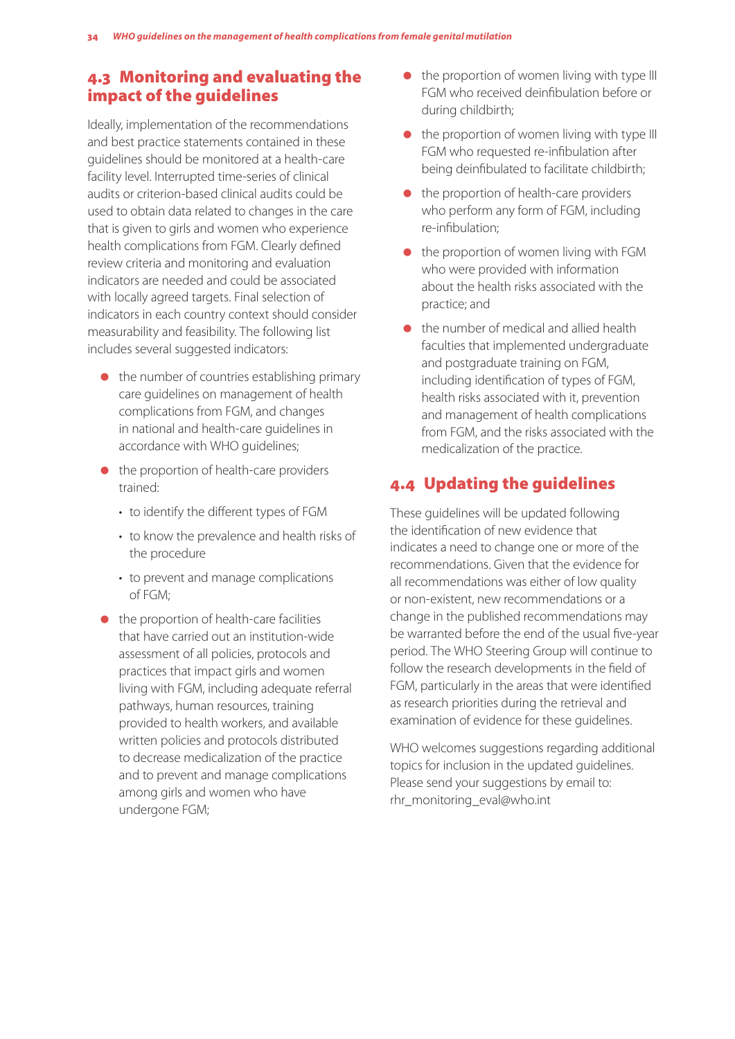## 4.3 Monitoring and evaluating the impact of the guidelines

Ideally, implementation of the recommendations and best practice statements contained in these guidelines should be monitored at a health-care facility level. Interrupted time-series of clinical audits or criterion-based clinical audits could be used to obtain data related to changes in the care that is given to girls and women who experience health complications from FGM. Clearly defined review criteria and monitoring and evaluation indicators are needed and could be associated with locally agreed targets. Final selection of indicators in each country context should consider measurability and feasibility. The following list includes several suggested indicators:

- the number of countries establishing primary care guidelines on management of health complications from FGM, and changes in national and health-care guidelines in accordance with WHO guidelines;
- the proportion of health-care providers trained:
  - to identify the different types of FGM
  - to know the prevalence and health risks of the procedure
  - to prevent and manage complications of FGM;
- the proportion of health-care facilities that have carried out an institution-wide assessment of all policies, protocols and practices that impact girls and women living with FGM, including adequate referral pathways, human resources, training provided to health workers, and available written policies and protocols distributed to decrease medicalization of the practice and to prevent and manage complications among girls and women who have undergone FGM;
- the proportion of women living with type III FGM who received deinfibulation before or during childbirth;
- the proportion of women living with type III FGM who requested re-infibulation after being deinfibulated to facilitate childbirth;
- the proportion of health-care providers who perform any form of FGM, including re-infibulation;
- the proportion of women living with FGM who were provided with information about the health risks associated with the practice; and
- the number of medical and allied health faculties that implemented undergraduate and postgraduate training on FGM, including identification of types of FGM, health risks associated with it, prevention and management of health complications from FGM, and the risks associated with the medicalization of the practice.

## 4.4 Updating the guidelines

These guidelines will be updated following the identification of new evidence that indicates a need to change one or more of the recommendations. Given that the evidence for all recommendations was either of low quality or non-existent, new recommendations or a change in the published recommendations may be warranted before the end of the usual five-year period. The WHO Steering Group will continue to follow the research developments in the field of FGM, particularly in the areas that were identified as research priorities during the retrieval and examination of evidence for these guidelines.

WHO welcomes suggestions regarding additional topics for inclusion in the updated guidelines. Please send your suggestions by email to: rhr_monitoring_eval@who.int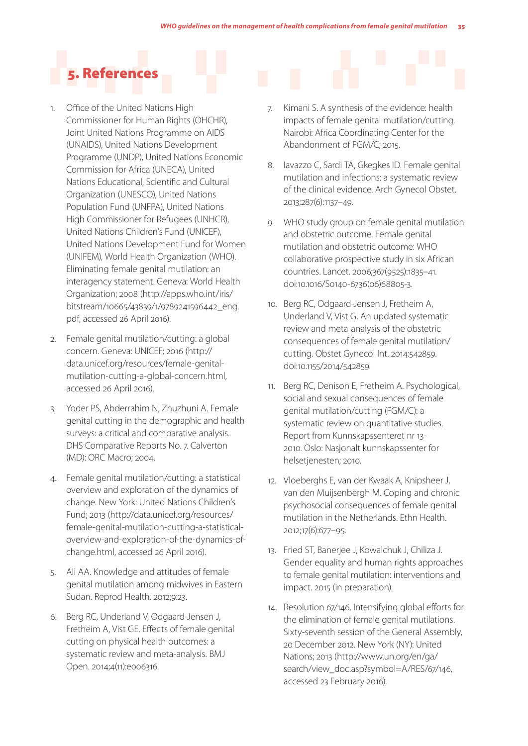# 5. References

1. Office of the United Nations High Commissioner for Human Rights (OHCHR), Joint United Nations Programme on AIDS (UNAIDS), United Nations Development Programme (UNDP), United Nations Economic Commission for Africa (UNECA), United Nations Educational, Scientific and Cultural Organization (UNESCO), United Nations Population Fund (UNFPA), United Nations High Commissioner for Refugees (UNHCR), United Nations Children's Fund (UNICEF), United Nations Development Fund for Women (UNIFEM), World Health Organization (WHO). Eliminating female genital mutilation: an interagency statement. Geneva: World Health Organization; 2008 (http://apps.who.int/iris/bitstream/10665/43839/1/9789241596442_eng.pdf, accessed 26 April 2016).

2. Female genital mutilation/cutting: a global concern. Geneva: UNICEF; 2016 (http://data.unicef.org/resources/female-genital-mutilation-cutting-a-global-concern.html, accessed 26 April 2016).

3. Yoder PS, Abderrahim N, Zhuzhuni A. Female genital cutting in the demographic and health surveys: a critical and comparative analysis. DHS Comparative Reports No. 7. Calverton (MD): ORC Macro; 2004.

4. Female genital mutilation/cutting: a statistical overview and exploration of the dynamics of change. New York: United Nations Children's Fund; 2013 (http://data.unicef.org/resources/female-genital-mutilation-cutting-a-statistical-overview-and-exploration-of-the-dynamics-of-change.html, accessed 26 April 2016).

5. Ali AA. Knowledge and attitudes of female genital mutilation among midwives in Eastern Sudan. Reprod Health. 2012;9:23.

6. Berg RC, Underland V, Odgaard-Jensen J, Fretheim A, Vist GE. Effects of female genital cutting on physical health outcomes: a systematic review and meta-analysis. BMJ Open. 2014;4(11):e006316.

7. Kimani S. A synthesis of the evidence: health impacts of female genital mutilation/cutting. Nairobi: Africa Coordinating Center for the Abandonment of FGM/C; 2015.

8. Iavazzo C, Sardi TA, Gkegkes ID. Female genital mutilation and infections: a systematic review of the clinical evidence. Arch Gynecol Obstet. 2013;287(6):1137–49.

9. WHO study group on female genital mutilation and obstetric outcome. Female genital mutilation and obstetric outcome: WHO collaborative prospective study in six African countries. Lancet. 2006;367(9525):1835–41. doi:10.1016/S0140-6736(06)68805-3.

10. Berg RC, Odgaard-Jensen J, Fretheim A, Underland V, Vist G. An updated systematic review and meta-analysis of the obstetric consequences of female genital mutilation/cutting. Obstet Gynecol Int. 2014:542859. doi:10.1155/2014/542859.

11. Berg RC, Denison E, Fretheim A. Psychological, social and sexual consequences of female genital mutilation/cutting (FGM/C): a systematic review on quantitative studies. Report from Kunnskapssenteret nr 13-2010. Oslo: Nasjonalt kunnskapssenter for helsetjenesten; 2010.

12. Vloeberghs E, van der Kwaak A, Knipsheer J, van den Muijsenbergh M. Coping and chronic psychosocial consequences of female genital mutilation in the Netherlands. Ethn Health. 2012;17(6):677–95.

13. Fried ST, Banerjee J, Kowalchuk J, Chiliza J. Gender equality and human rights approaches to female genital mutilation: interventions and impact. 2015 (in preparation).

14. Resolution 67/146. Intensifying global efforts for the elimination of female genital mutilations. Sixty-seventh session of the General Assembly, 20 December 2012. New York (NY): United Nations; 2013 (http://www.un.org/en/ga/search/view_doc.asp?symbol=A/RES/67/146, accessed 23 February 2016).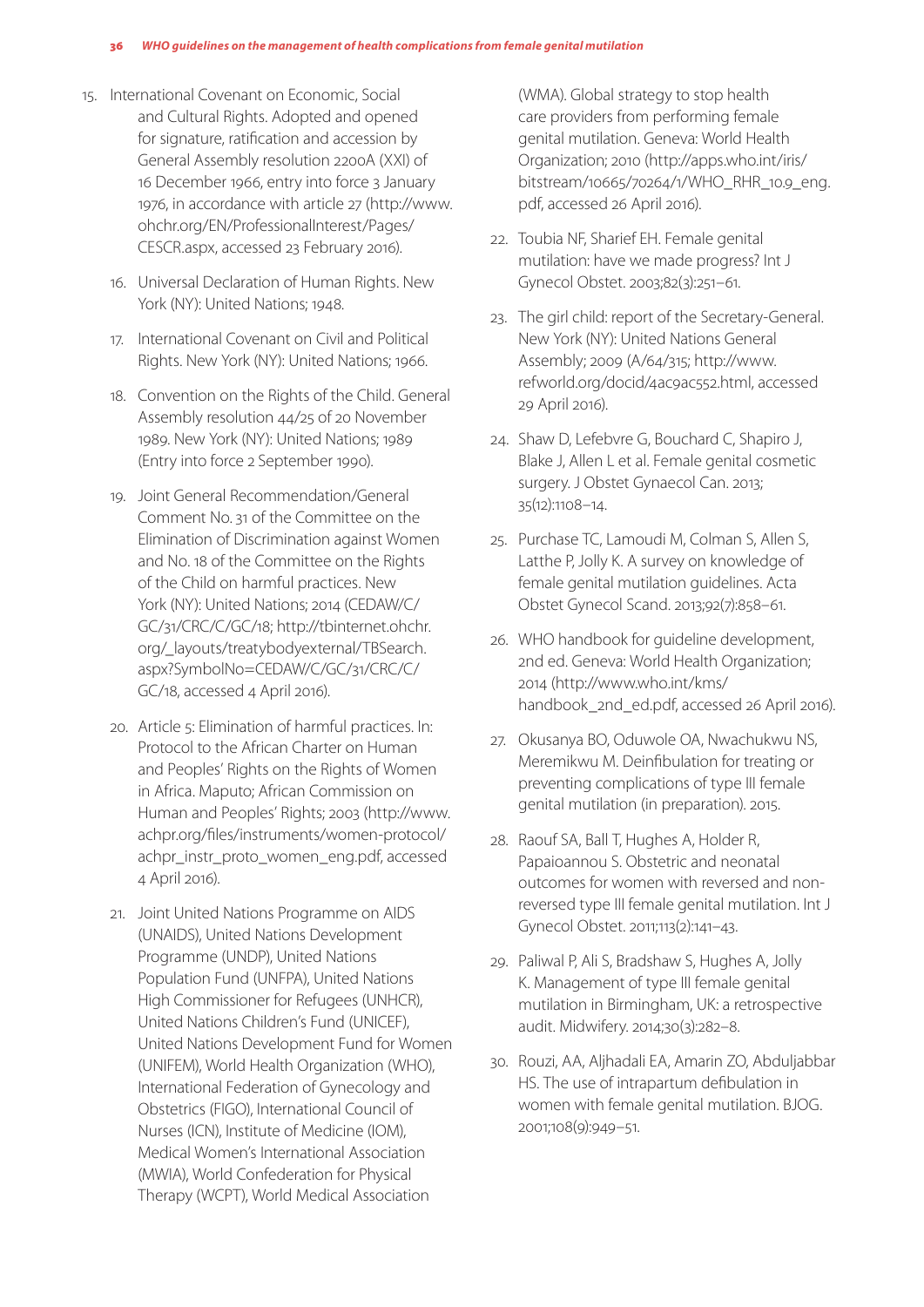15. International Covenant on Economic, Social and Cultural Rights. Adopted and opened for signature, ratification and accession by General Assembly resolution 2200A (XXI) of 16 December 1966, entry into force 3 January 1976, in accordance with article 27 (http://www.ohchr.org/EN/ProfessionalInterest/Pages/CESCR.aspx, accessed 23 February 2016).
16. Universal Declaration of Human Rights. New York (NY): United Nations; 1948.
17. International Covenant on Civil and Political Rights. New York (NY): United Nations; 1966.
18. Convention on the Rights of the Child. General Assembly resolution 44/25 of 20 November 1989. New York (NY): United Nations; 1989 (Entry into force 2 September 1990).
19. Joint General Recommendation/General Comment No. 31 of the Committee on the Elimination of Discrimination against Women and No. 18 of the Committee on the Rights of the Child on harmful practices. New York (NY): United Nations; 2014 (CEDAW/C/GC/31/CRC/C/GC/18; http://tbinternet.ohchr.org/_layouts/treatybodyexternal/TBSearch.aspx?SymbolNo=CEDAW/C/GC/31/CRC/C/GC/18, accessed 4 April 2016).
20. Article 5: Elimination of harmful practices. In: Protocol to the African Charter on Human and Peoples' Rights on the Rights of Women in Africa. Maputo; African Commission on Human and Peoples' Rights; 2003 (http://www.achpr.org/files/instruments/women-protocol/achpr_instr_proto_women_eng.pdf, accessed 4 April 2016).
21. Joint United Nations Programme on AIDS (UNAIDS), United Nations Development Programme (UNDP), United Nations Population Fund (UNFPA), United Nations High Commissioner for Refugees (UNHCR), United Nations Children's Fund (UNICEF), United Nations Development Fund for Women (UNIFEM), World Health Organization (WHO), International Federation of Gynecology and Obstetrics (FIGO), International Council of Nurses (ICN), Institute of Medicine (IOM), Medical Women's International Association (MWIA), World Confederation for Physical Therapy (WCPT), World Medical Association (WMA). Global strategy to stop health care providers from performing female genital mutilation. Geneva: World Health Organization; 2010 (http://apps.who.int/iris/bitstream/10665/70264/1/WHO_RHR_10.9_eng.pdf, accessed 26 April 2016).
22. Toubia NF, Sharief EH. Female genital mutilation: have we made progress? Int J Gynecol Obstet. 2003;82(3):251–61.
23. The girl child: report of the Secretary-General. New York (NY): United Nations General Assembly; 2009 (A/64/315; http://www.refworld.org/docid/4ac9ac552.html, accessed 29 April 2016).
24. Shaw D, Lefebvre G, Bouchard C, Shapiro J, Blake J, Allen L et al. Female genital cosmetic surgery. J Obstet Gynaecol Can. 2013;35(12):1108–14.
25. Purchase TC, Lamoudi M, Colman S, Allen S, Latthe P, Jolly K. A survey on knowledge of female genital mutilation guidelines. Acta Obstet Gynecol Scand. 2013;92(7):858–61.
26. WHO handbook for guideline development, 2nd ed. Geneva: World Health Organization; 2014 (http://www.who.int/kms/handbook_2nd_ed.pdf, accessed 26 April 2016).
27. Okusanya BO, Oduwole OA, Nwachukwu NS, Meremikwu M. Deinfibulation for treating or preventing complications of type III female genital mutilation (in preparation). 2015.
28. Raouf SA, Ball T, Hughes A, Holder R, Papaioannou S. Obstetric and neonatal outcomes for women with reversed and non-reversed type III female genital mutilation. Int J Gynecol Obstet. 2011;113(2):141–43.
29. Paliwal P, Ali S, Bradshaw S, Hughes A, Jolly K. Management of type III female genital mutilation in Birmingham, UK: a retrospective audit. Midwifery. 2014;30(3):282–8.
30. Rouzi, AA, Aljhadali EA, Amarin ZO, Abduljabbar HS. The use of intrapartum defibulation in women with female genital mutilation. BJOG. 2001;108(9):949–51.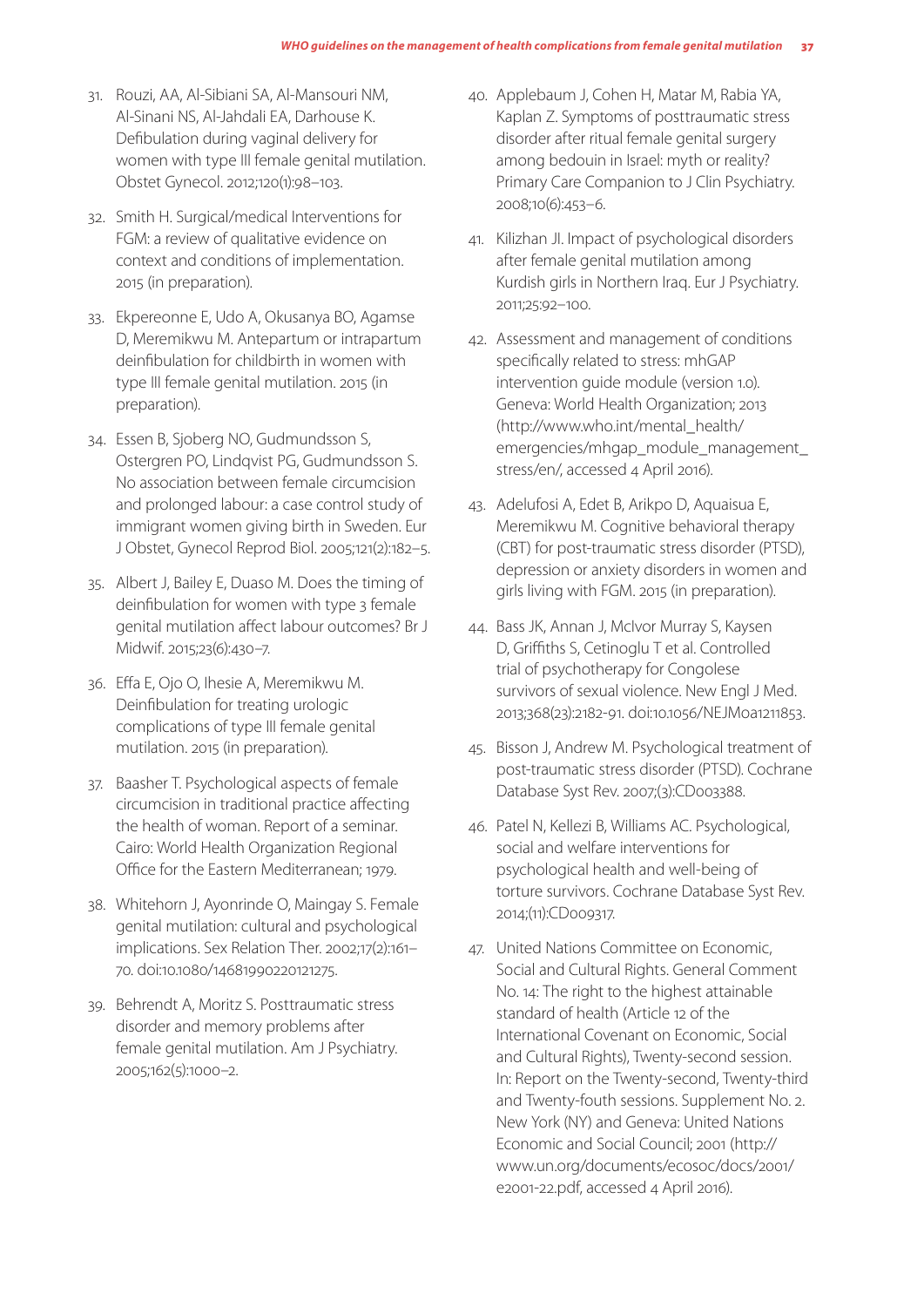31. Rouzi, AA, Al-Sibiani SA, Al-Mansouri NM, Al-Sinani NS, Al-Jahdali EA, Darhouse K. Defibulation during vaginal delivery for women with type III female genital mutilation. Obstet Gynecol. 2012;120(1):98–103.

32. Smith H. Surgical/medical Interventions for FGM: a review of qualitative evidence on context and conditions of implementation. 2015 (in preparation).

33. Ekpereonne E, Udo A, Okusanya BO, Agamse D, Meremikwu M. Antepartum or intrapartum deinfibulation for childbirth in women with type III female genital mutilation. 2015 (in preparation).

34. Essen B, Sjoberg NO, Gudmundsson S, Ostergren PO, Lindqvist PG, Gudmundsson S. No association between female circumcision and prolonged labour: a case control study of immigrant women giving birth in Sweden. Eur J Obstet, Gynecol Reprod Biol. 2005;121(2):182–5.

35. Albert J, Bailey E, Duaso M. Does the timing of deinfibulation for women with type 3 female genital mutilation affect labour outcomes? Br J Midwif. 2015;23(6):430–7.

36. Effa E, Ojo O, Ihesie A, Meremikwu M. Deinfibulation for treating urologic complications of type III female genital mutilation. 2015 (in preparation).

37. Baasher T. Psychological aspects of female circumcision in traditional practice affecting the health of woman. Report of a seminar. Cairo: World Health Organization Regional Office for the Eastern Mediterranean; 1979.

38. Whitehorn J, Ayonrinde O, Maingay S. Female genital mutilation: cultural and psychological implications. Sex Relation Ther. 2002;17(2):161–70. doi:10.1080/14681990220121275.

39. Behrendt A, Moritz S. Posttraumatic stress disorder and memory problems after female genital mutilation. Am J Psychiatry. 2005;162(5):1000–2.

40. Applebaum J, Cohen H, Matar M, Rabia YA, Kaplan Z. Symptoms of posttraumatic stress disorder after ritual female genital surgery among bedouin in Israel: myth or reality? Primary Care Companion to J Clin Psychiatry. 2008;10(6):453–6.

41. Kilizhan JI. Impact of psychological disorders after female genital mutilation among Kurdish girls in Northern Iraq. Eur J Psychiatry. 2011;25:92–100.

42. Assessment and management of conditions specifically related to stress: mhGAP intervention guide module (version 1.0). Geneva: World Health Organization; 2013 (http://www.who.int/mental_health/emergencies/mhgap_module_management_stress/en/, accessed 4 April 2016).

43. Adelufosi A, Edet B, Arikpo D, Aquaisua E, Meremikwu M. Cognitive behavioral therapy (CBT) for post-traumatic stress disorder (PTSD), depression or anxiety disorders in women and girls living with FGM. 2015 (in preparation).

44. Bass JK, Annan J, McIvor Murray S, Kaysen D, Griffiths S, Cetinoglu T et al. Controlled trial of psychotherapy for Congolese survivors of sexual violence. New Engl J Med. 2013;368(23):2182-91. doi:10.1056/NEJMoa1211853.

45. Bisson J, Andrew M. Psychological treatment of post-traumatic stress disorder (PTSD). Cochrane Database Syst Rev. 2007;(3):CD003388.

46. Patel N, Kellezi B, Williams AC. Psychological, social and welfare interventions for psychological health and well-being of torture survivors. Cochrane Database Syst Rev. 2014;(11):CD009317.

47. United Nations Committee on Economic, Social and Cultural Rights. General Comment No. 14: The right to the highest attainable standard of health (Article 12 of the International Covenant on Economic, Social and Cultural Rights), Twenty-second session. In: Report on the Twenty-second, Twenty-third and Twenty-fouth sessions. Supplement No. 2. New York (NY) and Geneva: United Nations Economic and Social Council; 2001 (http://www.un.org/documents/ecosoc/docs/2001/e2001-22.pdf, accessed 4 April 2016).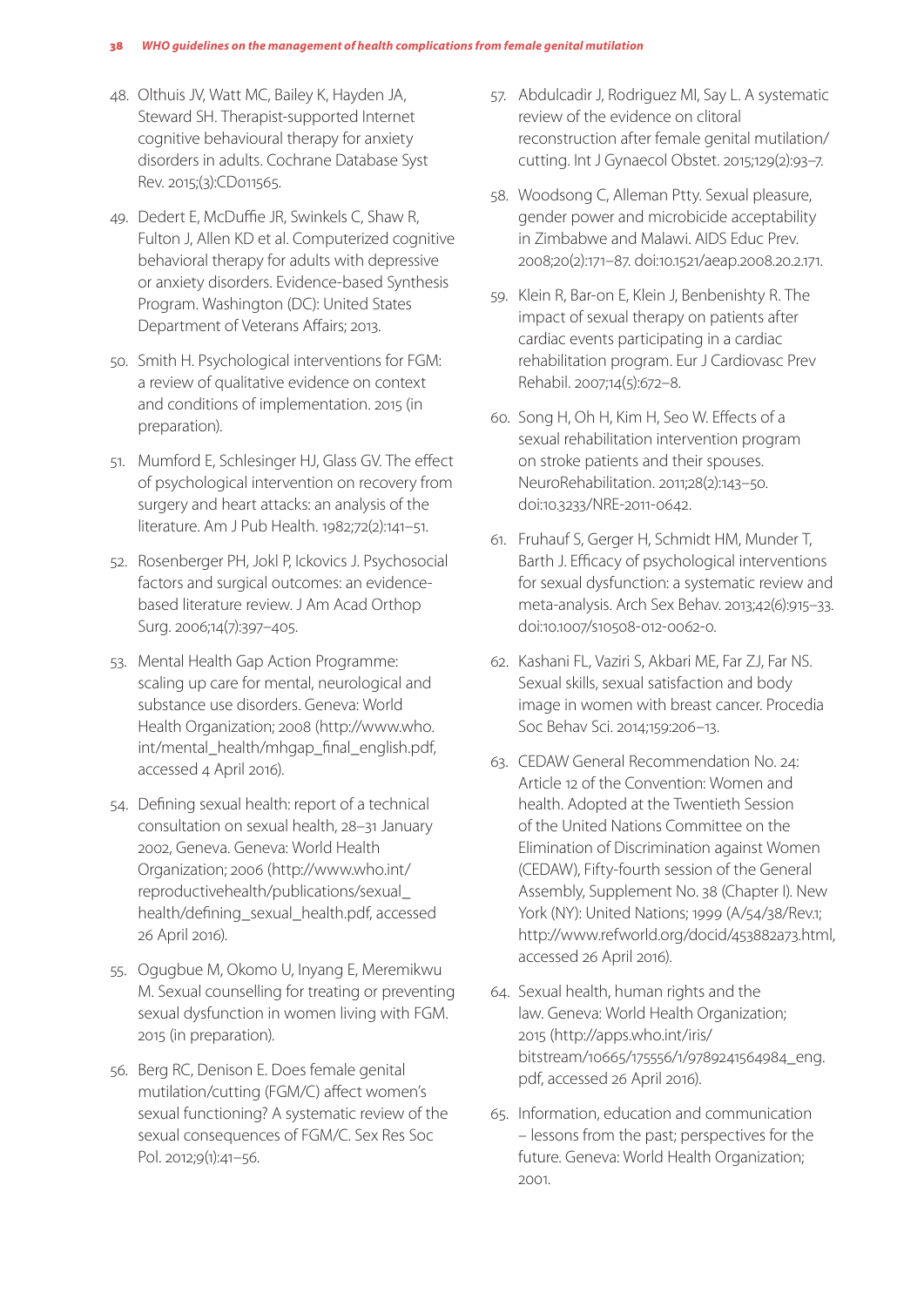48. Olthuis JV, Watt MC, Bailey K, Hayden JA, Steward SH. Therapist-supported Internet cognitive behavioural therapy for anxiety disorders in adults. Cochrane Database Syst Rev. 2015;(3):CD011565.

49. Dedert E, McDuffie JR, Swinkels C, Shaw R, Fulton J, Allen KD et al. Computerized cognitive behavioral therapy for adults with depressive or anxiety disorders. Evidence-based Synthesis Program. Washington (DC): United States Department of Veterans Affairs; 2013.

50. Smith H. Psychological interventions for FGM: a review of qualitative evidence on context and conditions of implementation. 2015 (in preparation).

51. Mumford E, Schlesinger HJ, Glass GV. The effect of psychological intervention on recovery from surgery and heart attacks: an analysis of the literature. Am J Pub Health. 1982;72(2):141–51.

52. Rosenberger PH, Jokl P, Ickovics J. Psychosocial factors and surgical outcomes: an evidence-based literature review. J Am Acad Orthop Surg. 2006;14(7):397–405.

53. Mental Health Gap Action Programme: scaling up care for mental, neurological and substance use disorders. Geneva: World Health Organization; 2008 (http://www.who.int/mental_health/mhgap_final_english.pdf, accessed 4 April 2016).

54. Defining sexual health: report of a technical consultation on sexual health, 28–31 January 2002, Geneva. Geneva: World Health Organization; 2006 (http://www.who.int/reproductivehealth/publications/sexual_health/defining_sexual_health.pdf, accessed 26 April 2016).

55. Ogugbue M, Okomo U, Inyang E, Meremikwu M. Sexual counselling for treating or preventing sexual dysfunction in women living with FGM. 2015 (in preparation).

56. Berg RC, Denison E. Does female genital mutilation/cutting (FGM/C) affect women's sexual functioning? A systematic review of the sexual consequences of FGM/C. Sex Res Soc Pol. 2012;9(1):41–56.

57. Abdulcadir J, Rodriguez MI, Say L. A systematic review of the evidence on clitoral reconstruction after female genital mutilation/cutting. Int J Gynaecol Obstet. 2015;129(2):93–7.

58. Woodsong C, Alleman Ptty. Sexual pleasure, gender power and microbicide acceptability in Zimbabwe and Malawi. AIDS Educ Prev. 2008;20(2):171–87. doi:10.1521/aeap.2008.20.2.171.

59. Klein R, Bar-on E, Klein J, Benbenishty R. The impact of sexual therapy on patients after cardiac events participating in a cardiac rehabilitation program. Eur J Cardiovasc Prev Rehabil. 2007;14(5):672–8.

60. Song H, Oh H, Kim H, Seo W. Effects of a sexual rehabilitation intervention program on stroke patients and their spouses. NeuroRehabilitation. 2011;28(2):143–50. doi:10.3233/NRE-2011-0642.

61. Fruhauf S, Gerger H, Schmidt HM, Munder T, Barth J. Efficacy of psychological interventions for sexual dysfunction: a systematic review and meta-analysis. Arch Sex Behav. 2013;42(6):915–33. doi:10.1007/s10508-012-0062-0.

62. Kashani FL, Vaziri S, Akbari ME, Far ZJ, Far NS. Sexual skills, sexual satisfaction and body image in women with breast cancer. Procedia Soc Behav Sci. 2014;159:206–13.

63. CEDAW General Recommendation No. 24: Article 12 of the Convention: Women and health. Adopted at the Twentieth Session of the United Nations Committee on the Elimination of Discrimination against Women (CEDAW), Fifty-fourth session of the General Assembly, Supplement No. 38 (Chapter I). New York (NY): United Nations; 1999 (A/54/38/Rev.1; http://www.refworld.org/docid/453882a73.html, accessed 26 April 2016).

64. Sexual health, human rights and the law. Geneva: World Health Organization; 2015 (http://apps.who.int/iris/bitstream/10665/175556/1/9789241564984_eng.pdf, accessed 26 April 2016).

65. Information, education and communication – lessons from the past; perspectives for the future. Geneva: World Health Organization; 2001.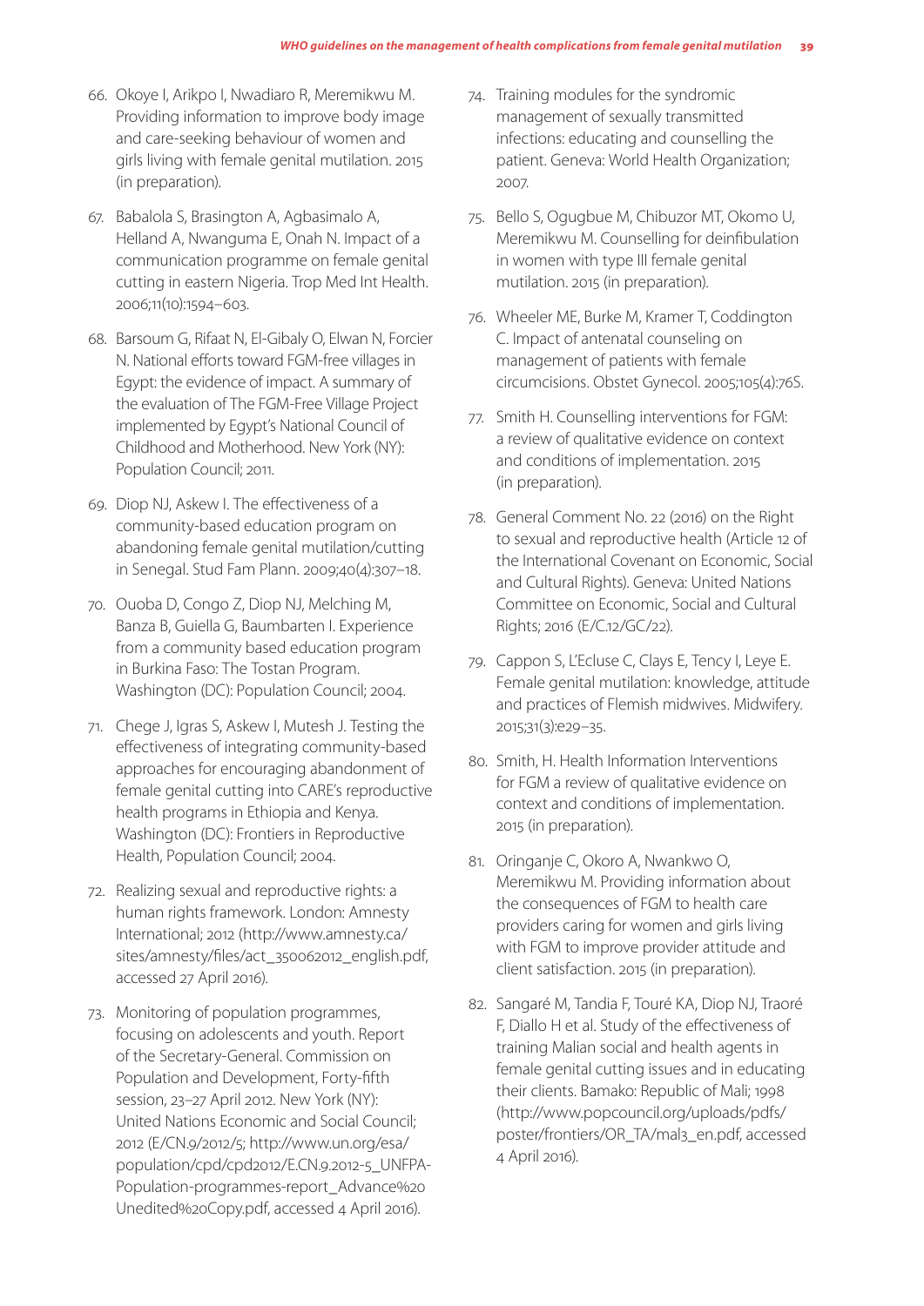66. Okoye I, Arikpo I, Nwadiaro R, Meremikwu M. Providing information to improve body image and care-seeking behaviour of women and girls living with female genital mutilation. 2015 (in preparation).

67. Babalola S, Brasington A, Agbasimalo A, Helland A, Nwanguma E, Onah N. Impact of a communication programme on female genital cutting in eastern Nigeria. Trop Med Int Health. 2006;11(10):1594–603.

68. Barsoum G, Rifaat N, El-Gibaly O, Elwan N, Forcier N. National efforts toward FGM-free villages in Egypt: the evidence of impact. A summary of the evaluation of The FGM-Free Village Project implemented by Egypt's National Council of Childhood and Motherhood. New York (NY): Population Council; 2011.

69. Diop NJ, Askew I. The effectiveness of a community-based education program on abandoning female genital mutilation/cutting in Senegal. Stud Fam Plann. 2009;40(4):307–18.

70. Ouoba D, Congo Z, Diop NJ, Melching M, Banza B, Guiella G, Baumbarten I. Experience from a community based education program in Burkina Faso: The Tostan Program. Washington (DC): Population Council; 2004.

71. Chege J, Igras S, Askew I, Mutesh J. Testing the effectiveness of integrating community-based approaches for encouraging abandonment of female genital cutting into CARE's reproductive health programs in Ethiopia and Kenya. Washington (DC): Frontiers in Reproductive Health, Population Council; 2004.

72. Realizing sexual and reproductive rights: a human rights framework. London: Amnesty International; 2012 (http://www.amnesty.ca/sites/amnesty/files/act_350062012_english.pdf, accessed 27 April 2016).

73. Monitoring of population programmes, focusing on adolescents and youth. Report of the Secretary-General. Commission on Population and Development, Forty-fifth session, 23–27 April 2012. New York (NY): United Nations Economic and Social Council; 2012 (E/CN.9/2012/5; http://www.un.org/esa/population/cpd/cpd2012/E.CN.9.2012-5_UNFPA-Population-programmes-report_Advance%20Unedited%20Copy.pdf, accessed 4 April 2016).

74. Training modules for the syndromic management of sexually transmitted infections: educating and counselling the patient. Geneva: World Health Organization; 2007.

75. Bello S, Ogugbue M, Chibuzor MT, Okomo U, Meremikwu M. Counselling for deinfibulation in women with type III female genital mutilation. 2015 (in preparation).

76. Wheeler ME, Burke M, Kramer T, Coddington C. Impact of antenatal counseling on management of patients with female circumcisions. Obstet Gynecol. 2005;105(4):76S.

77. Smith H. Counselling interventions for FGM: a review of qualitative evidence on context and conditions of implementation. 2015 (in preparation).

78. General Comment No. 22 (2016) on the Right to sexual and reproductive health (Article 12 of the International Covenant on Economic, Social and Cultural Rights). Geneva: United Nations Committee on Economic, Social and Cultural Rights; 2016 (E/C.12/GC/22).

79. Cappon S, L'Ecluse C, Clays E, Tency I, Leye E. Female genital mutilation: knowledge, attitude and practices of Flemish midwives. Midwifery. 2015;31(3):e29–35.

80. Smith, H. Health Information Interventions for FGM a review of qualitative evidence on context and conditions of implementation. 2015 (in preparation).

81. Oringanje C, Okoro A, Nwankwo O, Meremikwu M. Providing information about the consequences of FGM to health care providers caring for women and girls living with FGM to improve provider attitude and client satisfaction. 2015 (in preparation).

82. Sangaré M, Tandia F, Touré KA, Diop NJ, Traoré F, Diallo H et al. Study of the effectiveness of training Malian social and health agents in female genital cutting issues and in educating their clients. Bamako: Republic of Mali; 1998 (http://www.popcouncil.org/uploads/pdfs/poster/frontiers/OR_TA/mal3_en.pdf, accessed 4 April 2016).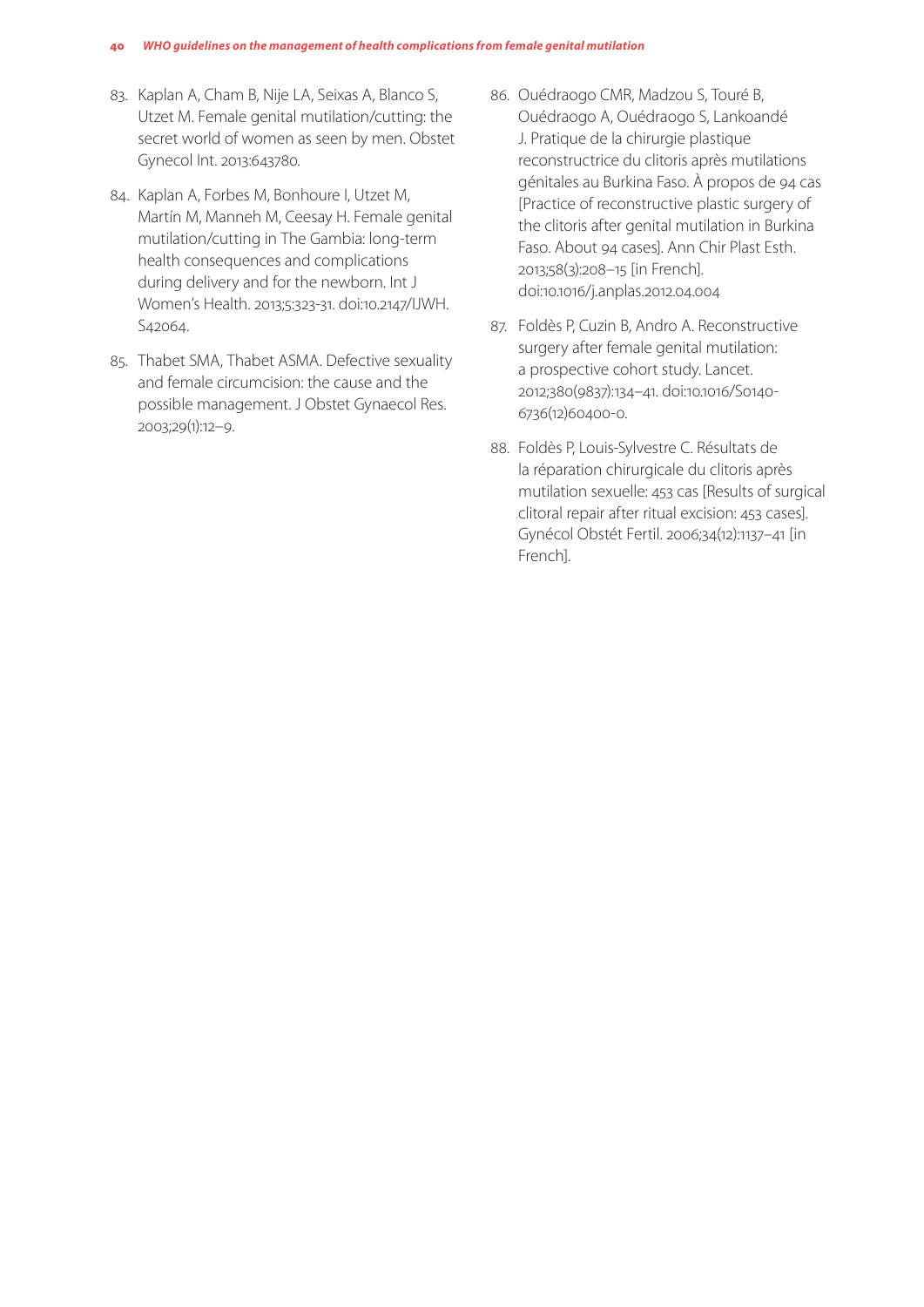83. Kaplan A, Cham B, Nije LA, Seixas A, Blanco S, Utzet M. Female genital mutilation/cutting: the secret world of women as seen by men. Obstet Gynecol Int. 2013:643780.

84. Kaplan A, Forbes M, Bonhoure I, Utzet M, Martín M, Manneh M, Ceesay H. Female genital mutilation/cutting in The Gambia: long-term health consequences and complications during delivery and for the newborn. Int J Women's Health. 2013;5:323-31. doi:10.2147/IJWH.S42064.

85. Thabet SMA, Thabet ASMA. Defective sexuality and female circumcision: the cause and the possible management. J Obstet Gynaecol Res. 2003;29(1):12–9.

86. Ouédraogo CMR, Madzou S, Touré B, Ouédraogo A, Ouédraogo S, Lankoandé J. Pratique de la chirurgie plastique reconstructrice du clitoris après mutilations génitales au Burkina Faso. À propos de 94 cas [Practice of reconstructive plastic surgery of the clitoris after genital mutilation in Burkina Faso. About 94 cases]. Ann Chir Plast Esth. 2013;58(3):208–15 [in French]. doi:10.1016/j.anplas.2012.04.004

87. Foldès P, Cuzin B, Andro A. Reconstructive surgery after female genital mutilation: a prospective cohort study. Lancet. 2012;380(9837):134–41. doi:10.1016/S0140-6736(12)60400-0.

88. Foldès P, Louis-Sylvestre C. Résultats de la réparation chirurgicale du clitoris après mutilation sexuelle: 453 cas [Results of surgical clitoral repair after ritual excision: 453 cases]. Gynécol Obstét Fertil. 2006;34(12):1137–41 [in French].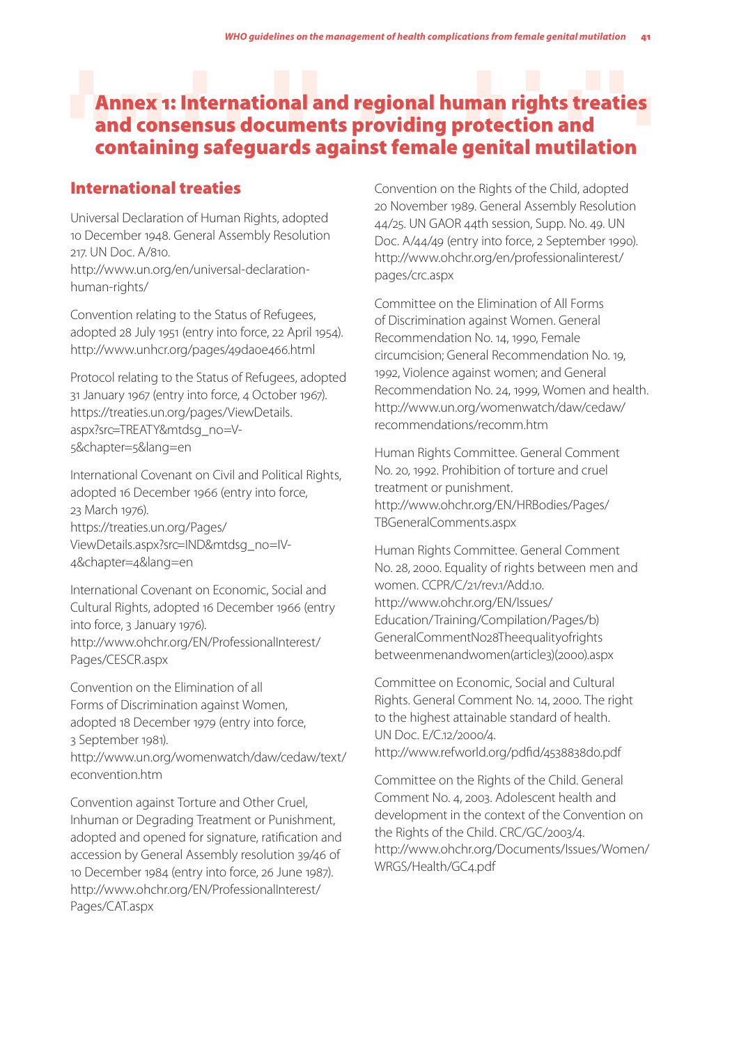# Annex 1: International and regional human rights treaties and consensus documents providing protection and containing safeguards against female genital mutilation

## International treaties

Universal Declaration of Human Rights, adopted 10 December 1948. General Assembly Resolution 217. UN Doc. A/810.
http://www.un.org/en/universal-declaration-human-rights/

Convention relating to the Status of Refugees, adopted 28 July 1951 (entry into force, 22 April 1954).
http://www.unhcr.org/pages/49da0e466.html

Protocol relating to the Status of Refugees, adopted 31 January 1967 (entry into force, 4 October 1967).
https://treaties.un.org/pages/ViewDetails.aspx?src=TREATY&mtdsg_no=V-5&chapter=5&lang=en

International Covenant on Civil and Political Rights, adopted 16 December 1966 (entry into force, 23 March 1976).
https://treaties.un.org/Pages/ViewDetails.aspx?src=IND&mtdsg_no=IV-4&chapter=4&lang=en

International Covenant on Economic, Social and Cultural Rights, adopted 16 December 1966 (entry into force, 3 January 1976).
http://www.ohchr.org/EN/ProfessionalInterest/Pages/CESCR.aspx

Convention on the Elimination of all Forms of Discrimination against Women, adopted 18 December 1979 (entry into force, 3 September 1981).
http://www.un.org/womenwatch/daw/cedaw/text/econvention.htm

Convention against Torture and Other Cruel, Inhuman or Degrading Treatment or Punishment, adopted and opened for signature, ratification and accession by General Assembly resolution 39/46 of 10 December 1984 (entry into force, 26 June 1987).
http://www.ohchr.org/EN/ProfessionalInterest/Pages/CAT.aspx

Convention on the Rights of the Child, adopted 20 November 1989. General Assembly Resolution 44/25. UN GAOR 44th session, Supp. No. 49. UN Doc. A/44/49 (entry into force, 2 September 1990).
http://www.ohchr.org/en/professionalinterest/pages/crc.aspx

Committee on the Elimination of All Forms of Discrimination against Women. General Recommendation No. 14, 1990, Female circumcision; General Recommendation No. 19, 1992, Violence against women; and General Recommendation No. 24, 1999, Women and health.
http://www.un.org/womenwatch/daw/cedaw/recommendations/recomm.htm

Human Rights Committee. General Comment No. 20, 1992. Prohibition of torture and cruel treatment or punishment.
http://www.ohchr.org/EN/HRBodies/Pages/TBGeneralComments.aspx

Human Rights Committee. General Comment No. 28, 2000. Equality of rights between men and women. CCPR/C/21/rev.1/Add.10.
http://www.ohchr.org/EN/Issues/Education/Training/Compilation/Pages/b)GeneralCommentNo28Theequalityofrightsbetweenmenandwomen(article3)(2000).aspx

Committee on Economic, Social and Cultural Rights. General Comment No. 14, 2000. The right to the highest attainable standard of health. UN Doc. E/C.12/2000/4.
http://www.refworld.org/pdfid/4538838d0.pdf

Committee on the Rights of the Child. General Comment No. 4, 2003. Adolescent health and development in the context of the Convention on the Rights of the Child. CRC/GC/2003/4.
http://www.ohchr.org/Documents/Issues/Women/WRGS/Health/GC4.pdf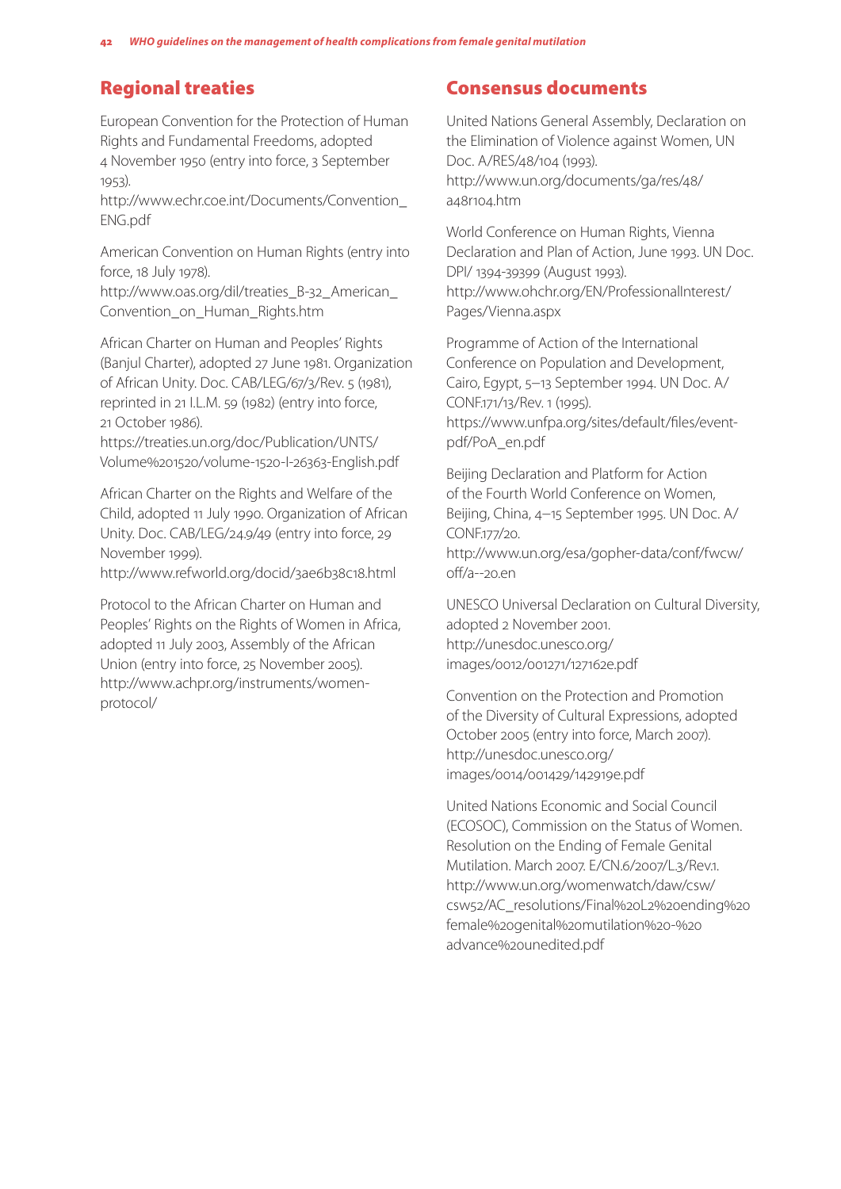## Regional treaties

European Convention for the Protection of Human Rights and Fundamental Freedoms, adopted 4 November 1950 (entry into force, 3 September 1953).
http://www.echr.coe.int/Documents/Convention_ENG.pdf

American Convention on Human Rights (entry into force, 18 July 1978).
http://www.oas.org/dil/treaties_B-32_American_Convention_on_Human_Rights.htm

African Charter on Human and Peoples' Rights (Banjul Charter), adopted 27 June 1981. Organization of African Unity. Doc. CAB/LEG/67/3/Rev. 5 (1981), reprinted in 21 I.L.M. 59 (1982) (entry into force, 21 October 1986).
https://treaties.un.org/doc/Publication/UNTS/Volume%201520/volume-1520-I-26363-English.pdf

African Charter on the Rights and Welfare of the Child, adopted 11 July 1990. Organization of African Unity. Doc. CAB/LEG/24.9/49 (entry into force, 29 November 1999).
http://www.refworld.org/docid/3ae6b38c18.html

Protocol to the African Charter on Human and Peoples' Rights on the Rights of Women in Africa, adopted 11 July 2003, Assembly of the African Union (entry into force, 25 November 2005).
http://www.achpr.org/instruments/women-protocol/

## Consensus documents

United Nations General Assembly, Declaration on the Elimination of Violence against Women, UN Doc. A/RES/48/104 (1993).
http://www.un.org/documents/ga/res/48/a48r104.htm

World Conference on Human Rights, Vienna Declaration and Plan of Action, June 1993. UN Doc. DPI/ 1394-39399 (August 1993).
http://www.ohchr.org/EN/ProfessionalInterest/Pages/Vienna.aspx

Programme of Action of the International Conference on Population and Development, Cairo, Egypt, 5–13 September 1994. UN Doc. A/CONF.171/13/Rev. 1 (1995).
https://www.unfpa.org/sites/default/files/event-pdf/PoA_en.pdf

Beijing Declaration and Platform for Action of the Fourth World Conference on Women, Beijing, China, 4–15 September 1995. UN Doc. A/CONF.177/20.
http://www.un.org/esa/gopher-data/conf/fwcw/off/a--20.en

UNESCO Universal Declaration on Cultural Diversity, adopted 2 November 2001.
http://unesdoc.unesco.org/images/0012/001271/127162e.pdf

Convention on the Protection and Promotion of the Diversity of Cultural Expressions, adopted October 2005 (entry into force, March 2007).
http://unesdoc.unesco.org/images/0014/001429/142919e.pdf

United Nations Economic and Social Council (ECOSOC), Commission on the Status of Women. Resolution on the Ending of Female Genital Mutilation. March 2007. E/CN.6/2007/L.3/Rev.1.
http://www.un.org/womenwatch/daw/csw/csw52/AC_resolutions/Final%20L2%20ending%20female%20genital%20mutilation%20-%20advance%20unedited.pdf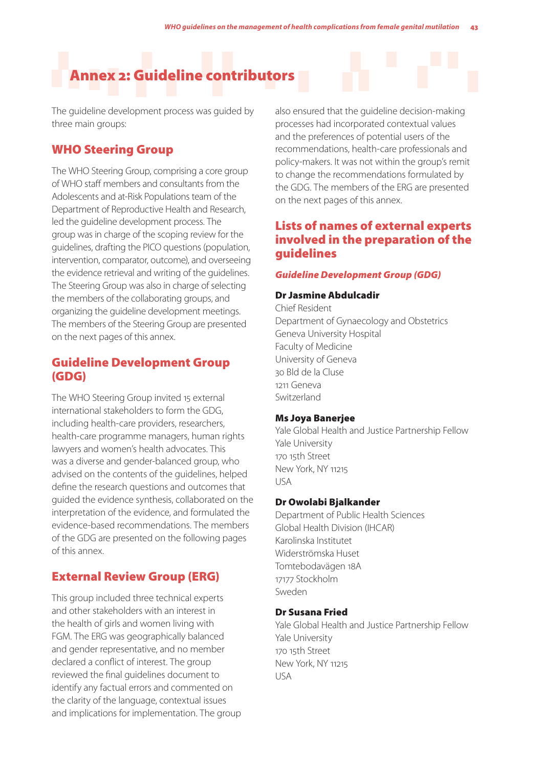# Annex 2: Guideline contributors

The guideline development process was guided by three main groups:

## WHO Steering Group

The WHO Steering Group, comprising a core group of WHO staff members and consultants from the Adolescents and at-Risk Populations team of the Department of Reproductive Health and Research, led the guideline development process. The group was in charge of the scoping review for the guidelines, drafting the PICO questions (population, intervention, comparator, outcome), and overseeing the evidence retrieval and writing of the guidelines. The Steering Group was also in charge of selecting the members of the collaborating groups, and organizing the guideline development meetings. The members of the Steering Group are presented on the next pages of this annex.

## Guideline Development Group (GDG)

The WHO Steering Group invited 15 external international stakeholders to form the GDG, including health-care providers, researchers, health-care programme managers, human rights lawyers and women's health advocates. This was a diverse and gender-balanced group, who advised on the contents of the guidelines, helped define the research questions and outcomes that guided the evidence synthesis, collaborated on the interpretation of the evidence, and formulated the evidence-based recommendations. The members of the GDG are presented on the following pages of this annex.

## External Review Group (ERG)

This group included three technical experts and other stakeholders with an interest in the health of girls and women living with FGM. The ERG was geographically balanced and gender representative, and no member declared a conflict of interest. The group reviewed the final guidelines document to identify any factual errors and commented on the clarity of the language, contextual issues and implications for implementation. The group also ensured that the guideline decision-making processes had incorporated contextual values and the preferences of potential users of the recommendations, health-care professionals and policy-makers. It was not within the group's remit to change the recommendations formulated by the GDG. The members of the ERG are presented on the next pages of this annex.

## Lists of names of external experts involved in the preparation of the guidelines

### *Guideline Development Group (GDG)*

**Dr Jasmine Abdulcadir**
Chief Resident
Department of Gynaecology and Obstetrics
Geneva University Hospital
Faculty of Medicine
University of Geneva
30 Bld de la Cluse
1211 Geneva
Switzerland

**Ms Joya Banerjee**
Yale Global Health and Justice Partnership Fellow
Yale University
170 15th Street
New York, NY 11215
USA

**Dr Owolabi Bjalkander**
Department of Public Health Sciences
Global Health Division (IHCAR)
Karolinska Institutet
Widerströmska Huset
Tomtebodavägen 18A
17177 Stockholm
Sweden

**Dr Susana Fried**
Yale Global Health and Justice Partnership Fellow
Yale University
170 15th Street
New York, NY 11215
USA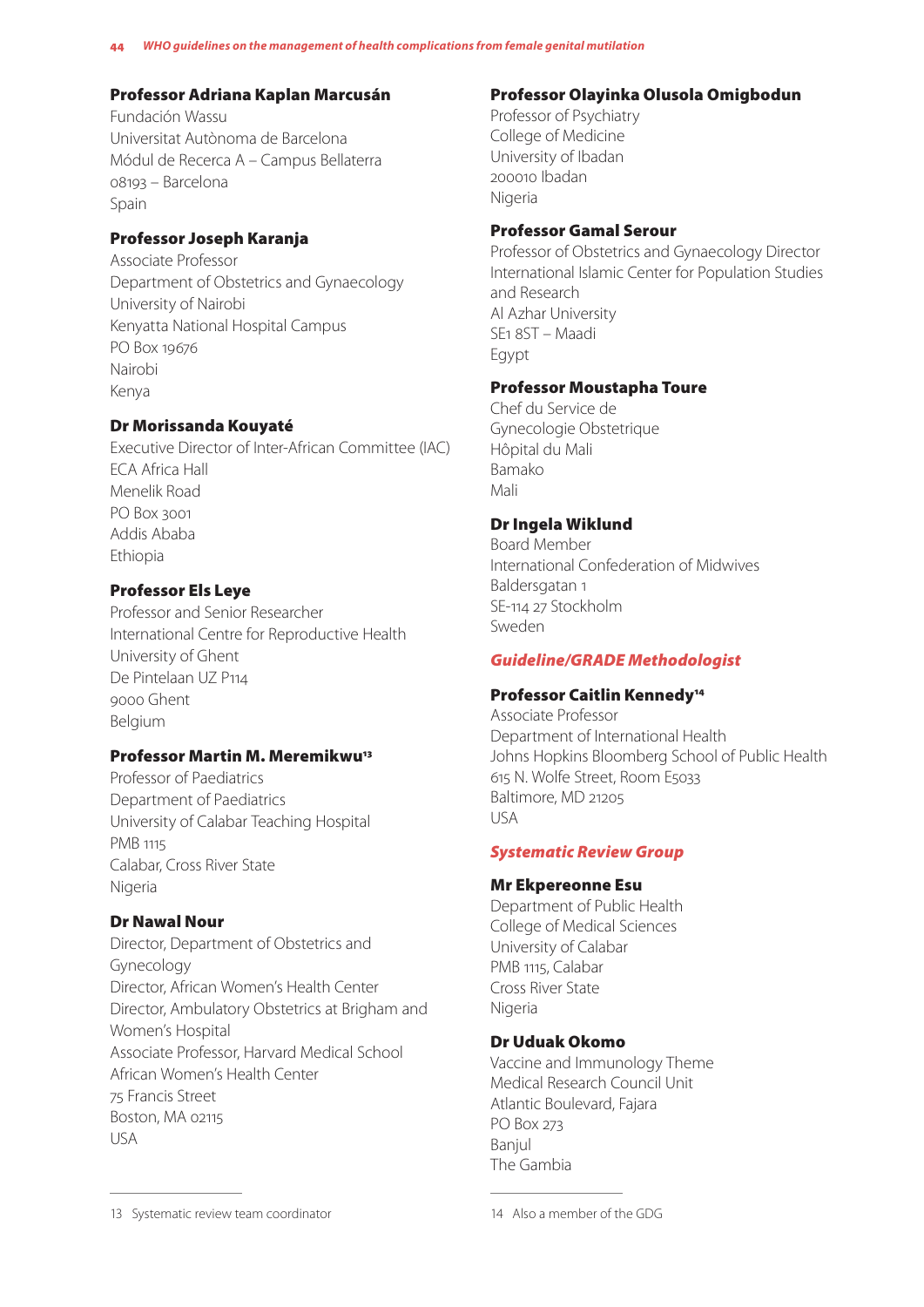**Professor Adriana Kaplan Marcusán**
Fundación Wassu
Universitat Autònoma de Barcelona
Módul de Recerca A – Campus Bellaterra
08193 – Barcelona
Spain

**Professor Joseph Karanja**
Associate Professor
Department of Obstetrics and Gynaecology
University of Nairobi
Kenyatta National Hospital Campus
PO Box 19676
Nairobi
Kenya

**Dr Morissanda Kouyaté**
Executive Director of Inter-African Committee (IAC)
ECA Africa Hall
Menelik Road
PO Box 3001
Addis Ababa
Ethiopia

**Professor Els Leye**
Professor and Senior Researcher
International Centre for Reproductive Health
University of Ghent
De Pintelaan UZ P114
9000 Ghent
Belgium

**Professor Martin M. Meremikwu**[13]
Professor of Paediatrics
Department of Paediatrics
University of Calabar Teaching Hospital
PMB 1115
Calabar, Cross River State
Nigeria

**Dr Nawal Nour**
Director, Department of Obstetrics and Gynecology
Director, African Women's Health Center
Director, Ambulatory Obstetrics at Brigham and Women's Hospital
Associate Professor, Harvard Medical School
African Women's Health Center
75 Francis Street
Boston, MA 02115
USA

**Professor Olayinka Olusola Omigbodun**
Professor of Psychiatry
College of Medicine
University of Ibadan
200010 Ibadan
Nigeria

**Professor Gamal Serour**
Professor of Obstetrics and Gynaecology Director
International Islamic Center for Population Studies and Research
Al Azhar University
SE1 8ST – Maadi
Egypt

**Professor Moustapha Toure**
Chef du Service de
Gynecologie Obstetrique
Hôpital du Mali
Bamako
Mali

**Dr Ingela Wiklund**
Board Member
International Confederation of Midwives
Baldersgatan 1
SE-114 27 Stockholm
Sweden

### *Guideline/GRADE Methodologist*

**Professor Caitlin Kennedy**[14]
Associate Professor
Department of International Health
Johns Hopkins Bloomberg School of Public Health
615 N. Wolfe Street, Room E5033
Baltimore, MD 21205
USA

### *Systematic Review Group*

**Mr Ekpereonne Esu**
Department of Public Health
College of Medical Sciences
University of Calabar
PMB 1115, Calabar
Cross River State
Nigeria

**Dr Uduak Okomo**
Vaccine and Immunology Theme
Medical Research Council Unit
Atlantic Boulevard, Fajara
PO Box 273
Banjul
The Gambia

---

13 Systematic review team coordinator

14 Also a member of the GDG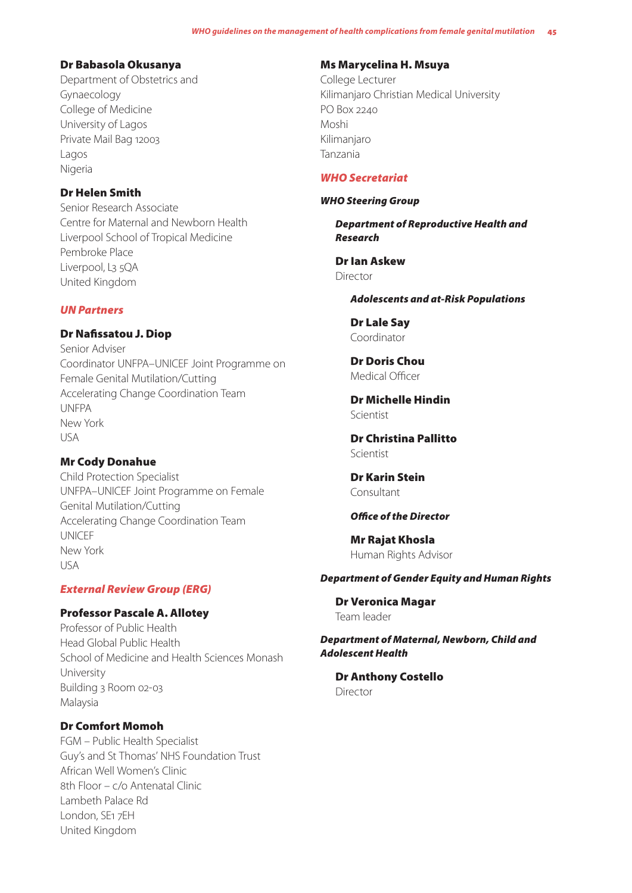**Dr Babasola Okusanya**
Department of Obstetrics and Gynaecology
College of Medicine
University of Lagos
Private Mail Bag 12003
Lagos
Nigeria

**Dr Helen Smith**
Senior Research Associate
Centre for Maternal and Newborn Health
Liverpool School of Tropical Medicine
Pembroke Place
Liverpool, L3 5QA
United Kingdom

### *UN Partners*

**Dr Nafissatou J. Diop**
Senior Adviser
Coordinator UNFPA–UNICEF Joint Programme on Female Genital Mutilation/Cutting
Accelerating Change Coordination Team
UNFPA
New York
USA

**Mr Cody Donahue**
Child Protection Specialist
UNFPA–UNICEF Joint Programme on Female Genital Mutilation/Cutting
Accelerating Change Coordination Team
UNICEF
New York
USA

### *External Review Group (ERG)*

**Professor Pascale A. Allotey**
Professor of Public Health
Head Global Public Health
School of Medicine and Health Sciences Monash University
Building 3 Room 02-03
Malaysia

**Dr Comfort Momoh**
FGM – Public Health Specialist
Guy's and St Thomas' NHS Foundation Trust
African Well Women's Clinic
8th Floor – c/o Antenatal Clinic
Lambeth Palace Rd
London, SE1 7EH
United Kingdom

**Ms Marycelina H. Msuya**
College Lecturer
Kilimanjaro Christian Medical University
PO Box 2240
Moshi
Kilimanjaro
Tanzania

### *WHO Secretariat*

***WHO Steering Group***

***Department of Reproductive Health and Research***

**Dr Ian Askew**
Director

***Adolescents and at-Risk Populations***

**Dr Lale Say**
Coordinator

**Dr Doris Chou**
Medical Officer

**Dr Michelle Hindin**
Scientist

**Dr Christina Pallitto**
Scientist

**Dr Karin Stein**
Consultant

***Office of the Director***

**Mr Rajat Khosla**
Human Rights Advisor

***Department of Gender Equity and Human Rights***

**Dr Veronica Magar**
Team leader

***Department of Maternal, Newborn, Child and Adolescent Health***

**Dr Anthony Costello**
Director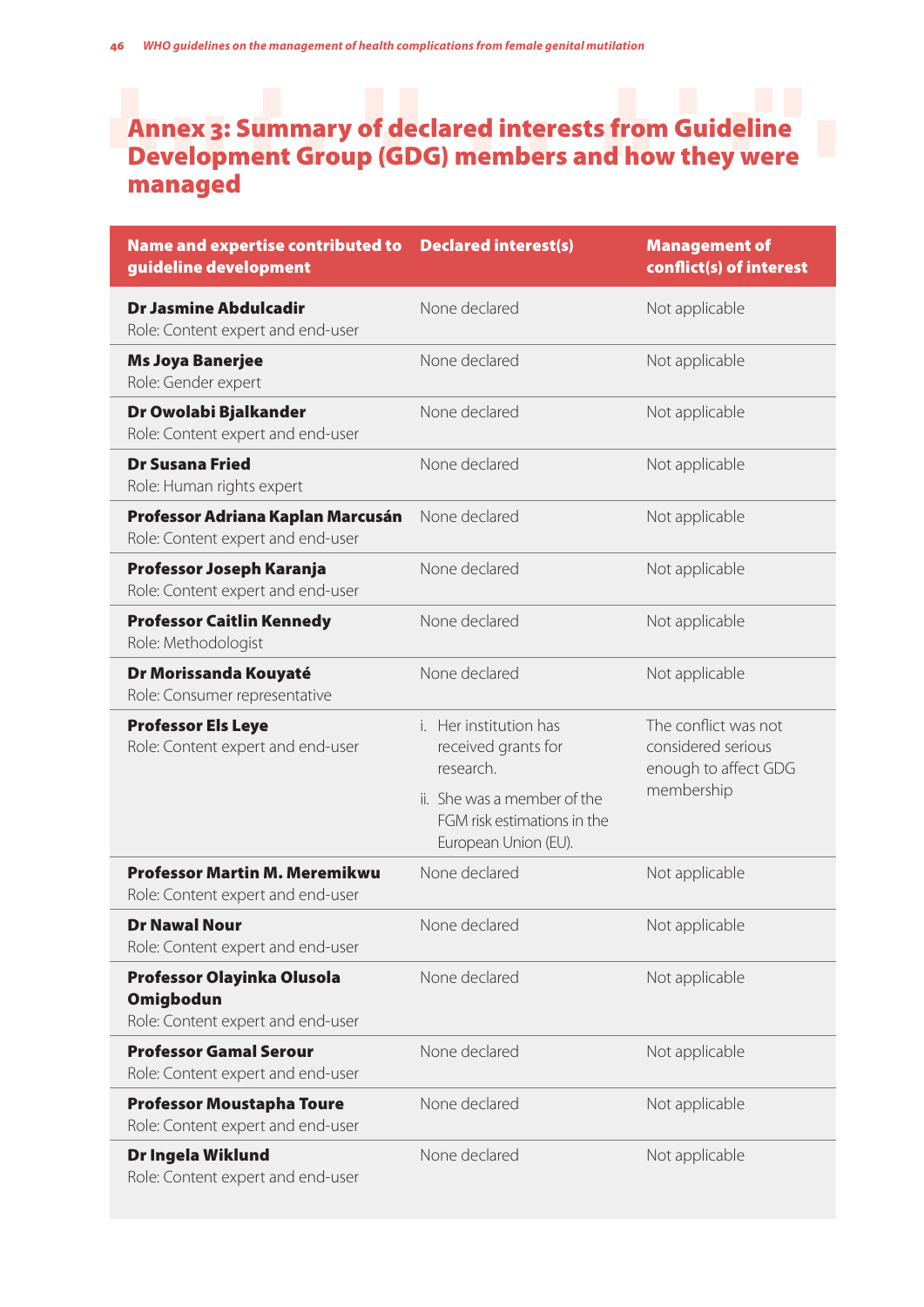# Annex 3: Summary of declared interests from Guideline Development Group (GDG) members and how they were managed

| Name and expertise contributed to guideline development | Declared interest(s) | Management of conflict(s) of interest |
|---|---|---|
| **Dr Jasmine Abdulcadir**<br>Role: Content expert and end-user | None declared | Not applicable |
| **Ms Joya Banerjee**<br>Role: Gender expert | None declared | Not applicable |
| **Dr Owolabi Bjalkander**<br>Role: Content expert and end-user | None declared | Not applicable |
| **Dr Susana Fried**<br>Role: Human rights expert | None declared | Not applicable |
| **Professor Adriana Kaplan Marcusán**<br>Role: Content expert and end-user | None declared | Not applicable |
| **Professor Joseph Karanja**<br>Role: Content expert and end-user | None declared | Not applicable |
| **Professor Caitlin Kennedy**<br>Role: Methodologist | None declared | Not applicable |
| **Dr Morissanda Kouyaté**<br>Role: Consumer representative | None declared | Not applicable |
| **Professor Els Leye**<br>Role: Content expert and end-user | i. Her institution has received grants for research.<br>ii. She was a member of the FGM risk estimations in the European Union (EU). | The conflict was not considered serious enough to affect GDG membership |
| **Professor Martin M. Meremikwu**<br>Role: Content expert and end-user | None declared | Not applicable |
| **Dr Nawal Nour**<br>Role: Content expert and end-user | None declared | Not applicable |
| **Professor Olayinka Olusola Omigbodun**<br>Role: Content expert and end-user | None declared | Not applicable |
| **Professor Gamal Serour**<br>Role: Content expert and end-user | None declared | Not applicable |
| **Professor Moustapha Toure**<br>Role: Content expert and end-user | None declared | Not applicable |
| **Dr Ingela Wiklund**<br>Role: Content expert and end-user | None declared | Not applicable |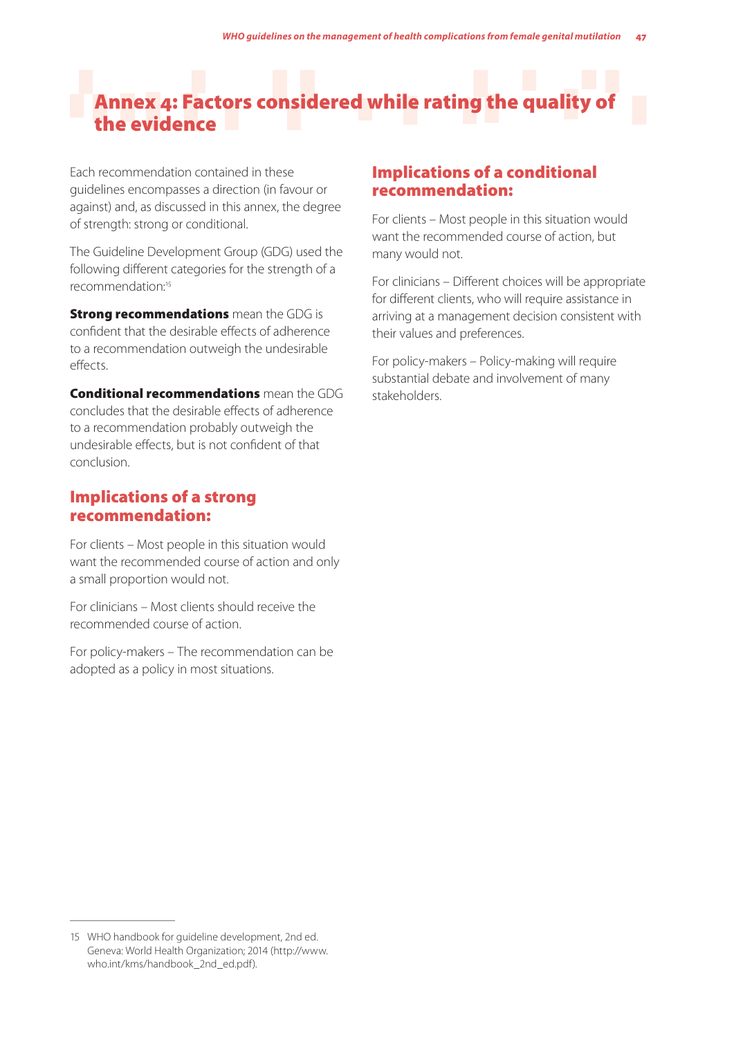# Annex 4: Factors considered while rating the quality of the evidence

Each recommendation contained in these guidelines encompasses a direction (in favour or against) and, as discussed in this annex, the degree of strength: strong or conditional.

The Guideline Development Group (GDG) used the following different categories for the strength of a recommendation:[15]

**Strong recommendations** mean the GDG is confident that the desirable effects of adherence to a recommendation outweigh the undesirable effects.

**Conditional recommendations** mean the GDG concludes that the desirable effects of adherence to a recommendation probably outweigh the undesirable effects, but is not confident of that conclusion.

## Implications of a strong recommendation:

For clients – Most people in this situation would want the recommended course of action and only a small proportion would not.

For clinicians – Most clients should receive the recommended course of action.

For policy-makers – The recommendation can be adopted as a policy in most situations.

## Implications of a conditional recommendation:

For clients – Most people in this situation would want the recommended course of action, but many would not.

For clinicians – Different choices will be appropriate for different clients, who will require assistance in arriving at a management decision consistent with their values and preferences.

For policy-makers – Policy-making will require substantial debate and involvement of many stakeholders.

---

15 WHO handbook for guideline development, 2nd ed. Geneva: World Health Organization; 2014 (http://www.who.int/kms/handbook_2nd_ed.pdf).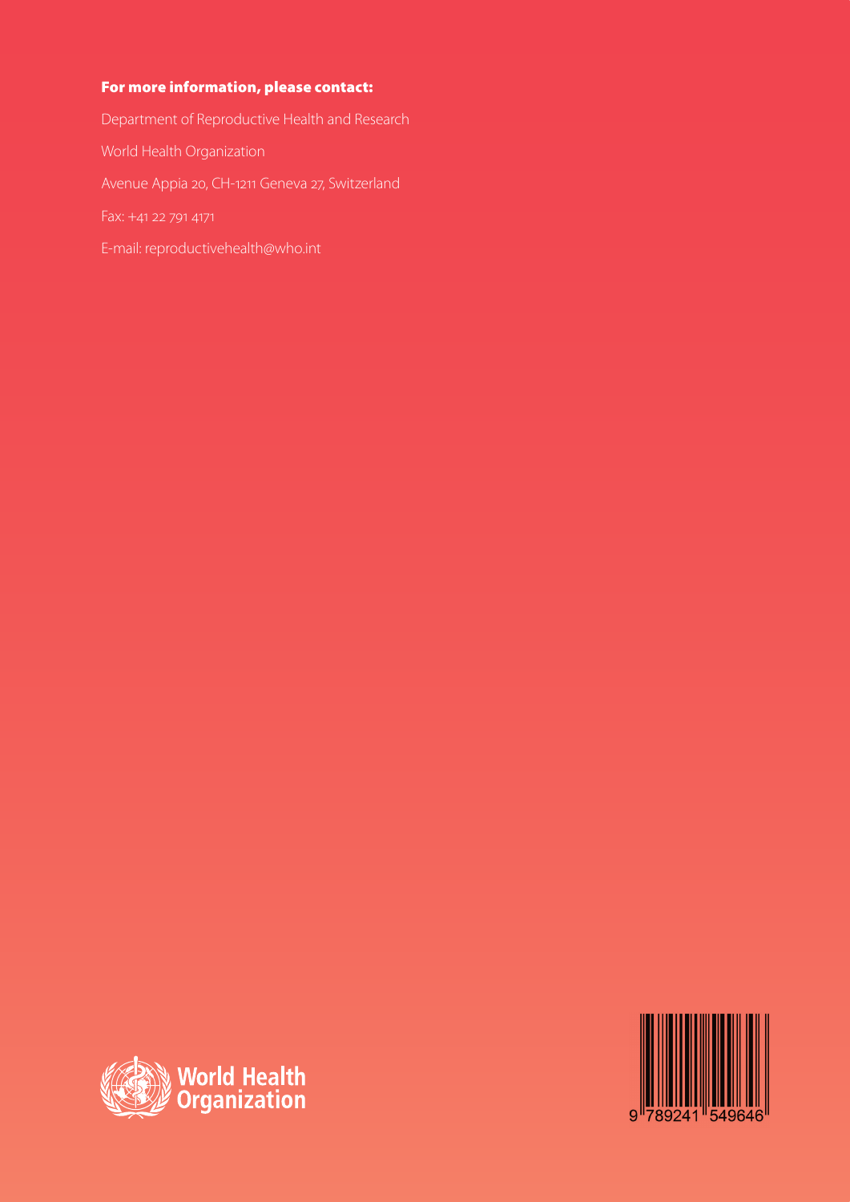**For more information, please contact:**

Department of Reproductive Health and Research

World Health Organization

Avenue Appia 20, CH-1211 Geneva 27, Switzerland

Fax: +41 22 791 4171

E-mail: reproductivehealth@who.int

World Health Organization

9 789241 549646